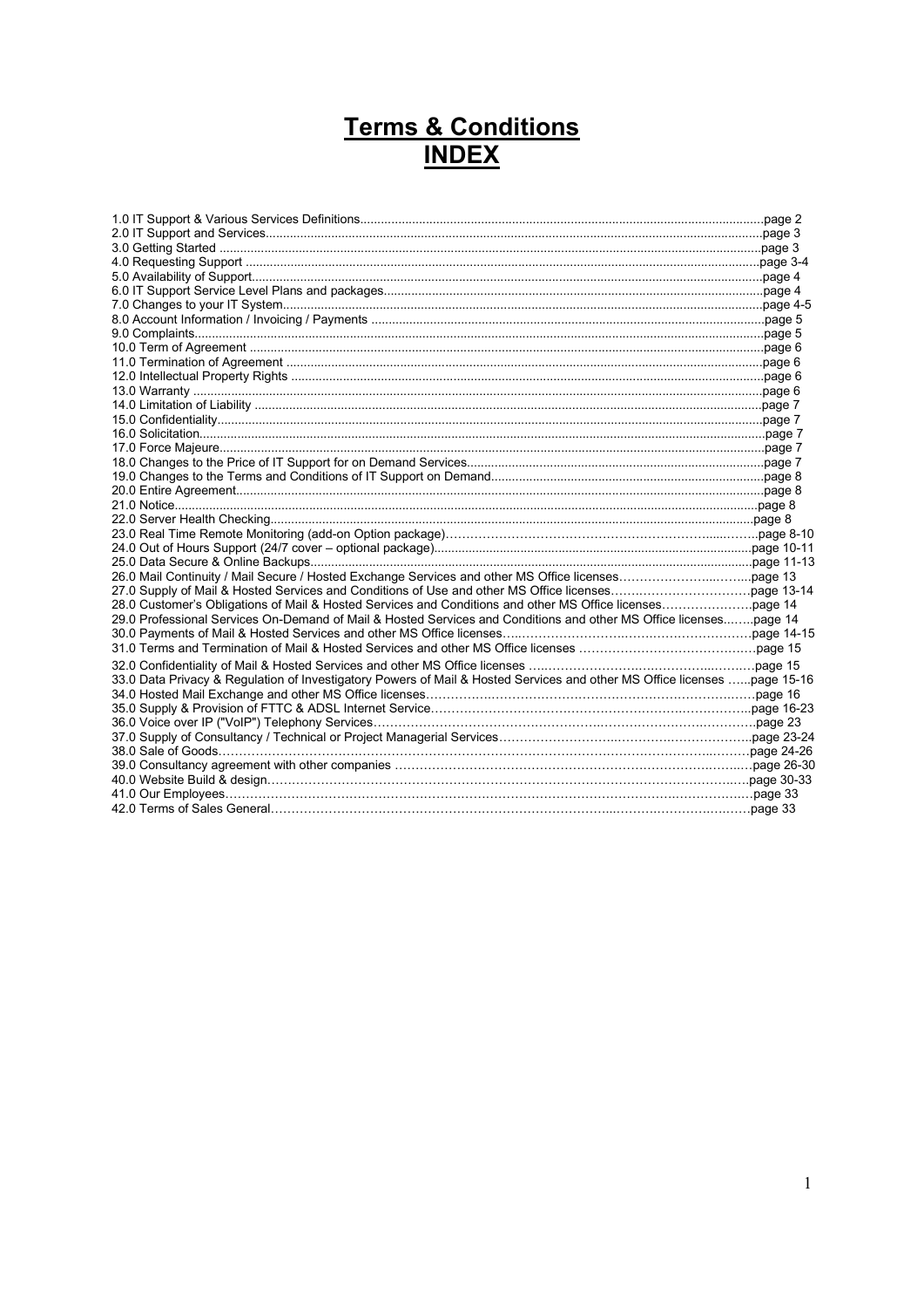# Terms & Conditions
# INDEX

1.0 IT Support & Various Services Definitions....................................................................................................................page 2
2.0 IT Support and Services..............................................................................................................................................page 3
3.0 Getting Started ............................................................................................................................................................page 3
4.0 Requesting Support ....................................................................................................................................................page 3-4
5.0 Availability of Support..................................................................................................................................................page 4
6.0 IT Support Service Level Plans and packages............................................................................................................page 4
7.0 Changes to your IT System.........................................................................................................................................page 4-5
8.0 Account Information / Invoicing / Payments ................................................................................................................page 5
9.0 Complaints...................................................................................................................................................................page 5
10.0 Term of Agreement ...................................................................................................................................................page 6
11.0 Termination of Agreement .........................................................................................................................................page 6
12.0 Intellectual Property Rights ........................................................................................................................................page 6
13.0 Warranty ....................................................................................................................................................................page 6
14.0 Limitation of Liability ..................................................................................................................................................page 7
15.0 Confidentiality.............................................................................................................................................................page 7
16.0 Solicitation..................................................................................................................................................................page 7
17.0 Force Majeure.............................................................................................................................................................page 7
18.0 Changes to the Price of IT Support for on Demand Services.....................................................................................page 7
19.0 Changes to the Terms and Conditions of IT Support on Demand..............................................................................page 8
20.0 Entire Agreement........................................................................................................................................................page 8
21.0 Notice..........................................................................................................................................................................page 8
22.0 Server Health Checking..............................................................................................................................................page 8
23.0 Real Time Remote Monitoring (add-on Option package)……………………………………………………………...……..page 8-10
24.0 Out of Hours Support (24/7 cover – optional package)...........................................................................................page 10-11
25.0 Data Secure & Online Backups................................................................................................................................page 11-13
26.0 Mail Continuity / Mail Secure / Hosted Exchange Services and other MS Office licenses……………………...……...page 13
27.0 Supply of Mail & Hosted Services and Conditions of Use and other MS Office licenses……………………………….page 13-14
28.0 Customer's Obligations of Mail & Hosted Services and Conditions and other MS Office licenses………………….page 14
29.0 Professional Services On-Demand of Mail & Hosted Services and Conditions and other MS Office licenses..…...page 14
30.0 Payments of Mail & Hosted Services and other MS Office licenses….……………………….………………………page 14-15
31.0 Terms and Termination of Mail & Hosted Services and other MS Office licenses ……………………………………page 15
32.0 Confidentiality of Mail & Hosted Services and other MS Office licenses ….……………………….…………….……….page 15
33.0 Data Privacy & Regulation of Investigatory Powers of Mail & Hosted Services and other MS Office licenses …...page 15-16
34.0 Hosted Mail Exchange and other MS Office licenses………………….…………………………………………….……page 16
35.0 Supply & Provision of FTTC & ADSL Internet Service………………………………………………………………….page 16-23
36.0 Voice over IP ("VoIP") Telephony Services…………………………………………….……………………….………….page 23
37.0 Supply of Consultancy / Technical or Project Managerial Services…………………………..…………………………..page 23-24
38.0 Sale of Goods………………………………………………………………………………………………………..……page 24-26
39.0 Consultancy agreement with other companies ……………………………………………………………………..……page 26-30
40.0 Website Build & design…………………………………………………………………………………………….……..page 30-33
41.0 Our Employees……………………………………………………………………………………………….………….…page 33
42.0 Terms of Sales General……………………………………………………………………..………………………….…page 33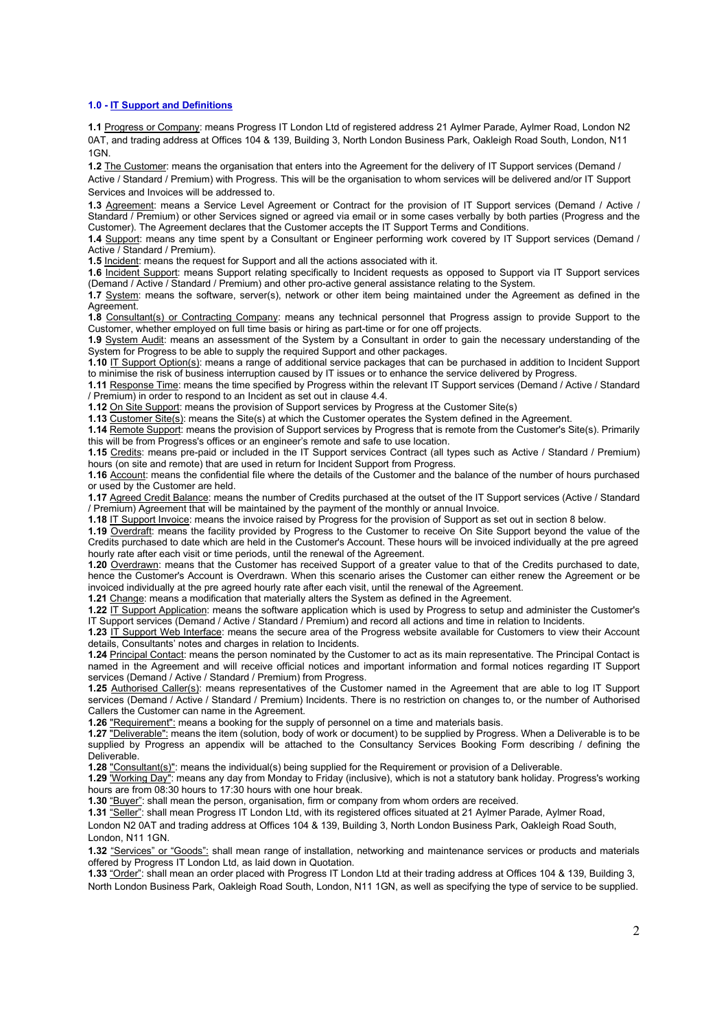**1.0 - IT Support and Definitions**

**1.1** Progress or Company: means Progress IT London Ltd of registered address 21 Aylmer Parade, Aylmer Road, London N2 0AT, and trading address at Offices 104 & 139, Building 3, North London Business Park, Oakleigh Road South, London, N11 1GN.

**1.2** The Customer: means the organisation that enters into the Agreement for the delivery of IT Support services (Demand / Active / Standard / Premium) with Progress. This will be the organisation to whom services will be delivered and/or IT Support Services and Invoices will be addressed to.

**1.3** Agreement: means a Service Level Agreement or Contract for the provision of IT Support services (Demand / Active / Standard / Premium) or other Services signed or agreed via email or in some cases verbally by both parties (Progress and the Customer). The Agreement declares that the Customer accepts the IT Support Terms and Conditions.

**1.4** Support: means any time spent by a Consultant or Engineer performing work covered by IT Support services (Demand / Active / Standard / Premium).

**1.5** Incident: means the request for Support and all the actions associated with it.

**1.6** Incident Support: means Support relating specifically to Incident requests as opposed to Support via IT Support services (Demand / Active / Standard / Premium) and other pro-active general assistance relating to the System.

**1.7** System: means the software, server(s), network or other item being maintained under the Agreement as defined in the Agreement.

**1.8** Consultant(s) or Contracting Company: means any technical personnel that Progress assign to provide Support to the Customer, whether employed on full time basis or hiring as part-time or for one off projects.

**1.9** System Audit: means an assessment of the System by a Consultant in order to gain the necessary understanding of the System for Progress to be able to supply the required Support and other packages.

**1.10** IT Support Option(s): means a range of additional service packages that can be purchased in addition to Incident Support to minimise the risk of business interruption caused by IT issues or to enhance the service delivered by Progress.

**1.11** Response Time: means the time specified by Progress within the relevant IT Support services (Demand / Active / Standard / Premium) in order to respond to an Incident as set out in clause 4.4.

**1.12** On Site Support: means the provision of Support services by Progress at the Customer Site(s)

**1.13** Customer Site(s): means the Site(s) at which the Customer operates the System defined in the Agreement.

**1.14** Remote Support: means the provision of Support services by Progress that is remote from the Customer's Site(s). Primarily this will be from Progress's offices or an engineer's remote and safe to use location.

**1.15** Credits: means pre-paid or included in the IT Support services Contract (all types such as Active / Standard / Premium) hours (on site and remote) that are used in return for Incident Support from Progress.

**1.16** Account: means the confidential file where the details of the Customer and the balance of the number of hours purchased or used by the Customer are held.

**1.17** Agreed Credit Balance: means the number of Credits purchased at the outset of the IT Support services (Active / Standard / Premium) Agreement that will be maintained by the payment of the monthly or annual Invoice.

**1.18** IT Support Invoice: means the invoice raised by Progress for the provision of Support as set out in section 8 below.

**1.19** Overdraft: means the facility provided by Progress to the Customer to receive On Site Support beyond the value of the Credits purchased to date which are held in the Customer's Account. These hours will be invoiced individually at the pre agreed hourly rate after each visit or time periods, until the renewal of the Agreement.

**1.20** Overdrawn: means that the Customer has received Support of a greater value to that of the Credits purchased to date, hence the Customer's Account is Overdrawn. When this scenario arises the Customer can either renew the Agreement or be invoiced individually at the pre agreed hourly rate after each visit, until the renewal of the Agreement.

**1.21** Change: means a modification that materially alters the System as defined in the Agreement.

**1.22** IT Support Application: means the software application which is used by Progress to setup and administer the Customer's IT Support services (Demand / Active / Standard / Premium) and record all actions and time in relation to Incidents.

**1.23** IT Support Web Interface: means the secure area of the Progress website available for Customers to view their Account details, Consultants' notes and charges in relation to Incidents.

**1.24** Principal Contact: means the person nominated by the Customer to act as its main representative. The Principal Contact is named in the Agreement and will receive official notices and important information and formal notices regarding IT Support services (Demand / Active / Standard / Premium) from Progress.

**1.25** Authorised Caller(s): means representatives of the Customer named in the Agreement that are able to log IT Support services (Demand / Active / Standard / Premium) Incidents. There is no restriction on changes to, or the number of Authorised Callers the Customer can name in the Agreement.

**1.26** "Requirement": means a booking for the supply of personnel on a time and materials basis.

**1.27** "Deliverable": means the item (solution, body of work or document) to be supplied by Progress. When a Deliverable is to be supplied by Progress an appendix will be attached to the Consultancy Services Booking Form describing / defining the Deliverable.

**1.28** "Consultant(s)": means the individual(s) being supplied for the Requirement or provision of a Deliverable.

**1.29** 'Working Day": means any day from Monday to Friday (inclusive), which is not a statutory bank holiday. Progress's working hours are from 08:30 hours to 17:30 hours with one hour break.

**1.30** "Buyer": shall mean the person, organisation, firm or company from whom orders are received.

**1.31** "Seller": shall mean Progress IT London Ltd, with its registered offices situated at 21 Aylmer Parade, Aylmer Road, London N2 0AT and trading address at Offices 104 & 139, Building 3, North London Business Park, Oakleigh Road South, London, N11 1GN.

**1.32** "Services" or "Goods": shall mean range of installation, networking and maintenance services or products and materials offered by Progress IT London Ltd, as laid down in Quotation.

**1.33** "Order": shall mean an order placed with Progress IT London Ltd at their trading address at Offices 104 & 139, Building 3, North London Business Park, Oakleigh Road South, London, N11 1GN, as well as specifying the type of service to be supplied.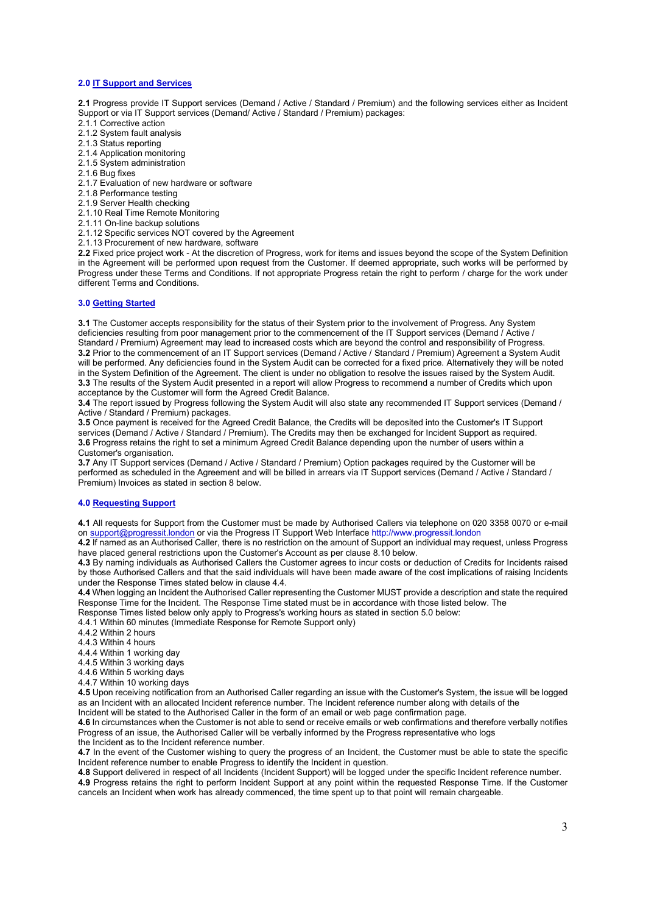### 2.0 IT Support and Services

**2.1** Progress provide IT Support services (Demand / Active / Standard / Premium) and the following services either as Incident Support or via IT Support services (Demand/ Active / Standard / Premium) packages:
2.1.1 Corrective action
2.1.2 System fault analysis
2.1.3 Status reporting
2.1.4 Application monitoring
2.1.5 System administration
2.1.6 Bug fixes
2.1.7 Evaluation of new hardware or software
2.1.8 Performance testing
2.1.9 Server Health checking
2.1.10 Real Time Remote Monitoring
2.1.11 On-line backup solutions
2.1.12 Specific services NOT covered by the Agreement
2.1.13 Procurement of new hardware, software
**2.2** Fixed price project work - At the discretion of Progress, work for items and issues beyond the scope of the System Definition in the Agreement will be performed upon request from the Customer. If deemed appropriate, such works will be performed by Progress under these Terms and Conditions. If not appropriate Progress retain the right to perform / charge for the work under different Terms and Conditions.

### 3.0 Getting Started

**3.1** The Customer accepts responsibility for the status of their System prior to the involvement of Progress. Any System deficiencies resulting from poor management prior to the commencement of the IT Support services (Demand / Active / Standard / Premium) Agreement may lead to increased costs which are beyond the control and responsibility of Progress.
**3.2** Prior to the commencement of an IT Support services (Demand / Active / Standard / Premium) Agreement a System Audit will be performed. Any deficiencies found in the System Audit can be corrected for a fixed price. Alternatively they will be noted in the System Definition of the Agreement. The client is under no obligation to resolve the issues raised by the System Audit.
**3.3** The results of the System Audit presented in a report will allow Progress to recommend a number of Credits which upon acceptance by the Customer will form the Agreed Credit Balance.
**3.4** The report issued by Progress following the System Audit will also state any recommended IT Support services (Demand / Active / Standard / Premium) packages.
**3.5** Once payment is received for the Agreed Credit Balance, the Credits will be deposited into the Customer's IT Support services (Demand / Active / Standard / Premium). The Credits may then be exchanged for Incident Support as required.
**3.6** Progress retains the right to set a minimum Agreed Credit Balance depending upon the number of users within a Customer's organisation.
**3.7** Any IT Support services (Demand / Active / Standard / Premium) Option packages required by the Customer will be performed as scheduled in the Agreement and will be billed in arrears via IT Support services (Demand / Active / Standard / Premium) Invoices as stated in section 8 below.

### 4.0 Requesting Support

**4.1** All requests for Support from the Customer must be made by Authorised Callers via telephone on 020 3358 0070 or e-mail on support@progressit.london or via the Progress IT Support Web Interface http://www.progressit.london
**4.2** If named as an Authorised Caller, there is no restriction on the amount of Support an individual may request, unless Progress have placed general restrictions upon the Customer's Account as per clause 8.10 below.
**4.3** By naming individuals as Authorised Callers the Customer agrees to incur costs or deduction of Credits for Incidents raised by those Authorised Callers and that the said individuals will have been made aware of the cost implications of raising Incidents under the Response Times stated below in clause 4.4.
**4.4** When logging an Incident the Authorised Caller representing the Customer MUST provide a description and state the required Response Time for the Incident. The Response Time stated must be in accordance with those listed below. The Response Times listed below only apply to Progress's working hours as stated in section 5.0 below:
4.4.1 Within 60 minutes (Immediate Response for Remote Support only)
4.4.2 Within 2 hours
4.4.3 Within 4 hours
4.4.4 Within 1 working day
4.4.5 Within 3 working days
4.4.6 Within 5 working days
4.4.7 Within 10 working days
**4.5** Upon receiving notification from an Authorised Caller regarding an issue with the Customer's System, the issue will be logged as an Incident with an allocated Incident reference number. The Incident reference number along with details of the Incident will be stated to the Authorised Caller in the form of an email or web page confirmation page.
**4.6** In circumstances when the Customer is not able to send or receive emails or web confirmations and therefore verbally notifies Progress of an issue, the Authorised Caller will be verbally informed by the Progress representative who logs the Incident as to the Incident reference number.
**4.7** In the event of the Customer wishing to query the progress of an Incident, the Customer must be able to state the specific Incident reference number to enable Progress to identify the Incident in question.
**4.8** Support delivered in respect of all Incidents (Incident Support) will be logged under the specific Incident reference number.
**4.9** Progress retains the right to perform Incident Support at any point within the requested Response Time. If the Customer cancels an Incident when work has already commenced, the time spent up to that point will remain chargeable.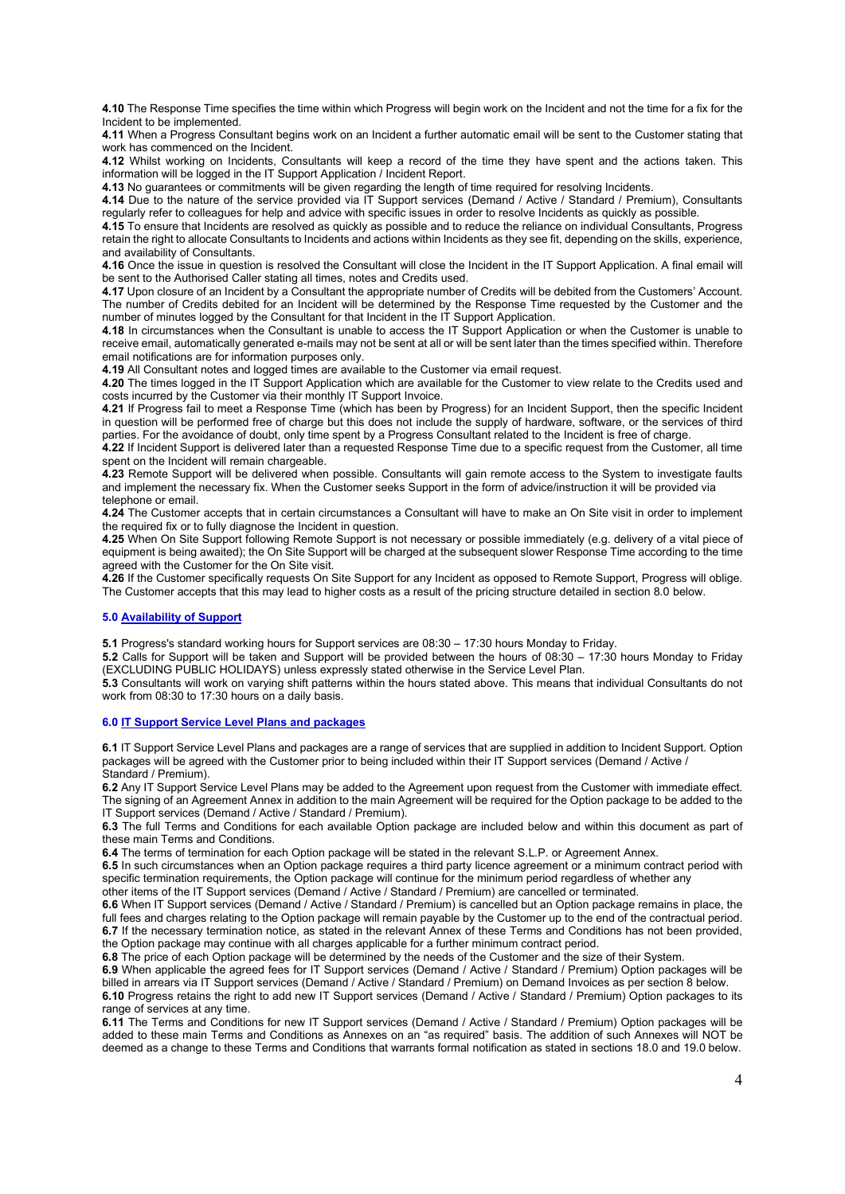**4.10** The Response Time specifies the time within which Progress will begin work on the Incident and not the time for a fix for the Incident to be implemented.
**4.11** When a Progress Consultant begins work on an Incident a further automatic email will be sent to the Customer stating that work has commenced on the Incident.
**4.12** Whilst working on Incidents, Consultants will keep a record of the time they have spent and the actions taken. This information will be logged in the IT Support Application / Incident Report.
**4.13** No guarantees or commitments will be given regarding the length of time required for resolving Incidents.
**4.14** Due to the nature of the service provided via IT Support services (Demand / Active / Standard / Premium), Consultants regularly refer to colleagues for help and advice with specific issues in order to resolve Incidents as quickly as possible.
**4.15** To ensure that Incidents are resolved as quickly as possible and to reduce the reliance on individual Consultants, Progress retain the right to allocate Consultants to Incidents and actions within Incidents as they see fit, depending on the skills, experience, and availability of Consultants.
**4.16** Once the issue in question is resolved the Consultant will close the Incident in the IT Support Application. A final email will be sent to the Authorised Caller stating all times, notes and Credits used.
**4.17** Upon closure of an Incident by a Consultant the appropriate number of Credits will be debited from the Customers' Account. The number of Credits debited for an Incident will be determined by the Response Time requested by the Customer and the number of minutes logged by the Consultant for that Incident in the IT Support Application.
**4.18** In circumstances when the Consultant is unable to access the IT Support Application or when the Customer is unable to receive email, automatically generated e-mails may not be sent at all or will be sent later than the times specified within. Therefore email notifications are for information purposes only.
**4.19** All Consultant notes and logged times are available to the Customer via email request.
**4.20** The times logged in the IT Support Application which are available for the Customer to view relate to the Credits used and costs incurred by the Customer via their monthly IT Support Invoice.
**4.21** If Progress fail to meet a Response Time (which has been by Progress) for an Incident Support, then the specific Incident in question will be performed free of charge but this does not include the supply of hardware, software, or the services of third parties. For the avoidance of doubt, only time spent by a Progress Consultant related to the Incident is free of charge.
**4.22** If Incident Support is delivered later than a requested Response Time due to a specific request from the Customer, all time spent on the Incident will remain chargeable.
**4.23** Remote Support will be delivered when possible. Consultants will gain remote access to the System to investigate faults and implement the necessary fix. When the Customer seeks Support in the form of advice/instruction it will be provided via telephone or email.
**4.24** The Customer accepts that in certain circumstances a Consultant will have to make an On Site visit in order to implement the required fix or to fully diagnose the Incident in question.
**4.25** When On Site Support following Remote Support is not necessary or possible immediately (e.g. delivery of a vital piece of equipment is being awaited); the On Site Support will be charged at the subsequent slower Response Time according to the time agreed with the Customer for the On Site visit.
**4.26** If the Customer specifically requests On Site Support for any Incident as opposed to Remote Support, Progress will oblige. The Customer accepts that this may lead to higher costs as a result of the pricing structure detailed in section 8.0 below.

## 5.0 Availability of Support

**5.1** Progress's standard working hours for Support services are 08:30 – 17:30 hours Monday to Friday.
**5.2** Calls for Support will be taken and Support will be provided between the hours of 08:30 – 17:30 hours Monday to Friday (EXCLUDING PUBLIC HOLIDAYS) unless expressly stated otherwise in the Service Level Plan.
**5.3** Consultants will work on varying shift patterns within the hours stated above. This means that individual Consultants do not work from 08:30 to 17:30 hours on a daily basis.

## 6.0 IT Support Service Level Plans and packages

**6.1** IT Support Service Level Plans and packages are a range of services that are supplied in addition to Incident Support. Option packages will be agreed with the Customer prior to being included within their IT Support services (Demand / Active / Standard / Premium).
**6.2** Any IT Support Service Level Plans may be added to the Agreement upon request from the Customer with immediate effect. The signing of an Agreement Annex in addition to the main Agreement will be required for the Option package to be added to the IT Support services (Demand / Active / Standard / Premium).
**6.3** The full Terms and Conditions for each available Option package are included below and within this document as part of these main Terms and Conditions.
**6.4** The terms of termination for each Option package will be stated in the relevant S.L.P. or Agreement Annex.
**6.5** In such circumstances when an Option package requires a third party licence agreement or a minimum contract period with specific termination requirements, the Option package will continue for the minimum period regardless of whether any other items of the IT Support services (Demand / Active / Standard / Premium) are cancelled or terminated.
**6.6** When IT Support services (Demand / Active / Standard / Premium) is cancelled but an Option package remains in place, the full fees and charges relating to the Option package will remain payable by the Customer up to the end of the contractual period.
**6.7** If the necessary termination notice, as stated in the relevant Annex of these Terms and Conditions has not been provided, the Option package may continue with all charges applicable for a further minimum contract period.
**6.8** The price of each Option package will be determined by the needs of the Customer and the size of their System.
**6.9** When applicable the agreed fees for IT Support services (Demand / Active / Standard / Premium) Option packages will be billed in arrears via IT Support services (Demand / Active / Standard / Premium) on Demand Invoices as per section 8 below.
**6.10** Progress retains the right to add new IT Support services (Demand / Active / Standard / Premium) Option packages to its range of services at any time.
**6.11** The Terms and Conditions for new IT Support services (Demand / Active / Standard / Premium) Option packages will be added to these main Terms and Conditions as Annexes on an "as required" basis. The addition of such Annexes will NOT be deemed as a change to these Terms and Conditions that warrants formal notification as stated in sections 18.0 and 19.0 below.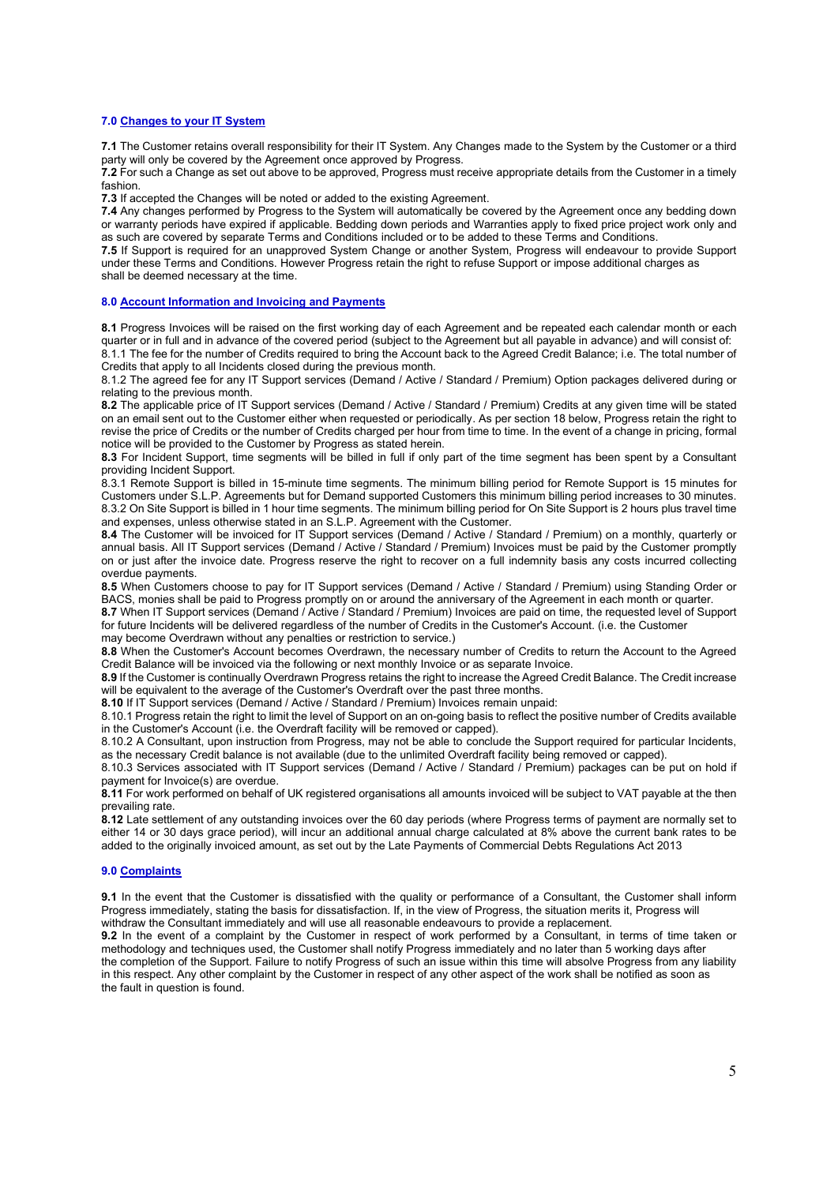### 7.0 Changes to your IT System

**7.1** The Customer retains overall responsibility for their IT System. Any Changes made to the System by the Customer or a third party will only be covered by the Agreement once approved by Progress.
**7.2** For such a Change as set out above to be approved, Progress must receive appropriate details from the Customer in a timely fashion.
**7.3** If accepted the Changes will be noted or added to the existing Agreement.
**7.4** Any changes performed by Progress to the System will automatically be covered by the Agreement once any bedding down or warranty periods have expired if applicable. Bedding down periods and Warranties apply to fixed price project work only and as such are covered by separate Terms and Conditions included or to be added to these Terms and Conditions.
**7.5** If Support is required for an unapproved System Change or another System, Progress will endeavour to provide Support under these Terms and Conditions. However Progress retain the right to refuse Support or impose additional charges as shall be deemed necessary at the time.

### 8.0 Account Information and Invoicing and Payments

**8.1** Progress Invoices will be raised on the first working day of each Agreement and be repeated each calendar month or each quarter or in full and in advance of the covered period (subject to the Agreement but all payable in advance) and will consist of:
8.1.1 The fee for the number of Credits required to bring the Account back to the Agreed Credit Balance; i.e. The total number of Credits that apply to all Incidents closed during the previous month.
8.1.2 The agreed fee for any IT Support services (Demand / Active / Standard / Premium) Option packages delivered during or relating to the previous month.
**8.2** The applicable price of IT Support services (Demand / Active / Standard / Premium) Credits at any given time will be stated on an email sent out to the Customer either when requested or periodically. As per section 18 below, Progress retain the right to revise the price of Credits or the number of Credits charged per hour from time to time. In the event of a change in pricing, formal notice will be provided to the Customer by Progress as stated herein.
**8.3** For Incident Support, time segments will be billed in full if only part of the time segment has been spent by a Consultant providing Incident Support.
8.3.1 Remote Support is billed in 15-minute time segments. The minimum billing period for Remote Support is 15 minutes for Customers under S.L.P. Agreements but for Demand supported Customers this minimum billing period increases to 30 minutes.
8.3.2 On Site Support is billed in 1 hour time segments. The minimum billing period for On Site Support is 2 hours plus travel time and expenses, unless otherwise stated in an S.L.P. Agreement with the Customer.
**8.4** The Customer will be invoiced for IT Support services (Demand / Active / Standard / Premium) on a monthly, quarterly or annual basis. All IT Support services (Demand / Active / Standard / Premium) Invoices must be paid by the Customer promptly on or just after the invoice date. Progress reserve the right to recover on a full indemnity basis any costs incurred collecting overdue payments.
**8.5** When Customers choose to pay for IT Support services (Demand / Active / Standard / Premium) using Standing Order or BACS, monies shall be paid to Progress promptly on or around the anniversary of the Agreement in each month or quarter.
**8.7** When IT Support services (Demand / Active / Standard / Premium) Invoices are paid on time, the requested level of Support for future Incidents will be delivered regardless of the number of Credits in the Customer's Account. (i.e. the Customer may become Overdrawn without any penalties or restriction to service.)
**8.8** When the Customer's Account becomes Overdrawn, the necessary number of Credits to return the Account to the Agreed Credit Balance will be invoiced via the following or next monthly Invoice or as separate Invoice.
**8.9** If the Customer is continually Overdrawn Progress retains the right to increase the Agreed Credit Balance. The Credit increase will be equivalent to the average of the Customer's Overdraft over the past three months.
**8.10** If IT Support services (Demand / Active / Standard / Premium) Invoices remain unpaid:
8.10.1 Progress retain the right to limit the level of Support on an on-going basis to reflect the positive number of Credits available in the Customer's Account (i.e. the Overdraft facility will be removed or capped).
8.10.2 A Consultant, upon instruction from Progress, may not be able to conclude the Support required for particular Incidents, as the necessary Credit balance is not available (due to the unlimited Overdraft facility being removed or capped).
8.10.3 Services associated with IT Support services (Demand / Active / Standard / Premium) packages can be put on hold if payment for Invoice(s) are overdue.
**8.11** For work performed on behalf of UK registered organisations all amounts invoiced will be subject to VAT payable at the then prevailing rate.
**8.12** Late settlement of any outstanding invoices over the 60 day periods (where Progress terms of payment are normally set to either 14 or 30 days grace period), will incur an additional annual charge calculated at 8% above the current bank rates to be added to the originally invoiced amount, as set out by the Late Payments of Commercial Debts Regulations Act 2013

### 9.0 Complaints

**9.1** In the event that the Customer is dissatisfied with the quality or performance of a Consultant, the Customer shall inform Progress immediately, stating the basis for dissatisfaction. If, in the view of Progress, the situation merits it, Progress will withdraw the Consultant immediately and will use all reasonable endeavours to provide a replacement.
**9.2** In the event of a complaint by the Customer in respect of work performed by a Consultant, in terms of time taken or methodology and techniques used, the Customer shall notify Progress immediately and no later than 5 working days after the completion of the Support. Failure to notify Progress of such an issue within this time will absolve Progress from any liability in this respect. Any other complaint by the Customer in respect of any other aspect of the work shall be notified as soon as the fault in question is found.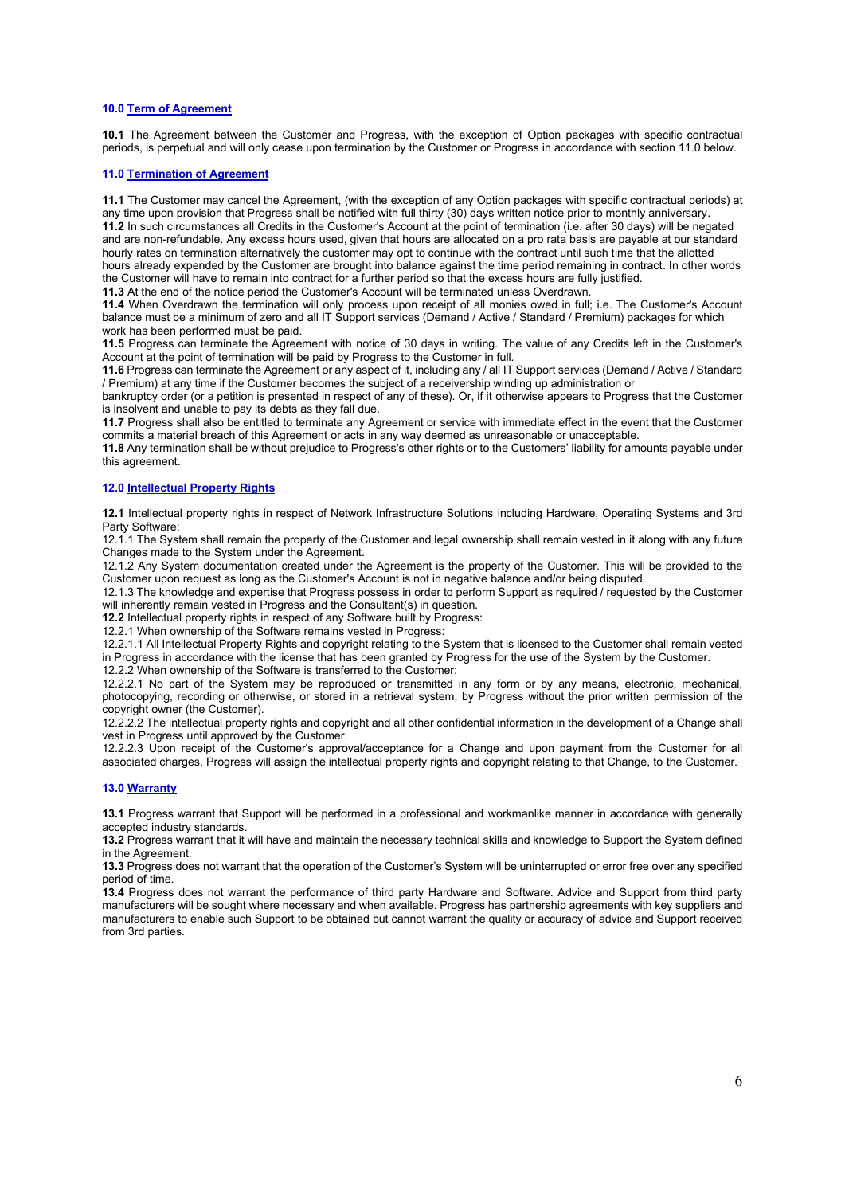## 10.0 Term of Agreement

**10.1** The Agreement between the Customer and Progress, with the exception of Option packages with specific contractual periods, is perpetual and will only cease upon termination by the Customer or Progress in accordance with section 11.0 below.

## 11.0 Termination of Agreement

**11.1** The Customer may cancel the Agreement, (with the exception of any Option packages with specific contractual periods) at any time upon provision that Progress shall be notified with full thirty (30) days written notice prior to monthly anniversary.
**11.2** In such circumstances all Credits in the Customer's Account at the point of termination (i.e. after 30 days) will be negated and are non-refundable. Any excess hours used, given that hours are allocated on a pro rata basis are payable at our standard hourly rates on termination alternatively the customer may opt to continue with the contract until such time that the allotted hours already expended by the Customer are brought into balance against the time period remaining in contract. In other words the Customer will have to remain into contract for a further period so that the excess hours are fully justified.
**11.3** At the end of the notice period the Customer's Account will be terminated unless Overdrawn.
**11.4** When Overdrawn the termination will only process upon receipt of all monies owed in full; i.e. The Customer's Account balance must be a minimum of zero and all IT Support services (Demand / Active / Standard / Premium) packages for which work has been performed must be paid.
**11.5** Progress can terminate the Agreement with notice of 30 days in writing. The value of any Credits left in the Customer's Account at the point of termination will be paid by Progress to the Customer in full.
**11.6** Progress can terminate the Agreement or any aspect of it, including any / all IT Support services (Demand / Active / Standard / Premium) at any time if the Customer becomes the subject of a receivership winding up administration or bankruptcy order (or a petition is presented in respect of any of these). Or, if it otherwise appears to Progress that the Customer is insolvent and unable to pay its debts as they fall due.
**11.7** Progress shall also be entitled to terminate any Agreement or service with immediate effect in the event that the Customer commits a material breach of this Agreement or acts in any way deemed as unreasonable or unacceptable.
**11.8** Any termination shall be without prejudice to Progress's other rights or to the Customers' liability for amounts payable under this agreement.

## 12.0 Intellectual Property Rights

**12.1** Intellectual property rights in respect of Network Infrastructure Solutions including Hardware, Operating Systems and 3rd Party Software:
12.1.1 The System shall remain the property of the Customer and legal ownership shall remain vested in it along with any future Changes made to the System under the Agreement.
12.1.2 Any System documentation created under the Agreement is the property of the Customer. This will be provided to the Customer upon request as long as the Customer's Account is not in negative balance and/or being disputed.
12.1.3 The knowledge and expertise that Progress possess in order to perform Support as required / requested by the Customer will inherently remain vested in Progress and the Consultant(s) in question.
**12.2** Intellectual property rights in respect of any Software built by Progress:
12.2.1 When ownership of the Software remains vested in Progress:
12.2.1.1 All Intellectual Property Rights and copyright relating to the System that is licensed to the Customer shall remain vested in Progress in accordance with the license that has been granted by Progress for the use of the System by the Customer.
12.2.2 When ownership of the Software is transferred to the Customer:
12.2.2.1 No part of the System may be reproduced or transmitted in any form or by any means, electronic, mechanical, photocopying, recording or otherwise, or stored in a retrieval system, by Progress without the prior written permission of the copyright owner (the Customer).
12.2.2.2 The intellectual property rights and copyright and all other confidential information in the development of a Change shall vest in Progress until approved by the Customer.
12.2.2.3 Upon receipt of the Customer's approval/acceptance for a Change and upon payment from the Customer for all associated charges, Progress will assign the intellectual property rights and copyright relating to that Change, to the Customer.

## 13.0 Warranty

**13.1** Progress warrant that Support will be performed in a professional and workmanlike manner in accordance with generally accepted industry standards.
**13.2** Progress warrant that it will have and maintain the necessary technical skills and knowledge to Support the System defined in the Agreement.
**13.3** Progress does not warrant that the operation of the Customer's System will be uninterrupted or error free over any specified period of time.
**13.4** Progress does not warrant the performance of third party Hardware and Software. Advice and Support from third party manufacturers will be sought where necessary and when available. Progress has partnership agreements with key suppliers and manufacturers to enable such Support to be obtained but cannot warrant the quality or accuracy of advice and Support received from 3rd parties.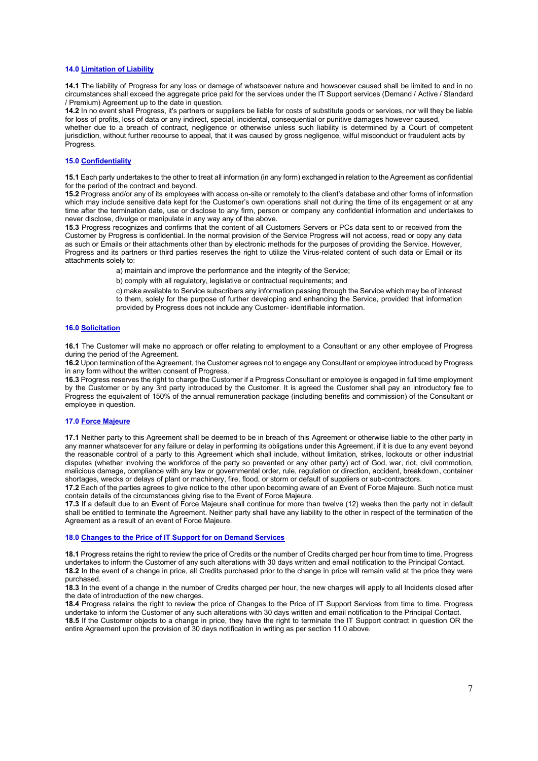### 14.0 Limitation of Liability

**14.1** The liability of Progress for any loss or damage of whatsoever nature and howsoever caused shall be limited to and in no circumstances shall exceed the aggregate price paid for the services under the IT Support services (Demand / Active / Standard / Premium) Agreement up to the date in question.

**14.2** In no event shall Progress, it's partners or suppliers be liable for costs of substitute goods or services, nor will they be liable for loss of profits, loss of data or any indirect, special, incidental, consequential or punitive damages however caused, whether due to a breach of contract, negligence or otherwise unless such liability is determined by a Court of competent jurisdiction, without further recourse to appeal, that it was caused by gross negligence, wilful misconduct or fraudulent acts by Progress.

### 15.0 Confidentiality

**15.1** Each party undertakes to the other to treat all information (in any form) exchanged in relation to the Agreement as confidential for the period of the contract and beyond.

**15.2** Progress and/or any of its employees with access on-site or remotely to the client's database and other forms of information which may include sensitive data kept for the Customer's own operations shall not during the time of its engagement or at any time after the termination date, use or disclose to any firm, person or company any confidential information and undertakes to never disclose, divulge or manipulate in any way any of the above.

**15.3** Progress recognizes and confirms that the content of all Customers Servers or PCs data sent to or received from the Customer by Progress is confidential. In the normal provision of the Service Progress will not access, read or copy any data as such or Emails or their attachments other than by electronic methods for the purposes of providing the Service. However, Progress and its partners or third parties reserves the right to utilize the Virus-related content of such data or Email or its attachments solely to:

a) maintain and improve the performance and the integrity of the Service;

b) comply with all regulatory, legislative or contractual requirements; and

c) make available to Service subscribers any information passing through the Service which may be of interest to them, solely for the purpose of further developing and enhancing the Service, provided that information provided by Progress does not include any Customer- identifiable information.

### 16.0 Solicitation

**16.1** The Customer will make no approach or offer relating to employment to a Consultant or any other employee of Progress during the period of the Agreement.

**16.2** Upon termination of the Agreement, the Customer agrees not to engage any Consultant or employee introduced by Progress in any form without the written consent of Progress.

**16.3** Progress reserves the right to charge the Customer if a Progress Consultant or employee is engaged in full time employment by the Customer or by any 3rd party introduced by the Customer. It is agreed the Customer shall pay an introductory fee to Progress the equivalent of 150% of the annual remuneration package (including benefits and commission) of the Consultant or employee in question.

### 17.0 Force Majeure

**17.1** Neither party to this Agreement shall be deemed to be in breach of this Agreement or otherwise liable to the other party in any manner whatsoever for any failure or delay in performing its obligations under this Agreement, if it is due to any event beyond the reasonable control of a party to this Agreement which shall include, without limitation, strikes, lockouts or other industrial disputes (whether involving the workforce of the party so prevented or any other party) act of God, war, riot, civil commotion, malicious damage, compliance with any law or governmental order, rule, regulation or direction, accident, breakdown, container shortages, wrecks or delays of plant or machinery, fire, flood, or storm or default of suppliers or sub-contractors.

**17.2** Each of the parties agrees to give notice to the other upon becoming aware of an Event of Force Majeure. Such notice must contain details of the circumstances giving rise to the Event of Force Majeure.

**17.3** If a default due to an Event of Force Majeure shall continue for more than twelve (12) weeks then the party not in default shall be entitled to terminate the Agreement. Neither party shall have any liability to the other in respect of the termination of the Agreement as a result of an event of Force Majeure.

### 18.0 Changes to the Price of IT Support for on Demand Services

**18.1** Progress retains the right to review the price of Credits or the number of Credits charged per hour from time to time. Progress undertakes to inform the Customer of any such alterations with 30 days written and email notification to the Principal Contact.

**18.2** In the event of a change in price, all Credits purchased prior to the change in price will remain valid at the price they were purchased.

**18.3** In the event of a change in the number of Credits charged per hour, the new charges will apply to all Incidents closed after the date of introduction of the new charges.

**18.4** Progress retains the right to review the price of Changes to the Price of IT Support Services from time to time. Progress undertake to inform the Customer of any such alterations with 30 days written and email notification to the Principal Contact.

**18.5** If the Customer objects to a change in price, they have the right to terminate the IT Support contract in question OR the entire Agreement upon the provision of 30 days notification in writing as per section 11.0 above.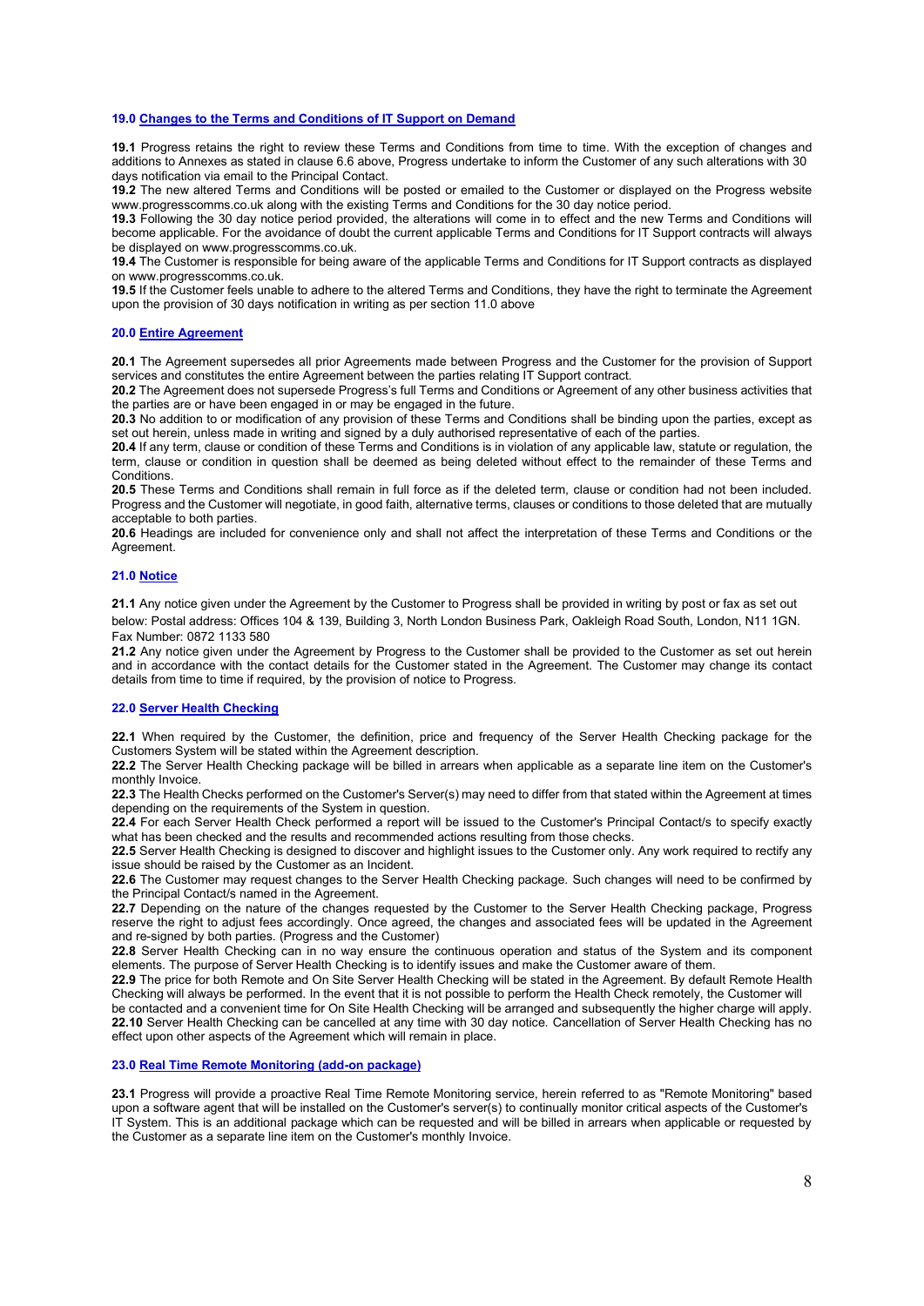### 19.0 Changes to the Terms and Conditions of IT Support on Demand

**19.1** Progress retains the right to review these Terms and Conditions from time to time. With the exception of changes and additions to Annexes as stated in clause 6.6 above, Progress undertake to inform the Customer of any such alterations with 30 days notification via email to the Principal Contact.

**19.2** The new altered Terms and Conditions will be posted or emailed to the Customer or displayed on the Progress website www.progresscomms.co.uk along with the existing Terms and Conditions for the 30 day notice period.

**19.3** Following the 30 day notice period provided, the alterations will come in to effect and the new Terms and Conditions will become applicable. For the avoidance of doubt the current applicable Terms and Conditions for IT Support contracts will always be displayed on www.progresscomms.co.uk.

**19.4** The Customer is responsible for being aware of the applicable Terms and Conditions for IT Support contracts as displayed on www.progresscomms.co.uk.

**19.5** If the Customer feels unable to adhere to the altered Terms and Conditions, they have the right to terminate the Agreement upon the provision of 30 days notification in writing as per section 11.0 above

### 20.0 Entire Agreement

**20.1** The Agreement supersedes all prior Agreements made between Progress and the Customer for the provision of Support services and constitutes the entire Agreement between the parties relating IT Support contract.

**20.2** The Agreement does not supersede Progress's full Terms and Conditions or Agreement of any other business activities that the parties are or have been engaged in or may be engaged in the future.

**20.3** No addition to or modification of any provision of these Terms and Conditions shall be binding upon the parties, except as set out herein, unless made in writing and signed by a duly authorised representative of each of the parties.

**20.4** If any term, clause or condition of these Terms and Conditions is in violation of any applicable law, statute or regulation, the term, clause or condition in question shall be deemed as being deleted without effect to the remainder of these Terms and Conditions.

**20.5** These Terms and Conditions shall remain in full force as if the deleted term, clause or condition had not been included. Progress and the Customer will negotiate, in good faith, alternative terms, clauses or conditions to those deleted that are mutually acceptable to both parties.

**20.6** Headings are included for convenience only and shall not affect the interpretation of these Terms and Conditions or the Agreement.

### 21.0 Notice

**21.1** Any notice given under the Agreement by the Customer to Progress shall be provided in writing by post or fax as set out below: Postal address: Offices 104 & 139, Building 3, North London Business Park, Oakleigh Road South, London, N11 1GN. Fax Number: 0872 1133 580

**21.2** Any notice given under the Agreement by Progress to the Customer shall be provided to the Customer as set out herein and in accordance with the contact details for the Customer stated in the Agreement. The Customer may change its contact details from time to time if required, by the provision of notice to Progress.

### 22.0 Server Health Checking

**22.1** When required by the Customer, the definition, price and frequency of the Server Health Checking package for the Customers System will be stated within the Agreement description.

**22.2** The Server Health Checking package will be billed in arrears when applicable as a separate line item on the Customer's monthly Invoice.

**22.3** The Health Checks performed on the Customer's Server(s) may need to differ from that stated within the Agreement at times depending on the requirements of the System in question.

**22.4** For each Server Health Check performed a report will be issued to the Customer's Principal Contact/s to specify exactly what has been checked and the results and recommended actions resulting from those checks.

**22.5** Server Health Checking is designed to discover and highlight issues to the Customer only. Any work required to rectify any issue should be raised by the Customer as an Incident.

**22.6** The Customer may request changes to the Server Health Checking package. Such changes will need to be confirmed by the Principal Contact/s named in the Agreement.

**22.7** Depending on the nature of the changes requested by the Customer to the Server Health Checking package, Progress reserve the right to adjust fees accordingly. Once agreed, the changes and associated fees will be updated in the Agreement and re-signed by both parties. (Progress and the Customer)

**22.8** Server Health Checking can in no way ensure the continuous operation and status of the System and its component elements. The purpose of Server Health Checking is to identify issues and make the Customer aware of them.

**22.9** The price for both Remote and On Site Server Health Checking will be stated in the Agreement. By default Remote Health Checking will always be performed. In the event that it is not possible to perform the Health Check remotely, the Customer will be contacted and a convenient time for On Site Health Checking will be arranged and subsequently the higher charge will apply.

**22.10** Server Health Checking can be cancelled at any time with 30 day notice. Cancellation of Server Health Checking has no effect upon other aspects of the Agreement which will remain in place.

### 23.0 Real Time Remote Monitoring (add-on package)

**23.1** Progress will provide a proactive Real Time Remote Monitoring service, herein referred to as "Remote Monitoring" based upon a software agent that will be installed on the Customer's server(s) to continually monitor critical aspects of the Customer's IT System. This is an additional package which can be requested and will be billed in arrears when applicable or requested by the Customer as a separate line item on the Customer's monthly Invoice.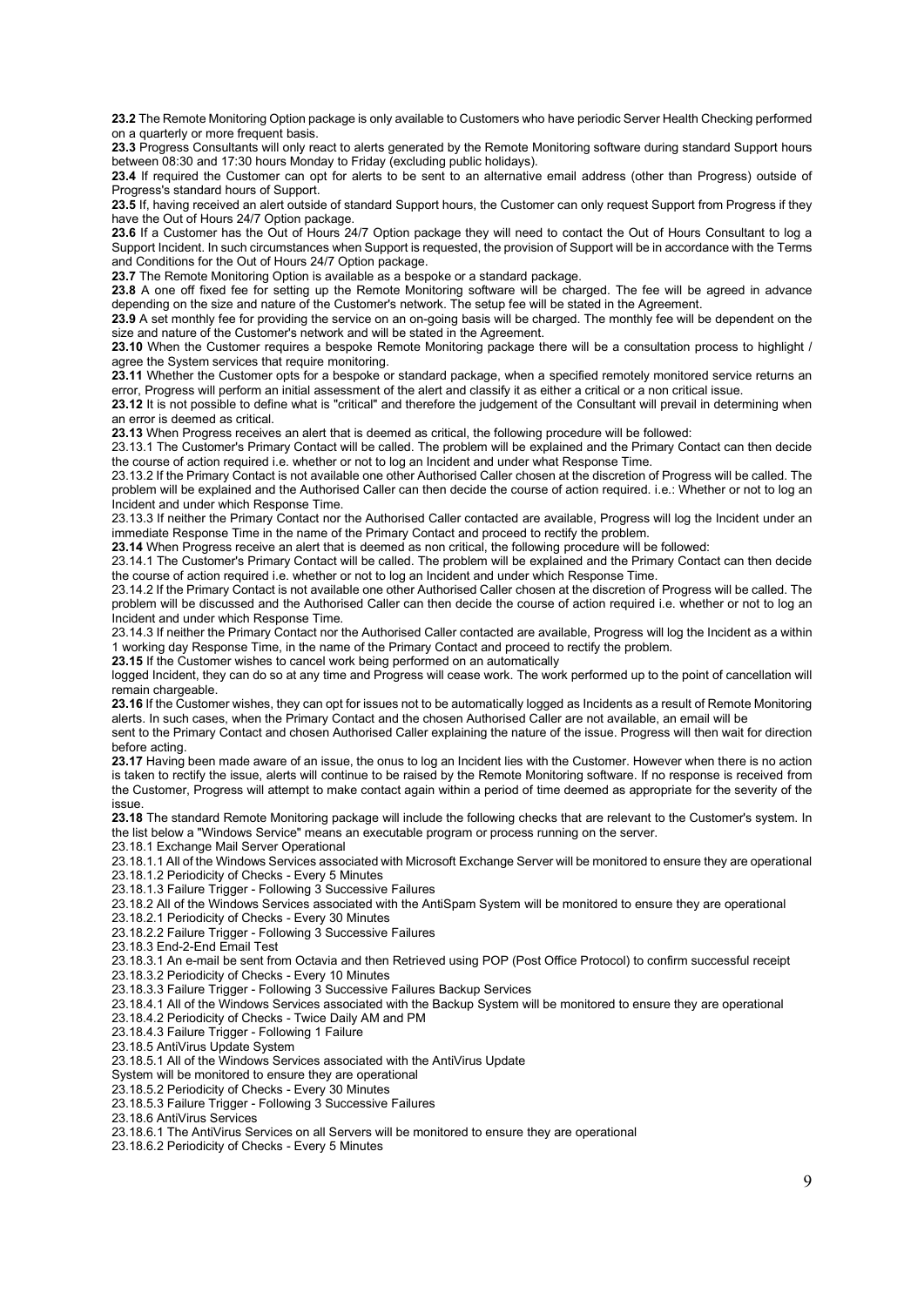**23.2** The Remote Monitoring Option package is only available to Customers who have periodic Server Health Checking performed on a quarterly or more frequent basis.

**23.3** Progress Consultants will only react to alerts generated by the Remote Monitoring software during standard Support hours between 08:30 and 17:30 hours Monday to Friday (excluding public holidays).

**23.4** If required the Customer can opt for alerts to be sent to an alternative email address (other than Progress) outside of Progress's standard hours of Support.

**23.5** If, having received an alert outside of standard Support hours, the Customer can only request Support from Progress if they have the Out of Hours 24/7 Option package.

**23.6** If a Customer has the Out of Hours 24/7 Option package they will need to contact the Out of Hours Consultant to log a Support Incident. In such circumstances when Support is requested, the provision of Support will be in accordance with the Terms and Conditions for the Out of Hours 24/7 Option package.

**23.7** The Remote Monitoring Option is available as a bespoke or a standard package.

**23.8** A one off fixed fee for setting up the Remote Monitoring software will be charged. The fee will be agreed in advance depending on the size and nature of the Customer's network. The setup fee will be stated in the Agreement.

**23.9** A set monthly fee for providing the service on an on-going basis will be charged. The monthly fee will be dependent on the size and nature of the Customer's network and will be stated in the Agreement.

**23.10** When the Customer requires a bespoke Remote Monitoring package there will be a consultation process to highlight / agree the System services that require monitoring.

**23.11** Whether the Customer opts for a bespoke or standard package, when a specified remotely monitored service returns an error, Progress will perform an initial assessment of the alert and classify it as either a critical or a non critical issue.

**23.12** It is not possible to define what is "critical" and therefore the judgement of the Consultant will prevail in determining when an error is deemed as critical.

**23.13** When Progress receives an alert that is deemed as critical, the following procedure will be followed:

23.13.1 The Customer's Primary Contact will be called. The problem will be explained and the Primary Contact can then decide the course of action required i.e. whether or not to log an Incident and under what Response Time.

23.13.2 If the Primary Contact is not available one other Authorised Caller chosen at the discretion of Progress will be called. The problem will be explained and the Authorised Caller can then decide the course of action required. i.e.: Whether or not to log an Incident and under which Response Time.

23.13.3 If neither the Primary Contact nor the Authorised Caller contacted are available, Progress will log the Incident under an immediate Response Time in the name of the Primary Contact and proceed to rectify the problem.

**23.14** When Progress receive an alert that is deemed as non critical, the following procedure will be followed:

23.14.1 The Customer's Primary Contact will be called. The problem will be explained and the Primary Contact can then decide the course of action required i.e. whether or not to log an Incident and under which Response Time.

23.14.2 If the Primary Contact is not available one other Authorised Caller chosen at the discretion of Progress will be called. The problem will be discussed and the Authorised Caller can then decide the course of action required i.e. whether or not to log an Incident and under which Response Time.

23.14.3 If neither the Primary Contact nor the Authorised Caller contacted are available, Progress will log the Incident as a within 1 working day Response Time, in the name of the Primary Contact and proceed to rectify the problem.

**23.15** If the Customer wishes to cancel work being performed on an automatically logged Incident, they can do so at any time and Progress will cease work. The work performed up to the point of cancellation will remain chargeable.

**23.16** If the Customer wishes, they can opt for issues not to be automatically logged as Incidents as a result of Remote Monitoring alerts. In such cases, when the Primary Contact and the chosen Authorised Caller are not available, an email will be sent to the Primary Contact and chosen Authorised Caller explaining the nature of the issue. Progress will then wait for direction before acting.

**23.17** Having been made aware of an issue, the onus to log an Incident lies with the Customer. However when there is no action is taken to rectify the issue, alerts will continue to be raised by the Remote Monitoring software. If no response is received from the Customer, Progress will attempt to make contact again within a period of time deemed as appropriate for the severity of the issue.

**23.18** The standard Remote Monitoring package will include the following checks that are relevant to the Customer's system. In the list below a "Windows Service" means an executable program or process running on the server.

23.18.1 Exchange Mail Server Operational

23.18.1.1 All of the Windows Services associated with Microsoft Exchange Server will be monitored to ensure they are operational

23.18.1.2 Periodicity of Checks - Every 5 Minutes

23.18.1.3 Failure Trigger - Following 3 Successive Failures

23.18.2 All of the Windows Services associated with the AntiSpam System will be monitored to ensure they are operational

23.18.2.1 Periodicity of Checks - Every 30 Minutes

23.18.2.2 Failure Trigger - Following 3 Successive Failures

23.18.3 End-2-End Email Test

23.18.3.1 An e-mail be sent from Octavia and then Retrieved using POP (Post Office Protocol) to confirm successful receipt

23.18.3.2 Periodicity of Checks - Every 10 Minutes

23.18.3.3 Failure Trigger - Following 3 Successive Failures Backup Services

23.18.4.1 All of the Windows Services associated with the Backup System will be monitored to ensure they are operational

23.18.4.2 Periodicity of Checks - Twice Daily AM and PM

23.18.4.3 Failure Trigger - Following 1 Failure

23.18.5 AntiVirus Update System

23.18.5.1 All of the Windows Services associated with the AntiVirus Update System will be monitored to ensure they are operational

23.18.5.2 Periodicity of Checks - Every 30 Minutes

23.18.5.3 Failure Trigger - Following 3 Successive Failures

23.18.6 AntiVirus Services

23.18.6.1 The AntiVirus Services on all Servers will be monitored to ensure they are operational

23.18.6.2 Periodicity of Checks - Every 5 Minutes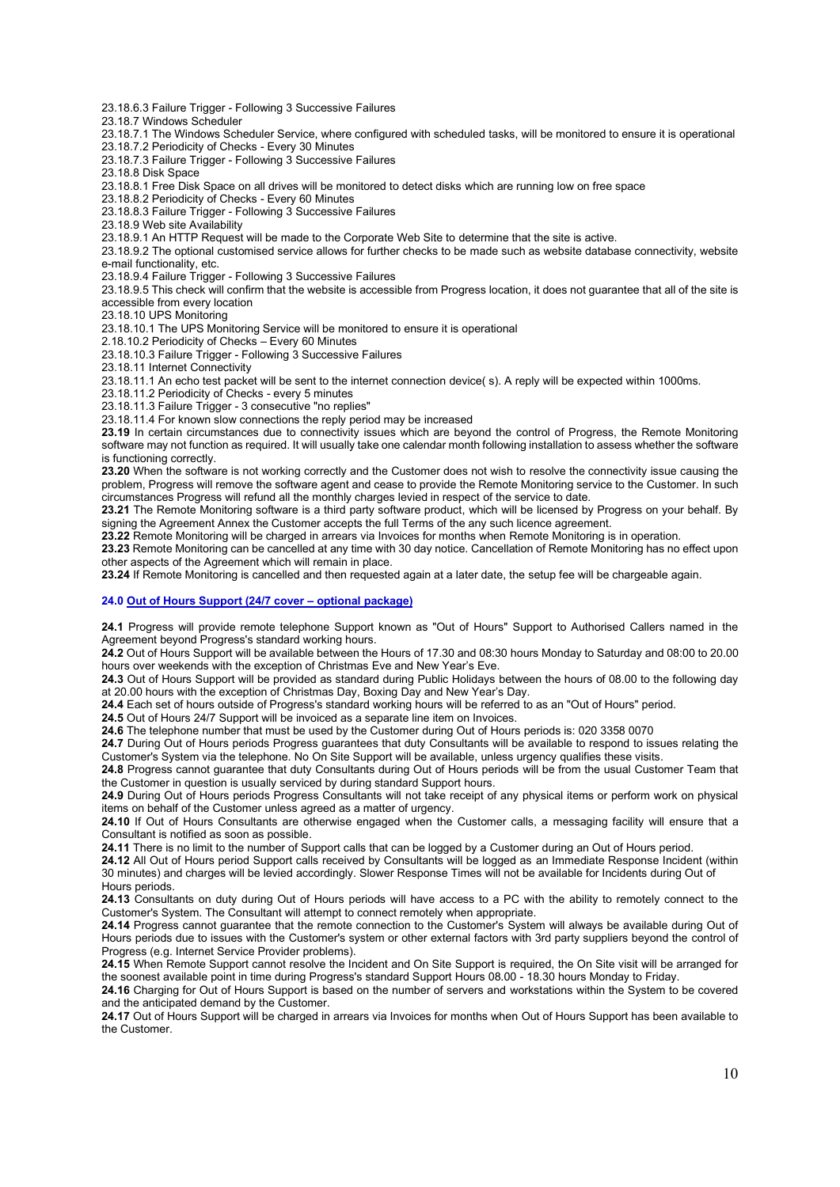23.18.6.3 Failure Trigger - Following 3 Successive Failures

23.18.7 Windows Scheduler

23.18.7.1 The Windows Scheduler Service, where configured with scheduled tasks, will be monitored to ensure it is operational

23.18.7.2 Periodicity of Checks - Every 30 Minutes

23.18.7.3 Failure Trigger - Following 3 Successive Failures

23.18.8 Disk Space

23.18.8.1 Free Disk Space on all drives will be monitored to detect disks which are running low on free space

23.18.8.2 Periodicity of Checks - Every 60 Minutes

23.18.8.3 Failure Trigger - Following 3 Successive Failures

23.18.9 Web site Availability

23.18.9.1 An HTTP Request will be made to the Corporate Web Site to determine that the site is active.

23.18.9.2 The optional customised service allows for further checks to be made such as website database connectivity, website e-mail functionality, etc.

23.18.9.4 Failure Trigger - Following 3 Successive Failures

23.18.9.5 This check will confirm that the website is accessible from Progress location, it does not guarantee that all of the site is accessible from every location

23.18.10 UPS Monitoring

23.18.10.1 The UPS Monitoring Service will be monitored to ensure it is operational

2.18.10.2 Periodicity of Checks – Every 60 Minutes

23.18.10.3 Failure Trigger - Following 3 Successive Failures

23.18.11 Internet Connectivity

23.18.11.1 An echo test packet will be sent to the internet connection device( s). A reply will be expected within 1000ms.

23.18.11.2 Periodicity of Checks - every 5 minutes

23.18.11.3 Failure Trigger - 3 consecutive "no replies"

23.18.11.4 For known slow connections the reply period may be increased

**23.19** In certain circumstances due to connectivity issues which are beyond the control of Progress, the Remote Monitoring software may not function as required. It will usually take one calendar month following installation to assess whether the software is functioning correctly.

**23.20** When the software is not working correctly and the Customer does not wish to resolve the connectivity issue causing the problem, Progress will remove the software agent and cease to provide the Remote Monitoring service to the Customer. In such circumstances Progress will refund all the monthly charges levied in respect of the service to date.

**23.21** The Remote Monitoring software is a third party software product, which will be licensed by Progress on your behalf. By signing the Agreement Annex the Customer accepts the full Terms of the any such licence agreement.

**23.22** Remote Monitoring will be charged in arrears via Invoices for months when Remote Monitoring is in operation.

**23.23** Remote Monitoring can be cancelled at any time with 30 day notice. Cancellation of Remote Monitoring has no effect upon other aspects of the Agreement which will remain in place.

**23.24** If Remote Monitoring is cancelled and then requested again at a later date, the setup fee will be chargeable again.

## 24.0 Out of Hours Support (24/7 cover – optional package)

**24.1** Progress will provide remote telephone Support known as "Out of Hours" Support to Authorised Callers named in the Agreement beyond Progress's standard working hours.

**24.2** Out of Hours Support will be available between the Hours of 17.30 and 08:30 hours Monday to Saturday and 08:00 to 20.00 hours over weekends with the exception of Christmas Eve and New Year's Eve.

**24.3** Out of Hours Support will be provided as standard during Public Holidays between the hours of 08.00 to the following day at 20.00 hours with the exception of Christmas Day, Boxing Day and New Year's Day.

**24.4** Each set of hours outside of Progress's standard working hours will be referred to as an "Out of Hours" period.

**24.5** Out of Hours 24/7 Support will be invoiced as a separate line item on Invoices.

**24.6** The telephone number that must be used by the Customer during Out of Hours periods is: 020 3358 0070

**24.7** During Out of Hours periods Progress guarantees that duty Consultants will be available to respond to issues relating the Customer's System via the telephone. No On Site Support will be available, unless urgency qualifies these visits.

**24.8** Progress cannot guarantee that duty Consultants during Out of Hours periods will be from the usual Customer Team that the Customer in question is usually serviced by during standard Support hours.

**24.9** During Out of Hours periods Progress Consultants will not take receipt of any physical items or perform work on physical items on behalf of the Customer unless agreed as a matter of urgency.

**24.10** If Out of Hours Consultants are otherwise engaged when the Customer calls, a messaging facility will ensure that a Consultant is notified as soon as possible.

**24.11** There is no limit to the number of Support calls that can be logged by a Customer during an Out of Hours period.

**24.12** All Out of Hours period Support calls received by Consultants will be logged as an Immediate Response Incident (within 30 minutes) and charges will be levied accordingly. Slower Response Times will not be available for Incidents during Out of Hours periods.

**24.13** Consultants on duty during Out of Hours periods will have access to a PC with the ability to remotely connect to the Customer's System. The Consultant will attempt to connect remotely when appropriate.

**24.14** Progress cannot guarantee that the remote connection to the Customer's System will always be available during Out of Hours periods due to issues with the Customer's system or other external factors with 3rd party suppliers beyond the control of Progress (e.g. Internet Service Provider problems).

**24.15** When Remote Support cannot resolve the Incident and On Site Support is required, the On Site visit will be arranged for the soonest available point in time during Progress's standard Support Hours 08.00 - 18.30 hours Monday to Friday.

**24.16** Charging for Out of Hours Support is based on the number of servers and workstations within the System to be covered and the anticipated demand by the Customer.

**24.17** Out of Hours Support will be charged in arrears via Invoices for months when Out of Hours Support has been available to the Customer.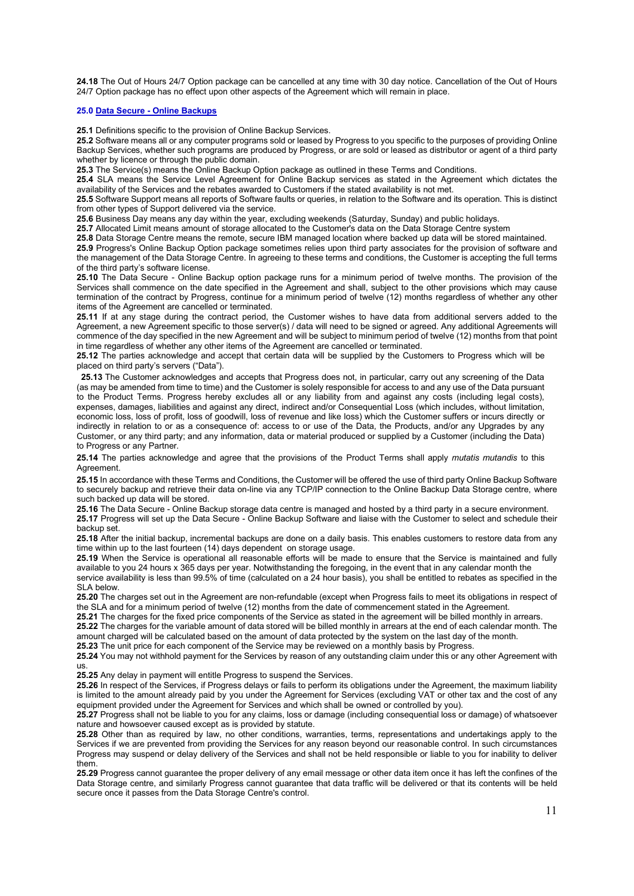**24.18** The Out of Hours 24/7 Option package can be cancelled at any time with 30 day notice. Cancellation of the Out of Hours 24/7 Option package has no effect upon other aspects of the Agreement which will remain in place.

## 25.0 Data Secure - Online Backups

**25.1** Definitions specific to the provision of Online Backup Services.

**25.2** Software means all or any computer programs sold or leased by Progress to you specific to the purposes of providing Online Backup Services, whether such programs are produced by Progress, or are sold or leased as distributor or agent of a third party whether by licence or through the public domain.

**25.3** The Service(s) means the Online Backup Option package as outlined in these Terms and Conditions.

**25.4** SLA means the Service Level Agreement for Online Backup services as stated in the Agreement which dictates the availability of the Services and the rebates awarded to Customers if the stated availability is not met.

**25.5** Software Support means all reports of Software faults or queries, in relation to the Software and its operation. This is distinct from other types of Support delivered via the service.

**25.6** Business Day means any day within the year, excluding weekends (Saturday, Sunday) and public holidays.

**25.7** Allocated Limit means amount of storage allocated to the Customer's data on the Data Storage Centre system

**25.8** Data Storage Centre means the remote, secure IBM managed location where backed up data will be stored maintained.

**25.9** Progress's Online Backup Option package sometimes relies upon third party associates for the provision of software and the management of the Data Storage Centre. In agreeing to these terms and conditions, the Customer is accepting the full terms of the third party's software license.

**25.10** The Data Secure - Online Backup option package runs for a minimum period of twelve months. The provision of the Services shall commence on the date specified in the Agreement and shall, subject to the other provisions which may cause termination of the contract by Progress, continue for a minimum period of twelve (12) months regardless of whether any other items of the Agreement are cancelled or terminated.

**25.11** If at any stage during the contract period, the Customer wishes to have data from additional servers added to the Agreement, a new Agreement specific to those server(s) / data will need to be signed or agreed. Any additional Agreements will commence of the day specified in the new Agreement and will be subject to minimum period of twelve (12) months from that point in time regardless of whether any other items of the Agreement are cancelled or terminated.

**25.12** The parties acknowledge and accept that certain data will be supplied by the Customers to Progress which will be placed on third party's servers ("Data").

**25.13** The Customer acknowledges and accepts that Progress does not, in particular, carry out any screening of the Data (as may be amended from time to time) and the Customer is solely responsible for access to and any use of the Data pursuant to the Product Terms. Progress hereby excludes all or any liability from and against any costs (including legal costs), expenses, damages, liabilities and against any direct, indirect and/or Consequential Loss (which includes, without limitation, economic loss, loss of profit, loss of goodwill, loss of revenue and like loss) which the Customer suffers or incurs directly or indirectly in relation to or as a consequence of: access to or use of the Data, the Products, and/or any Upgrades by any Customer, or any third party; and any information, data or material produced or supplied by a Customer (including the Data) to Progress or any Partner.

**25.14** The parties acknowledge and agree that the provisions of the Product Terms shall apply *mutatis mutandis* to this Agreement.

**25.15** In accordance with these Terms and Conditions, the Customer will be offered the use of third party Online Backup Software to securely backup and retrieve their data on-line via any TCP/IP connection to the Online Backup Data Storage centre, where such backed up data will be stored.

**25.16** The Data Secure - Online Backup storage data centre is managed and hosted by a third party in a secure environment.

**25.17** Progress will set up the Data Secure - Online Backup Software and liaise with the Customer to select and schedule their backup set.

**25.18** After the initial backup, incremental backups are done on a daily basis. This enables customers to restore data from any time within up to the last fourteen (14) days dependent on storage usage.

**25.19** When the Service is operational all reasonable efforts will be made to ensure that the Service is maintained and fully available to you 24 hours x 365 days per year. Notwithstanding the foregoing, in the event that in any calendar month the service availability is less than 99.5% of time (calculated on a 24 hour basis), you shall be entitled to rebates as specified in the SLA below.

**25.20** The charges set out in the Agreement are non-refundable (except when Progress fails to meet its obligations in respect of the SLA and for a minimum period of twelve (12) months from the date of commencement stated in the Agreement.

**25.21** The charges for the fixed price components of the Service as stated in the agreement will be billed monthly in arrears.

**25.22** The charges for the variable amount of data stored will be billed monthly in arrears at the end of each calendar month. The amount charged will be calculated based on the amount of data protected by the system on the last day of the month.

**25.23** The unit price for each component of the Service may be reviewed on a monthly basis by Progress.

**25.24** You may not withhold payment for the Services by reason of any outstanding claim under this or any other Agreement with us.

**25.25** Any delay in payment will entitle Progress to suspend the Services.

**25.26** In respect of the Services, if Progress delays or fails to perform its obligations under the Agreement, the maximum liability is limited to the amount already paid by you under the Agreement for Services (excluding VAT or other tax and the cost of any equipment provided under the Agreement for Services and which shall be owned or controlled by you).

**25.27** Progress shall not be liable to you for any claims, loss or damage (including consequential loss or damage) of whatsoever nature and howsoever caused except as is provided by statute.

**25.28** Other than as required by law, no other conditions, warranties, terms, representations and undertakings apply to the Services if we are prevented from providing the Services for any reason beyond our reasonable control. In such circumstances Progress may suspend or delay delivery of the Services and shall not be held responsible or liable to you for inability to deliver them.

**25.29** Progress cannot guarantee the proper delivery of any email message or other data item once it has left the confines of the Data Storage centre, and similarly Progress cannot guarantee that data traffic will be delivered or that its contents will be held secure once it passes from the Data Storage Centre's control.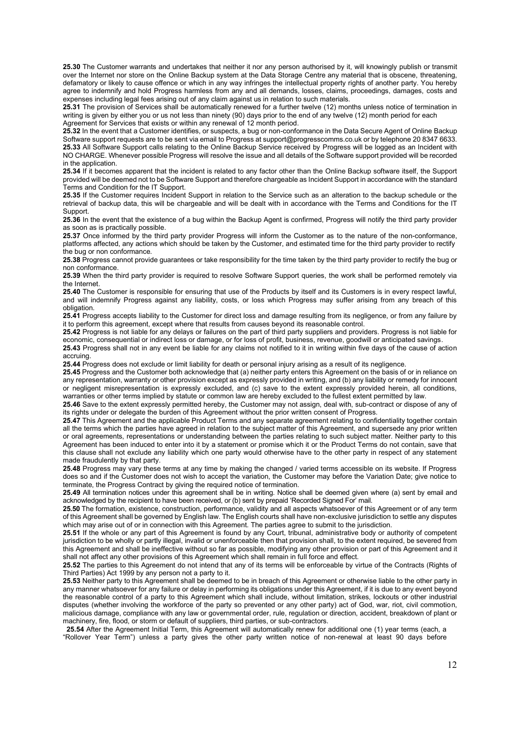**25.30** The Customer warrants and undertakes that neither it nor any person authorised by it, will knowingly publish or transmit over the Internet nor store on the Online Backup system at the Data Storage Centre any material that is obscene, threatening, defamatory or likely to cause offence or which in any way infringes the intellectual property rights of another party. You hereby agree to indemnify and hold Progress harmless from any and all demands, losses, claims, proceedings, damages, costs and expenses including legal fees arising out of any claim against us in relation to such materials.

**25.31** The provision of Services shall be automatically renewed for a further twelve (12) months unless notice of termination in writing is given by either you or us not less than ninety (90) days prior to the end of any twelve (12) month period for each Agreement for Services that exists or within any renewal of 12 month period.

**25.32** In the event that a Customer identifies, or suspects, a bug or non-conformance in the Data Secure Agent of Online Backup Software support requests are to be sent via email to Progress at support@progresscomms.co.uk or by telephone 20 8347 6633.

**25.33** All Software Support calls relating to the Online Backup Service received by Progress will be logged as an Incident with NO CHARGE. Whenever possible Progress will resolve the issue and all details of the Software support provided will be recorded in the application.

**25.34** If it becomes apparent that the incident is related to any factor other than the Online Backup software itself, the Support provided will be deemed not to be Software Support and therefore chargeable as Incident Support in accordance with the standard Terms and Condition for the IT Support.

**25.35** If the Customer requires Incident Support in relation to the Service such as an alteration to the backup schedule or the retrieval of backup data, this will be chargeable and will be dealt with in accordance with the Terms and Conditions for the IT Support.

**25.36** In the event that the existence of a bug within the Backup Agent is confirmed, Progress will notify the third party provider as soon as is practically possible.

**25.37** Once informed by the third party provider Progress will inform the Customer as to the nature of the non-conformance, platforms affected, any actions which should be taken by the Customer, and estimated time for the third party provider to rectify the bug or non conformance.

**25.38** Progress cannot provide guarantees or take responsibility for the time taken by the third party provider to rectify the bug or non conformance.

**25.39** When the third party provider is required to resolve Software Support queries, the work shall be performed remotely via the Internet.

**25.40** The Customer is responsible for ensuring that use of the Products by itself and its Customers is in every respect lawful, and will indemnify Progress against any liability, costs, or loss which Progress may suffer arising from any breach of this obligation.

**25.41** Progress accepts liability to the Customer for direct loss and damage resulting from its negligence, or from any failure by it to perform this agreement, except where that results from causes beyond its reasonable control.

**25.42** Progress is not liable for any delays or failures on the part of third party suppliers and providers. Progress is not liable for economic, consequential or indirect loss or damage, or for loss of profit, business, revenue, goodwill or anticipated savings.

**25.43** Progress shall not in any event be liable for any claims not notified to it in writing within five days of the cause of action accruing.

**25.44** Progress does not exclude or limit liability for death or personal injury arising as a result of its negligence.

**25.45** Progress and the Customer both acknowledge that (a) neither party enters this Agreement on the basis of or in reliance on any representation, warranty or other provision except as expressly provided in writing, and (b) any liability or remedy for innocent or negligent misrepresentation is expressly excluded, and (c) save to the extent expressly provided herein, all conditions, warranties or other terms implied by statute or common law are hereby excluded to the fullest extent permitted by law.

**25.46** Save to the extent expressly permitted hereby, the Customer may not assign, deal with, sub-contract or dispose of any of its rights under or delegate the burden of this Agreement without the prior written consent of Progress.

**25.47** This Agreement and the applicable Product Terms and any separate agreement relating to confidentiality together contain all the terms which the parties have agreed in relation to the subject matter of this Agreement, and supersede any prior written or oral agreements, representations or understanding between the parties relating to such subject matter. Neither party to this Agreement has been induced to enter into it by a statement or promise which it or the Product Terms do not contain, save that this clause shall not exclude any liability which one party would otherwise have to the other party in respect of any statement made fraudulently by that party.

**25.48** Progress may vary these terms at any time by making the changed / varied terms accessible on its website. If Progress does so and if the Customer does not wish to accept the variation, the Customer may before the Variation Date; give notice to terminate, the Progress Contract by giving the required notice of termination.

**25.49** All termination notices under this agreement shall be in writing. Notice shall be deemed given where (a) sent by email and acknowledged by the recipient to have been received, or (b) sent by prepaid 'Recorded Signed For' mail.

**25.50** The formation, existence, construction, performance, validity and all aspects whatsoever of this Agreement or of any term of this Agreement shall be governed by English law. The English courts shall have non-exclusive jurisdiction to settle any disputes which may arise out of or in connection with this Agreement. The parties agree to submit to the jurisdiction.

**25.51** If the whole or any part of this Agreement is found by any Court, tribunal, administrative body or authority of competent jurisdiction to be wholly or partly illegal, invalid or unenforceable then that provision shall, to the extent required, be severed from this Agreement and shall be ineffective without so far as possible, modifying any other provision or part of this Agreement and it shall not affect any other provisions of this Agreement which shall remain in full force and effect.

**25.52** The parties to this Agreement do not intend that any of its terms will be enforceable by virtue of the Contracts (Rights of Third Parties) Act 1999 by any person not a party to it.

**25.53** Neither party to this Agreement shall be deemed to be in breach of this Agreement or otherwise liable to the other party in any manner whatsoever for any failure or delay in performing its obligations under this Agreement, if it is due to any event beyond the reasonable control of a party to this Agreement which shall include, without limitation, strikes, lockouts or other industrial disputes (whether involving the workforce of the party so prevented or any other party) act of God, war, riot, civil commotion, malicious damage, compliance with any law or governmental order, rule, regulation or direction, accident, breakdown of plant or machinery, fire, flood, or storm or default of suppliers, third parties, or sub-contractors.

**25.54** After the Agreement Initial Term, this Agreement will automatically renew for additional one (1) year terms (each, a "Rollover Year Term") unless a party gives the other party written notice of non-renewal at least 90 days before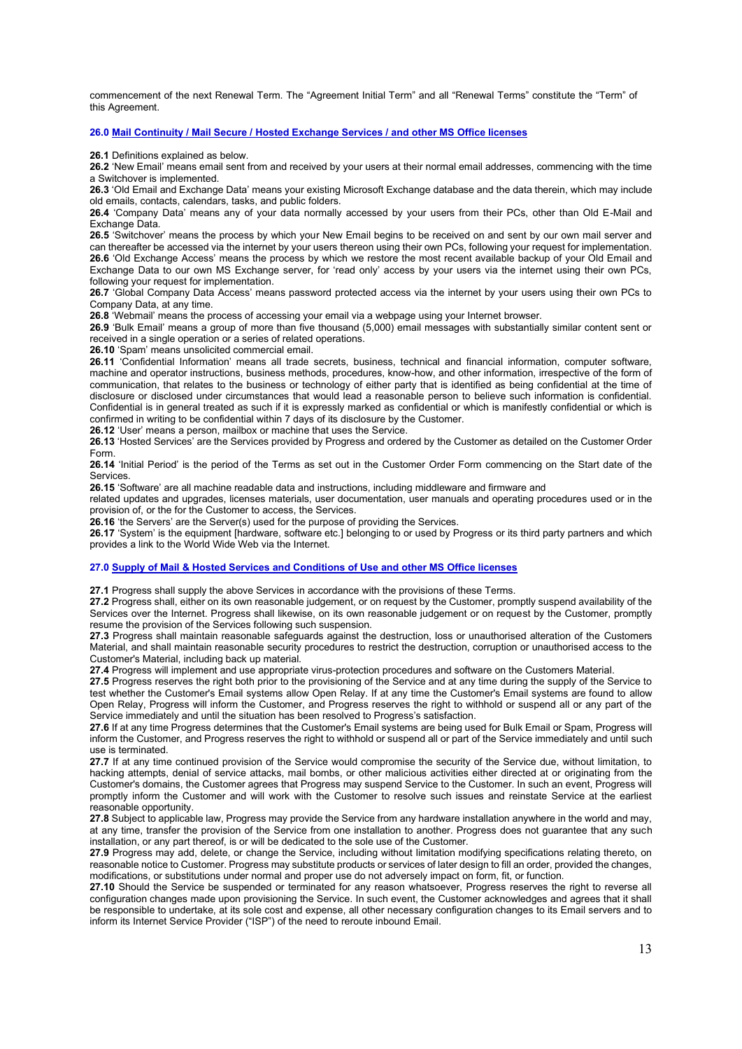commencement of the next Renewal Term. The "Agreement Initial Term" and all "Renewal Terms" constitute the "Term" of this Agreement.

## 26.0 Mail Continuity / Mail Secure / Hosted Exchange Services / and other MS Office licenses

**26.1** Definitions explained as below.

**26.2** 'New Email' means email sent from and received by your users at their normal email addresses, commencing with the time a Switchover is implemented.

**26.3** 'Old Email and Exchange Data' means your existing Microsoft Exchange database and the data therein, which may include old emails, contacts, calendars, tasks, and public folders.

**26.4** 'Company Data' means any of your data normally accessed by your users from their PCs, other than Old E-Mail and Exchange Data.

**26.5** 'Switchover' means the process by which your New Email begins to be received on and sent by our own mail server and can thereafter be accessed via the internet by your users thereon using their own PCs, following your request for implementation.

**26.6** 'Old Exchange Access' means the process by which we restore the most recent available backup of your Old Email and Exchange Data to our own MS Exchange server, for 'read only' access by your users via the internet using their own PCs, following your request for implementation.

**26.7** 'Global Company Data Access' means password protected access via the internet by your users using their own PCs to Company Data, at any time.

**26.8** 'Webmail' means the process of accessing your email via a webpage using your Internet browser.

**26.9** 'Bulk Email' means a group of more than five thousand (5,000) email messages with substantially similar content sent or received in a single operation or a series of related operations.

**26.10** 'Spam' means unsolicited commercial email.

**26.11** 'Confidential Information' means all trade secrets, business, technical and financial information, computer software, machine and operator instructions, business methods, procedures, know-how, and other information, irrespective of the form of communication, that relates to the business or technology of either party that is identified as being confidential at the time of disclosure or disclosed under circumstances that would lead a reasonable person to believe such information is confidential. Confidential is in general treated as such if it is expressly marked as confidential or which is manifestly confidential or which is confirmed in writing to be confidential within 7 days of its disclosure by the Customer.

**26.12** 'User' means a person, mailbox or machine that uses the Service.

**26.13** 'Hosted Services' are the Services provided by Progress and ordered by the Customer as detailed on the Customer Order Form.

**26.14** 'Initial Period' is the period of the Terms as set out in the Customer Order Form commencing on the Start date of the Services.

**26.15** 'Software' are all machine readable data and instructions, including middleware and firmware and related updates and upgrades, licenses materials, user documentation, user manuals and operating procedures used or in the provision of, or the for the Customer to access, the Services.

**26.16** 'the Servers' are the Server(s) used for the purpose of providing the Services.

**26.17** 'System' is the equipment [hardware, software etc.] belonging to or used by Progress or its third party partners and which provides a link to the World Wide Web via the Internet.

## 27.0 Supply of Mail & Hosted Services and Conditions of Use and other MS Office licenses

**27.1** Progress shall supply the above Services in accordance with the provisions of these Terms.

**27.2** Progress shall, either on its own reasonable judgement, or on request by the Customer, promptly suspend availability of the Services over the Internet. Progress shall likewise, on its own reasonable judgement or on request by the Customer, promptly resume the provision of the Services following such suspension.

**27.3** Progress shall maintain reasonable safeguards against the destruction, loss or unauthorised alteration of the Customers Material, and shall maintain reasonable security procedures to restrict the destruction, corruption or unauthorised access to the Customer's Material, including back up material.

**27.4** Progress will implement and use appropriate virus-protection procedures and software on the Customers Material.

**27.5** Progress reserves the right both prior to the provisioning of the Service and at any time during the supply of the Service to test whether the Customer's Email systems allow Open Relay. If at any time the Customer's Email systems are found to allow Open Relay, Progress will inform the Customer, and Progress reserves the right to withhold or suspend all or any part of the Service immediately and until the situation has been resolved to Progress's satisfaction.

**27.6** If at any time Progress determines that the Customer's Email systems are being used for Bulk Email or Spam, Progress will inform the Customer, and Progress reserves the right to withhold or suspend all or part of the Service immediately and until such use is terminated.

**27.7** If at any time continued provision of the Service would compromise the security of the Service due, without limitation, to hacking attempts, denial of service attacks, mail bombs, or other malicious activities either directed at or originating from the Customer's domains, the Customer agrees that Progress may suspend Service to the Customer. In such an event, Progress will promptly inform the Customer and will work with the Customer to resolve such issues and reinstate Service at the earliest reasonable opportunity.

**27.8** Subject to applicable law, Progress may provide the Service from any hardware installation anywhere in the world and may, at any time, transfer the provision of the Service from one installation to another. Progress does not guarantee that any such installation, or any part thereof, is or will be dedicated to the sole use of the Customer.

**27.9** Progress may add, delete, or change the Service, including without limitation modifying specifications relating thereto, on reasonable notice to Customer. Progress may substitute products or services of later design to fill an order, provided the changes, modifications, or substitutions under normal and proper use do not adversely impact on form, fit, or function.

**27.10** Should the Service be suspended or terminated for any reason whatsoever, Progress reserves the right to reverse all configuration changes made upon provisioning the Service. In such event, the Customer acknowledges and agrees that it shall be responsible to undertake, at its sole cost and expense, all other necessary configuration changes to its Email servers and to inform its Internet Service Provider ("ISP") of the need to reroute inbound Email.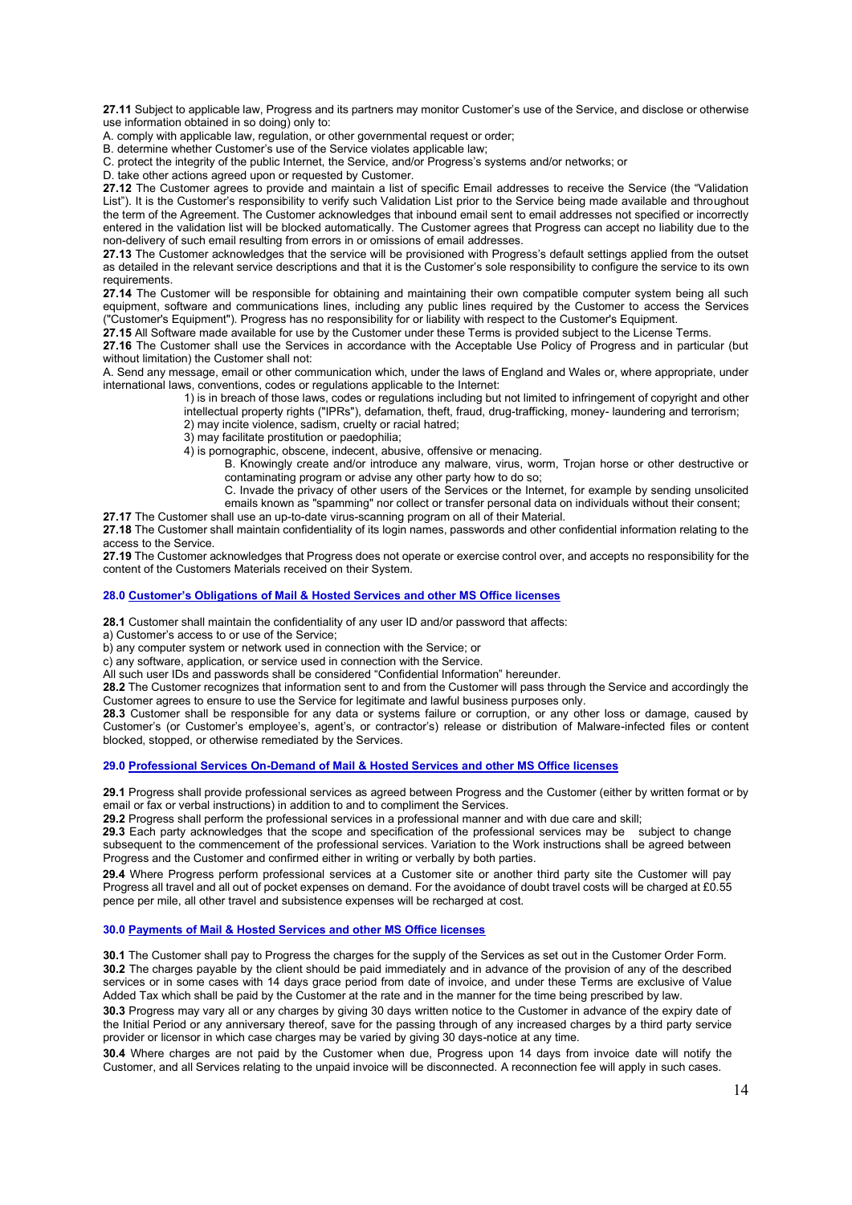**27.11** Subject to applicable law, Progress and its partners may monitor Customer's use of the Service, and disclose or otherwise use information obtained in so doing) only to:

A. comply with applicable law, regulation, or other governmental request or order;
B. determine whether Customer's use of the Service violates applicable law;
C. protect the integrity of the public Internet, the Service, and/or Progress's systems and/or networks; or
D. take other actions agreed upon or requested by Customer.

**27.12** The Customer agrees to provide and maintain a list of specific Email addresses to receive the Service (the "Validation List"). It is the Customer's responsibility to verify such Validation List prior to the Service being made available and throughout the term of the Agreement. The Customer acknowledges that inbound email sent to email addresses not specified or incorrectly entered in the validation list will be blocked automatically. The Customer agrees that Progress can accept no liability due to the non-delivery of such email resulting from errors in or omissions of email addresses.

**27.13** The Customer acknowledges that the service will be provisioned with Progress's default settings applied from the outset as detailed in the relevant service descriptions and that it is the Customer's sole responsibility to configure the service to its own requirements.

**27.14** The Customer will be responsible for obtaining and maintaining their own compatible computer system being all such equipment, software and communications lines, including any public lines required by the Customer to access the Services ("Customer's Equipment"). Progress has no responsibility for or liability with respect to the Customer's Equipment.

**27.15** All Software made available for use by the Customer under these Terms is provided subject to the License Terms.

**27.16** The Customer shall use the Services in accordance with the Acceptable Use Policy of Progress and in particular (but without limitation) the Customer shall not:

A. Send any message, email or other communication which, under the laws of England and Wales or, where appropriate, under international laws, conventions, codes or regulations applicable to the Internet:

1) is in breach of those laws, codes or regulations including but not limited to infringement of copyright and other intellectual property rights ("IPRs"), defamation, theft, fraud, drug-trafficking, money- laundering and terrorism;
2) may incite violence, sadism, cruelty or racial hatred;
3) may facilitate prostitution or paedophilia;
4) is pornographic, obscene, indecent, abusive, offensive or menacing.

B. Knowingly create and/or introduce any malware, virus, worm, Trojan horse or other destructive or contaminating program or advise any other party how to do so;

C. Invade the privacy of other users of the Services or the Internet, for example by sending unsolicited emails known as "spamming" nor collect or transfer personal data on individuals without their consent;

**27.17** The Customer shall use an up-to-date virus-scanning program on all of their Material.

**27.18** The Customer shall maintain confidentiality of its login names, passwords and other confidential information relating to the access to the Service.

**27.19** The Customer acknowledges that Progress does not operate or exercise control over, and accepts no responsibility for the content of the Customers Materials received on their System.

## 28.0 Customer's Obligations of Mail & Hosted Services and other MS Office licenses

**28.1** Customer shall maintain the confidentiality of any user ID and/or password that affects:

a) Customer's access to or use of the Service;
b) any computer system or network used in connection with the Service; or
c) any software, application, or service used in connection with the Service.

All such user IDs and passwords shall be considered "Confidential Information" hereunder.

**28.2** The Customer recognizes that information sent to and from the Customer will pass through the Service and accordingly the Customer agrees to ensure to use the Service for legitimate and lawful business purposes only.

**28.3** Customer shall be responsible for any data or systems failure or corruption, or any other loss or damage, caused by Customer's (or Customer's employee's, agent's, or contractor's) release or distribution of Malware-infected files or content blocked, stopped, or otherwise remediated by the Services.

## 29.0 Professional Services On-Demand of Mail & Hosted Services and other MS Office licenses

**29.1** Progress shall provide professional services as agreed between Progress and the Customer (either by written format or by email or fax or verbal instructions) in addition to and to compliment the Services.

**29.2** Progress shall perform the professional services in a professional manner and with due care and skill;

**29.3** Each party acknowledges that the scope and specification of the professional services may be subject to change subsequent to the commencement of the professional services. Variation to the Work instructions shall be agreed between Progress and the Customer and confirmed either in writing or verbally by both parties.

**29.4** Where Progress perform professional services at a Customer site or another third party site the Customer will pay Progress all travel and all out of pocket expenses on demand. For the avoidance of doubt travel costs will be charged at £0.55 pence per mile, all other travel and subsistence expenses will be recharged at cost.

## 30.0 Payments of Mail & Hosted Services and other MS Office licenses

**30.1** The Customer shall pay to Progress the charges for the supply of the Services as set out in the Customer Order Form.

**30.2** The charges payable by the client should be paid immediately and in advance of the provision of any of the described services or in some cases with 14 days grace period from date of invoice, and under these Terms are exclusive of Value Added Tax which shall be paid by the Customer at the rate and in the manner for the time being prescribed by law.

**30.3** Progress may vary all or any charges by giving 30 days written notice to the Customer in advance of the expiry date of the Initial Period or any anniversary thereof, save for the passing through of any increased charges by a third party service provider or licensor in which case charges may be varied by giving 30 days-notice at any time.

**30.4** Where charges are not paid by the Customer when due, Progress upon 14 days from invoice date will notify the Customer, and all Services relating to the unpaid invoice will be disconnected. A reconnection fee will apply in such cases.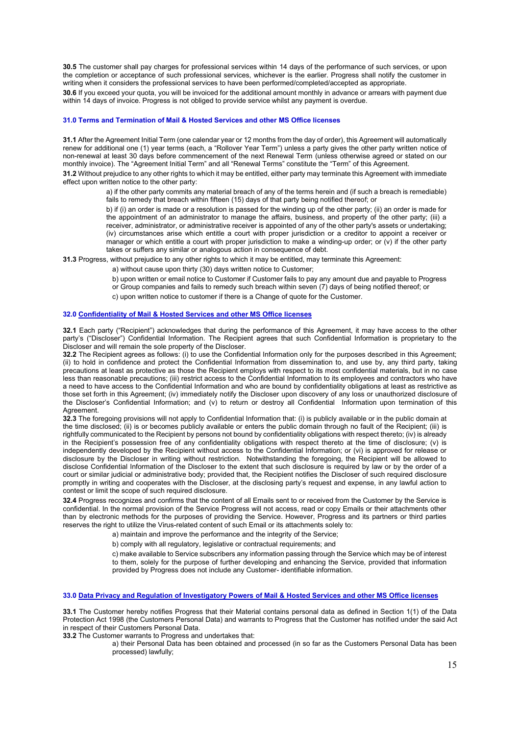**30.5** The customer shall pay charges for professional services within 14 days of the performance of such services, or upon the completion or acceptance of such professional services, whichever is the earlier. Progress shall notify the customer in writing when it considers the professional services to have been performed/completed/accepted as appropriate.

**30.6** If you exceed your quota, you will be invoiced for the additional amount monthly in advance or arrears with payment due within 14 days of invoice. Progress is not obliged to provide service whilst any payment is overdue.

### 31.0 Terms and Termination of Mail & Hosted Services and other MS Office licenses

**31.1** After the Agreement Initial Term (one calendar year or 12 months from the day of order), this Agreement will automatically renew for additional one (1) year terms (each, a "Rollover Year Term") unless a party gives the other party written notice of non-renewal at least 30 days before commencement of the next Renewal Term (unless otherwise agreed or stated on our monthly invoice). The "Agreement Initial Term" and all "Renewal Terms" constitute the "Term" of this Agreement.

**31.2** Without prejudice to any other rights to which it may be entitled, either party may terminate this Agreement with immediate effect upon written notice to the other party:

> a) if the other party commits any material breach of any of the terms herein and (if such a breach is remediable) fails to remedy that breach within fifteen (15) days of that party being notified thereof; or
>
> b) if (i) an order is made or a resolution is passed for the winding up of the other party; (ii) an order is made for the appointment of an administrator to manage the affairs, business, and property of the other party; (iii) a receiver, administrator, or administrative receiver is appointed of any of the other party's assets or undertaking; (iv) circumstances arise which entitle a court with proper jurisdiction or a creditor to appoint a receiver or manager or which entitle a court with proper jurisdiction to make a winding-up order; or (v) if the other party takes or suffers any similar or analogous action in consequence of debt.

**31.3** Progress, without prejudice to any other rights to which it may be entitled, may terminate this Agreement:

> a) without cause upon thirty (30) days written notice to Customer;
>
> b) upon written or email notice to Customer if Customer fails to pay any amount due and payable to Progress or Group companies and fails to remedy such breach within seven (7) days of being notified thereof; or
>
> c) upon written notice to customer if there is a Change of quote for the Customer.

### 32.0 Confidentiality of Mail & Hosted Services and other MS Office licenses

**32.1** Each party ("Recipient") acknowledges that during the performance of this Agreement, it may have access to the other party's ("Discloser") Confidential Information. The Recipient agrees that such Confidential Information is proprietary to the Discloser and will remain the sole property of the Discloser.

**32.2** The Recipient agrees as follows: (i) to use the Confidential Information only for the purposes described in this Agreement; (ii) to hold in confidence and protect the Confidential Information from dissemination to, and use by, any third party, taking precautions at least as protective as those the Recipient employs with respect to its most confidential materials, but in no case less than reasonable precautions; (iii) restrict access to the Confidential Information to its employees and contractors who have a need to have access to the Confidential Information and who are bound by confidentiality obligations at least as restrictive as those set forth in this Agreement; (iv) immediately notify the Discloser upon discovery of any loss or unauthorized disclosure of the Discloser's Confidential Information; and (v) to return or destroy all Confidential Information upon termination of this Agreement.

**32.3** The foregoing provisions will not apply to Confidential Information that: (i) is publicly available or in the public domain at the time disclosed; (ii) is or becomes publicly available or enters the public domain through no fault of the Recipient; (iii) is rightfully communicated to the Recipient by persons not bound by confidentiality obligations with respect thereto; (iv) is already in the Recipient's possession free of any confidentiality obligations with respect thereto at the time of disclosure; (v) is independently developed by the Recipient without access to the Confidential Information; or (vi) is approved for release or disclosure by the Discloser in writing without restriction. Notwithstanding the foregoing, the Recipient will be allowed to disclose Confidential Information of the Discloser to the extent that such disclosure is required by law or by the order of a court or similar judicial or administrative body; provided that, the Recipient notifies the Discloser of such required disclosure promptly in writing and cooperates with the Discloser, at the disclosing party's request and expense, in any lawful action to contest or limit the scope of such required disclosure.

**32.4** Progress recognizes and confirms that the content of all Emails sent to or received from the Customer by the Service is confidential. In the normal provision of the Service Progress will not access, read or copy Emails or their attachments other than by electronic methods for the purposes of providing the Service. However, Progress and its partners or third parties reserves the right to utilize the Virus-related content of such Email or its attachments solely to:

> a) maintain and improve the performance and the integrity of the Service;
>
> b) comply with all regulatory, legislative or contractual requirements; and
>
> c) make available to Service subscribers any information passing through the Service which may be of interest to them, solely for the purpose of further developing and enhancing the Service, provided that information provided by Progress does not include any Customer- identifiable information.

### 33.0 Data Privacy and Regulation of Investigatory Powers of Mail & Hosted Services and other MS Office licenses

**33.1** The Customer hereby notifies Progress that their Material contains personal data as defined in Section 1(1) of the Data Protection Act 1998 (the Customers Personal Data) and warrants to Progress that the Customer has notified under the said Act in respect of their Customers Personal Data.

**33.2** The Customer warrants to Progress and undertakes that:

> a) their Personal Data has been obtained and processed (in so far as the Customers Personal Data has been processed) lawfully;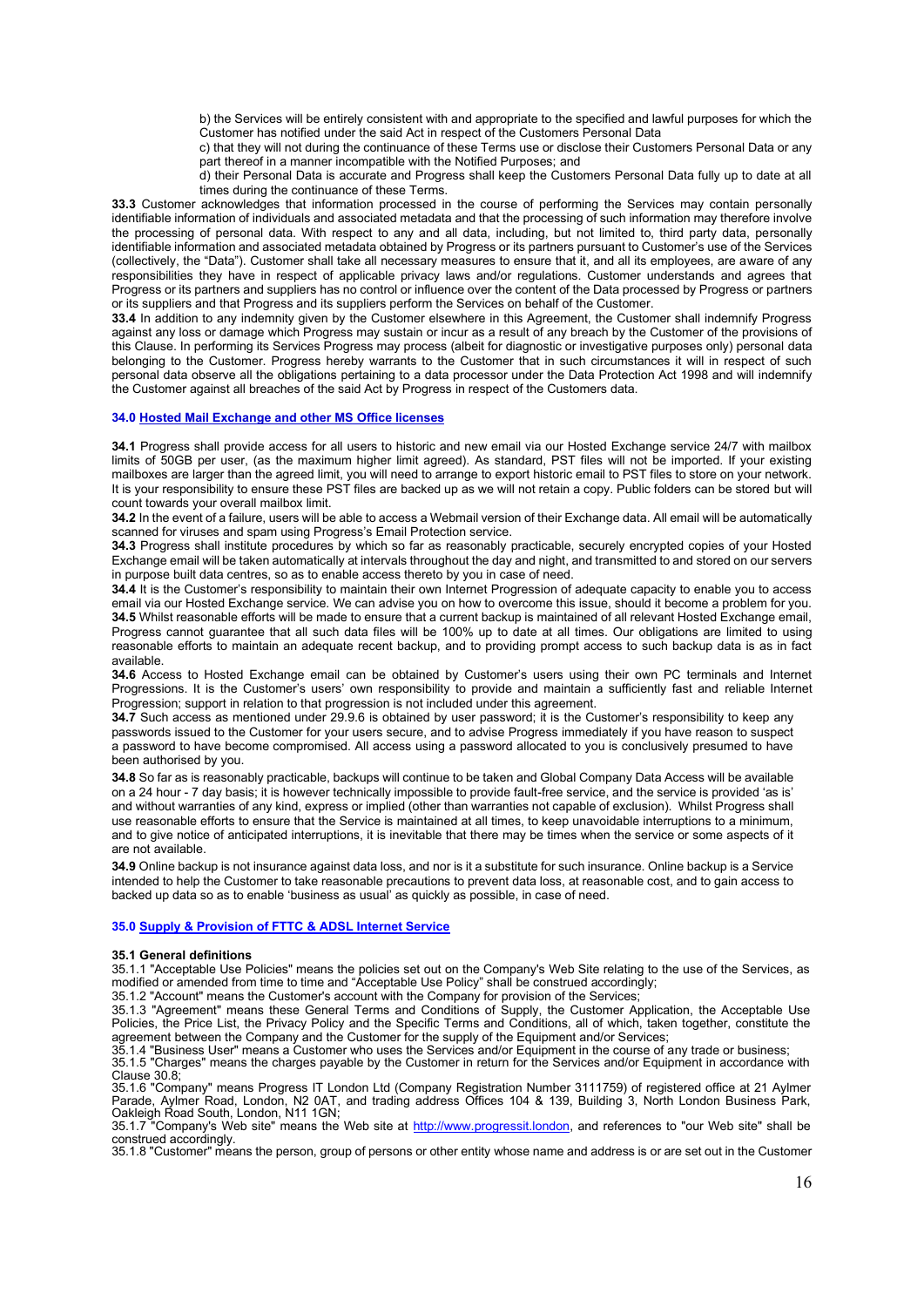b) the Services will be entirely consistent with and appropriate to the specified and lawful purposes for which the Customer has notified under the said Act in respect of the Customers Personal Data

c) that they will not during the continuance of these Terms use or disclose their Customers Personal Data or any part thereof in a manner incompatible with the Notified Purposes; and

d) their Personal Data is accurate and Progress shall keep the Customers Personal Data fully up to date at all times during the continuance of these Terms.

**33.3** Customer acknowledges that information processed in the course of performing the Services may contain personally identifiable information of individuals and associated metadata and that the processing of such information may therefore involve the processing of personal data. With respect to any and all data, including, but not limited to, third party data, personally identifiable information and associated metadata obtained by Progress or its partners pursuant to Customer's use of the Services (collectively, the "Data"). Customer shall take all necessary measures to ensure that it, and all its employees, are aware of any responsibilities they have in respect of applicable privacy laws and/or regulations. Customer understands and agrees that Progress or its partners and suppliers has no control or influence over the content of the Data processed by Progress or partners or its suppliers and that Progress and its suppliers perform the Services on behalf of the Customer.

**33.4** In addition to any indemnity given by the Customer elsewhere in this Agreement, the Customer shall indemnify Progress against any loss or damage which Progress may sustain or incur as a result of any breach by the Customer of the provisions of this Clause. In performing its Services Progress may process (albeit for diagnostic or investigative purposes only) personal data belonging to the Customer. Progress hereby warrants to the Customer that in such circumstances it will in respect of such personal data observe all the obligations pertaining to a data processor under the Data Protection Act 1998 and will indemnify the Customer against all breaches of the said Act by Progress in respect of the Customers data.

## 34.0 Hosted Mail Exchange and other MS Office licenses

**34.1** Progress shall provide access for all users to historic and new email via our Hosted Exchange service 24/7 with mailbox limits of 50GB per user, (as the maximum higher limit agreed). As standard, PST files will not be imported. If your existing mailboxes are larger than the agreed limit, you will need to arrange to export historic email to PST files to store on your network. It is your responsibility to ensure these PST files are backed up as we will not retain a copy. Public folders can be stored but will count towards your overall mailbox limit.

**34.2** In the event of a failure, users will be able to access a Webmail version of their Exchange data. All email will be automatically scanned for viruses and spam using Progress's Email Protection service.

**34.3** Progress shall institute procedures by which so far as reasonably practicable, securely encrypted copies of your Hosted Exchange email will be taken automatically at intervals throughout the day and night, and transmitted to and stored on our servers in purpose built data centres, so as to enable access thereto by you in case of need.

**34.4** It is the Customer's responsibility to maintain their own Internet Progression of adequate capacity to enable you to access email via our Hosted Exchange service. We can advise you on how to overcome this issue, should it become a problem for you.

**34.5** Whilst reasonable efforts will be made to ensure that a current backup is maintained of all relevant Hosted Exchange email, Progress cannot guarantee that all such data files will be 100% up to date at all times. Our obligations are limited to using reasonable efforts to maintain an adequate recent backup, and to providing prompt access to such backup data is as in fact available.

**34.6** Access to Hosted Exchange email can be obtained by Customer's users using their own PC terminals and Internet Progressions. It is the Customer's users' own responsibility to provide and maintain a sufficiently fast and reliable Internet Progression; support in relation to that progression is not included under this agreement.

**34.7** Such access as mentioned under 29.9.6 is obtained by user password; it is the Customer's responsibility to keep any passwords issued to the Customer for your users secure, and to advise Progress immediately if you have reason to suspect a password to have become compromised. All access using a password allocated to you is conclusively presumed to have been authorised by you.

**34.8** So far as is reasonably practicable, backups will continue to be taken and Global Company Data Access will be available on a 24 hour - 7 day basis; it is however technically impossible to provide fault-free service, and the service is provided 'as is' and without warranties of any kind, express or implied (other than warranties not capable of exclusion). Whilst Progress shall use reasonable efforts to ensure that the Service is maintained at all times, to keep unavoidable interruptions to a minimum, and to give notice of anticipated interruptions, it is inevitable that there may be times when the service or some aspects of it are not available.

**34.9** Online backup is not insurance against data loss, and nor is it a substitute for such insurance. Online backup is a Service intended to help the Customer to take reasonable precautions to prevent data loss, at reasonable cost, and to gain access to backed up data so as to enable 'business as usual' as quickly as possible, in case of need.

## 35.0 Supply & Provision of FTTC & ADSL Internet Service

### 35.1 General definitions

35.1.1 "Acceptable Use Policies" means the policies set out on the Company's Web Site relating to the use of the Services, as modified or amended from time to time and "Acceptable Use Policy" shall be construed accordingly;

35.1.2 "Account" means the Customer's account with the Company for provision of the Services;

35.1.3 "Agreement" means these General Terms and Conditions of Supply, the Customer Application, the Acceptable Use Policies, the Price List, the Privacy Policy and the Specific Terms and Conditions, all of which, taken together, constitute the agreement between the Company and the Customer for the supply of the Equipment and/or Services;

35.1.4 "Business User" means a Customer who uses the Services and/or Equipment in the course of any trade or business;

35.1.5 "Charges" means the charges payable by the Customer in return for the Services and/or Equipment in accordance with Clause 30.8;

35.1.6 "Company" means Progress IT London Ltd (Company Registration Number 3111759) of registered office at 21 Aylmer Parade, Aylmer Road, London, N2 0AT, and trading address Offices 104 & 139, Building 3, North London Business Park, Oakleigh Road South, London, N11 1GN;

35.1.7 "Company's Web site" means the Web site at http://www.progressit.london, and references to "our Web site" shall be construed accordingly.

35.1.8 "Customer" means the person, group of persons or other entity whose name and address is or are set out in the Customer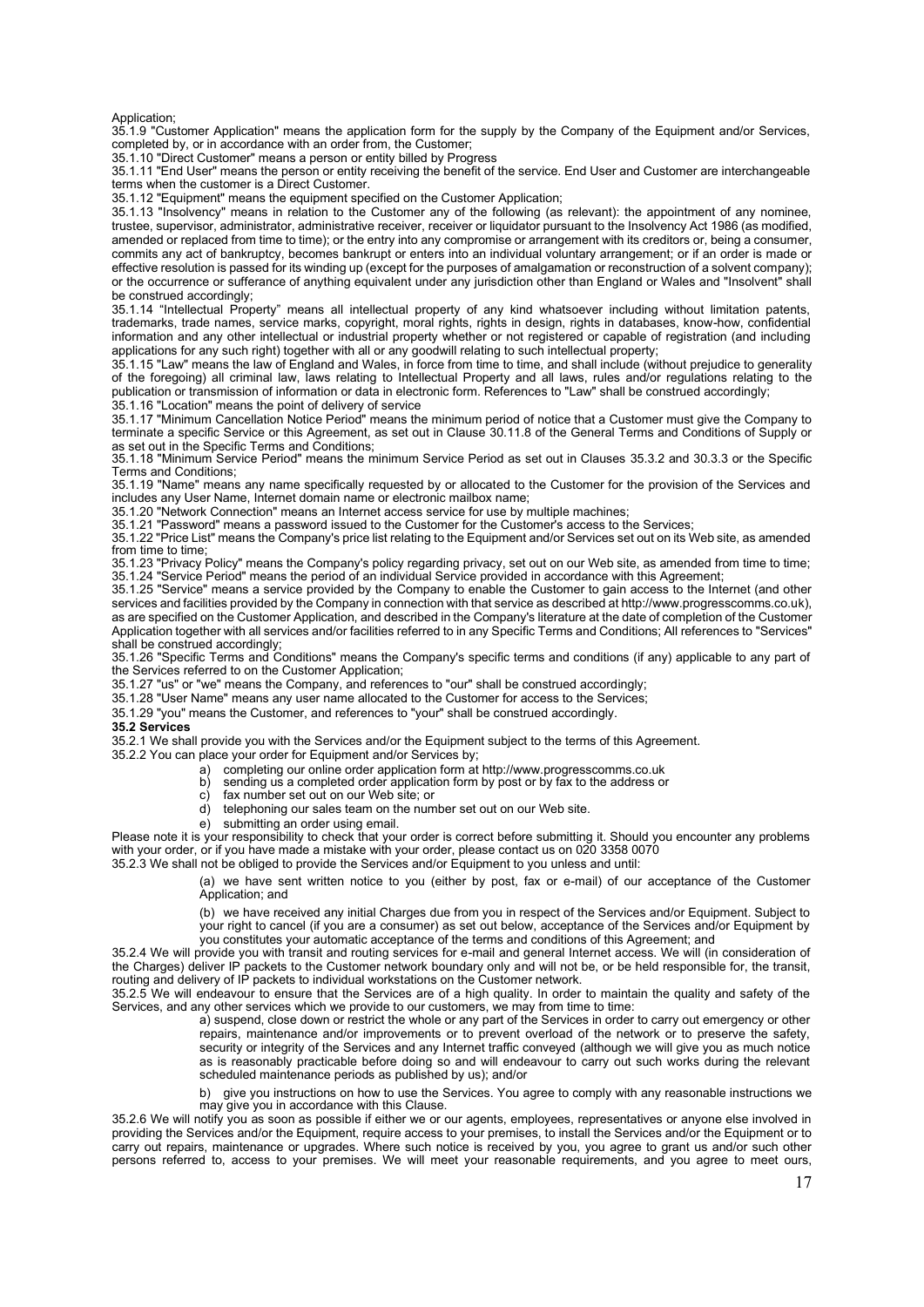Application;

35.1.9 "Customer Application" means the application form for the supply by the Company of the Equipment and/or Services, completed by, or in accordance with an order from, the Customer;

35.1.10 "Direct Customer" means a person or entity billed by Progress

35.1.11 "End User" means the person or entity receiving the benefit of the service. End User and Customer are interchangeable terms when the customer is a Direct Customer.

35.1.12 "Equipment" means the equipment specified on the Customer Application;

35.1.13 "Insolvency" means in relation to the Customer any of the following (as relevant): the appointment of any nominee, trustee, supervisor, administrator, administrative receiver, receiver or liquidator pursuant to the Insolvency Act 1986 (as modified, amended or replaced from time to time); or the entry into any compromise or arrangement with its creditors or, being a consumer, commits any act of bankruptcy, becomes bankrupt or enters into an individual voluntary arrangement; or if an order is made or effective resolution is passed for its winding up (except for the purposes of amalgamation or reconstruction of a solvent company); or the occurrence or sufferance of anything equivalent under any jurisdiction other than England or Wales and "Insolvent" shall be construed accordingly;

35.1.14 "Intellectual Property" means all intellectual property of any kind whatsoever including without limitation patents, trademarks, trade names, service marks, copyright, moral rights, rights in design, rights in databases, know-how, confidential information and any other intellectual or industrial property whether or not registered or capable of registration (and including applications for any such right) together with all or any goodwill relating to such intellectual property;

35.1.15 "Law" means the law of England and Wales, in force from time to time, and shall include (without prejudice to generality of the foregoing) all criminal law, laws relating to Intellectual Property and all laws, rules and/or regulations relating to the publication or transmission of information or data in electronic form. References to "Law" shall be construed accordingly;

35.1.16 "Location" means the point of delivery of service

35.1.17 "Minimum Cancellation Notice Period" means the minimum period of notice that a Customer must give the Company to terminate a specific Service or this Agreement, as set out in Clause 30.11.8 of the General Terms and Conditions of Supply or as set out in the Specific Terms and Conditions;

35.1.18 "Minimum Service Period" means the minimum Service Period as set out in Clauses 35.3.2 and 30.3.3 or the Specific Terms and Conditions;

35.1.19 "Name" means any name specifically requested by or allocated to the Customer for the provision of the Services and includes any User Name, Internet domain name or electronic mailbox name;

35.1.20 "Network Connection" means an Internet access service for use by multiple machines;

35.1.21 "Password" means a password issued to the Customer for the Customer's access to the Services;

35.1.22 "Price List" means the Company's price list relating to the Equipment and/or Services set out on its Web site, as amended from time to time;

35.1.23 "Privacy Policy" means the Company's policy regarding privacy, set out on our Web site, as amended from time to time;

35.1.24 "Service Period" means the period of an individual Service provided in accordance with this Agreement;

35.1.25 "Service" means a service provided by the Company to enable the Customer to gain access to the Internet (and other services and facilities provided by the Company in connection with that service as described at http://www.progresscomms.co.uk), as are specified on the Customer Application, and described in the Company's literature at the date of completion of the Customer Application together with all services and/or facilities referred to in any Specific Terms and Conditions; All references to "Services" shall be construed accordingly;

35.1.26 "Specific Terms and Conditions" means the Company's specific terms and conditions (if any) applicable to any part of the Services referred to on the Customer Application;

35.1.27 "us" or "we" means the Company, and references to "our" shall be construed accordingly;

35.1.28 "User Name" means any user name allocated to the Customer for access to the Services;

35.1.29 "you" means the Customer, and references to "your" shall be construed accordingly.

**35.2 Services**

35.2.1 We shall provide you with the Services and/or the Equipment subject to the terms of this Agreement.

35.2.2 You can place your order for Equipment and/or Services by;

a) completing our online order application form at http://www.progresscomms.co.uk
b) sending us a completed order application form by post or by fax to the address or
c) fax number set out on our Web site; or
d) telephoning our sales team on the number set out on our Web site.
e) submitting an order using email.

Please note it is your responsibility to check that your order is correct before submitting it. Should you encounter any problems with your order, or if you have made a mistake with your order, please contact us on 020 3358 0070

35.2.3 We shall not be obliged to provide the Services and/or Equipment to you unless and until:

(a) we have sent written notice to you (either by post, fax or e-mail) of our acceptance of the Customer Application; and

(b) we have received any initial Charges due from you in respect of the Services and/or Equipment. Subject to your right to cancel (if you are a consumer) as set out below, acceptance of the Services and/or Equipment by you constitutes your automatic acceptance of the terms and conditions of this Agreement; and

35.2.4 We will provide you with transit and routing services for e-mail and general Internet access. We will (in consideration of the Charges) deliver IP packets to the Customer network boundary only and will not be, or be held responsible for, the transit, routing and delivery of IP packets to individual workstations on the Customer network.

35.2.5 We will endeavour to ensure that the Services are of a high quality. In order to maintain the quality and safety of the Services, and any other services which we provide to our customers, we may from time to time:

a) suspend, close down or restrict the whole or any part of the Services in order to carry out emergency or other repairs, maintenance and/or improvements or to prevent overload of the network or to preserve the safety, security or integrity of the Services and any Internet traffic conveyed (although we will give you as much notice as is reasonably practicable before doing so and will endeavour to carry out such works during the relevant scheduled maintenance periods as published by us); and/or

b) give you instructions on how to use the Services. You agree to comply with any reasonable instructions we may give you in accordance with this Clause.

35.2.6 We will notify you as soon as possible if either we or our agents, employees, representatives or anyone else involved in providing the Services and/or the Equipment, require access to your premises, to install the Services and/or the Equipment or to carry out repairs, maintenance or upgrades. Where such notice is received by you, you agree to grant us and/or such other persons referred to, access to your premises. We will meet your reasonable requirements, and you agree to meet ours,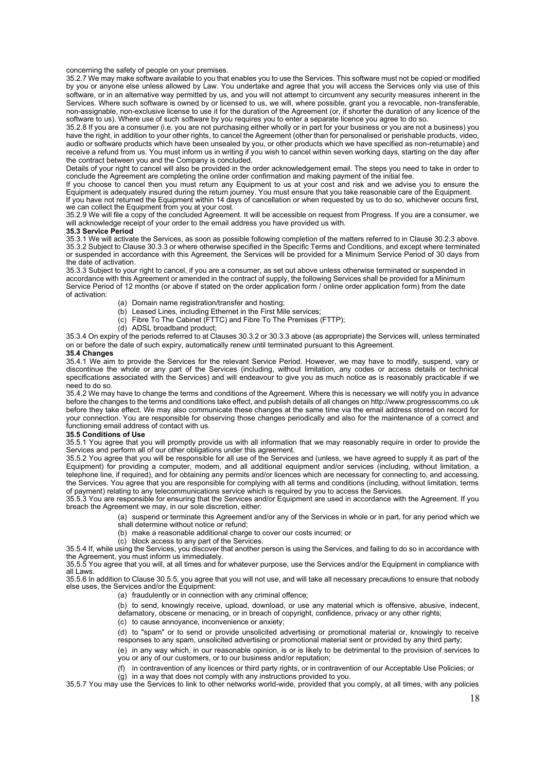concerning the safety of people on your premises.

35.2.7 We may make software available to you that enables you to use the Services. This software must not be copied or modified by you or anyone else unless allowed by Law. You undertake and agree that you will access the Services only via use of this software, or in an alternative way permitted by us, and you will not attempt to circumvent any security measures inherent in the Services. Where such software is owned by or licensed to us, we will, where possible, grant you a revocable, non-transferable, non-assignable, non-exclusive license to use it for the duration of the Agreement (or, if shorter the duration of any licence of the software to us). Where use of such software by you requires you to enter a separate licence you agree to do so.

35.2.8 If you are a consumer (i.e. you are not purchasing either wholly or in part for your business or you are not a business) you have the right, in addition to your other rights, to cancel the Agreement (other than for personalised or perishable products, video, audio or software products which have been unsealed by you, or other products which we have specified as non-returnable) and receive a refund from us. You must inform us in writing if you wish to cancel within seven working days, starting on the day after the contract between you and the Company is concluded.

Details of your right to cancel will also be provided in the order acknowledgement email. The steps you need to take in order to conclude the Agreement are completing the online order confirmation and making payment of the initial fee.

If you choose to cancel then you must return any Equipment to us at your cost and risk and we advise you to ensure the Equipment is adequately insured during the return journey. You must ensure that you take reasonable care of the Equipment.

If you have not returned the Equipment within 14 days of cancellation or when requested by us to do so, whichever occurs first, we can collect the Equipment from you at your cost.

35.2.9 We will file a copy of the concluded Agreement. It will be accessible on request from Progress. If you are a consumer, we will acknowledge receipt of your order to the email address you have provided us with.

**35.3 Service Period**

35.3.1 We will activate the Services, as soon as possible following completion of the matters referred to in Clause 30.2.3 above.

35.3.2 Subject to Clause 30.3.3 or where otherwise specified in the Specific Terms and Conditions, and except where terminated or suspended in accordance with this Agreement, the Services will be provided for a Minimum Service Period of 30 days from the date of activation.

35.3.3 Subject to your right to cancel, if you are a consumer, as set out above unless otherwise terminated or suspended in accordance with this Agreement or amended in the contract of supply, the following Services shall be provided for a Minimum Service Period of 12 months (or above if stated on the order application form / online order application form) from the date of activation:

(a) Domain name registration/transfer and hosting;
(b) Leased Lines, including Ethernet in the First Mile services;
(c) Fibre To The Cabinet (FTTC) and Fibre To The Premises (FTTP);
(d) ADSL broadband product;

35.3.4 On expiry of the periods referred to at Clauses 30.3.2 or 30.3.3 above (as appropriate) the Services will, unless terminated on or before the date of such expiry, automatically renew until terminated pursuant to this Agreement.

**35.4 Changes**

35.4.1 We aim to provide the Services for the relevant Service Period. However, we may have to modify, suspend, vary or discontinue the whole or any part of the Services (including, without limitation, any codes or access details or technical specifications associated with the Services) and will endeavour to give you as much notice as is reasonably practicable if we need to do so.

35.4.2 We may have to change the terms and conditions of the Agreement. Where this is necessary we will notify you in advance before the changes to the terms and conditions take effect, and publish details of all changes on http://www.progresscomms.co.uk before they take effect. We may also communicate these changes at the same time via the email address stored on record for your connection. You are responsible for observing those changes periodically and also for the maintenance of a correct and functioning email address of contact with us.

**35.5 Conditions of Use**

35.5.1 You agree that you will promptly provide us with all information that we may reasonably require in order to provide the Services and perform all of our other obligations under this agreement.

35.5.2 You agree that you will be responsible for all use of the Services and (unless, we have agreed to supply it as part of the Equipment) for providing a computer, modem, and all additional equipment and/or services (including, without limitation, a telephone line, if required), and for obtaining any permits and/or licences which are necessary for connecting to, and accessing, the Services. You agree that you are responsible for complying with all terms and conditions (including, without limitation, terms of payment) relating to any telecommunications service which is required by you to access the Services.

35.5.3 You are responsible for ensuring that the Services and/or Equipment are used in accordance with the Agreement. If you breach the Agreement we may, in our sole discretion, either:

(a) suspend or terminate this Agreement and/or any of the Services in whole or in part, for any period which we shall determine without notice or refund;
(b) make a reasonable additional charge to cover our costs incurred; or
(c) block access to any part of the Services.

35.5.4 If, while using the Services, you discover that another person is using the Services, and failing to do so in accordance with the Agreement, you must inform us immediately.

35.5.5 You agree that you will, at all times and for whatever purpose, use the Services and/or the Equipment in compliance with all Laws.

35.5.6 In addition to Clause 30.5.5, you agree that you will not use, and will take all necessary precautions to ensure that nobody else uses, the Services and/or the Equipment:

(a) fraudulently or in connection with any criminal offence;

(b) to send, knowingly receive, upload, download, or use any material which is offensive, abusive, indecent, defamatory, obscene or menacing, or in breach of copyright, confidence, privacy or any other rights;

(c) to cause annoyance, inconvenience or anxiety;

(d) to "spam" or to send or provide unsolicited advertising or promotional material or, knowingly to receive responses to any spam, unsolicited advertising or promotional material sent or provided by any third party;

(e) in any way which, in our reasonable opinion, is or is likely to be detrimental to the provision of services to you or any of our customers, or to our business and/or reputation;

(f) in contravention of any licences or third party rights, or in contravention of our Acceptable Use Policies; or

(g) in a way that does not comply with any instructions provided to you.

35.5.7 You may use the Services to link to other networks world-wide, provided that you comply, at all times, with any policies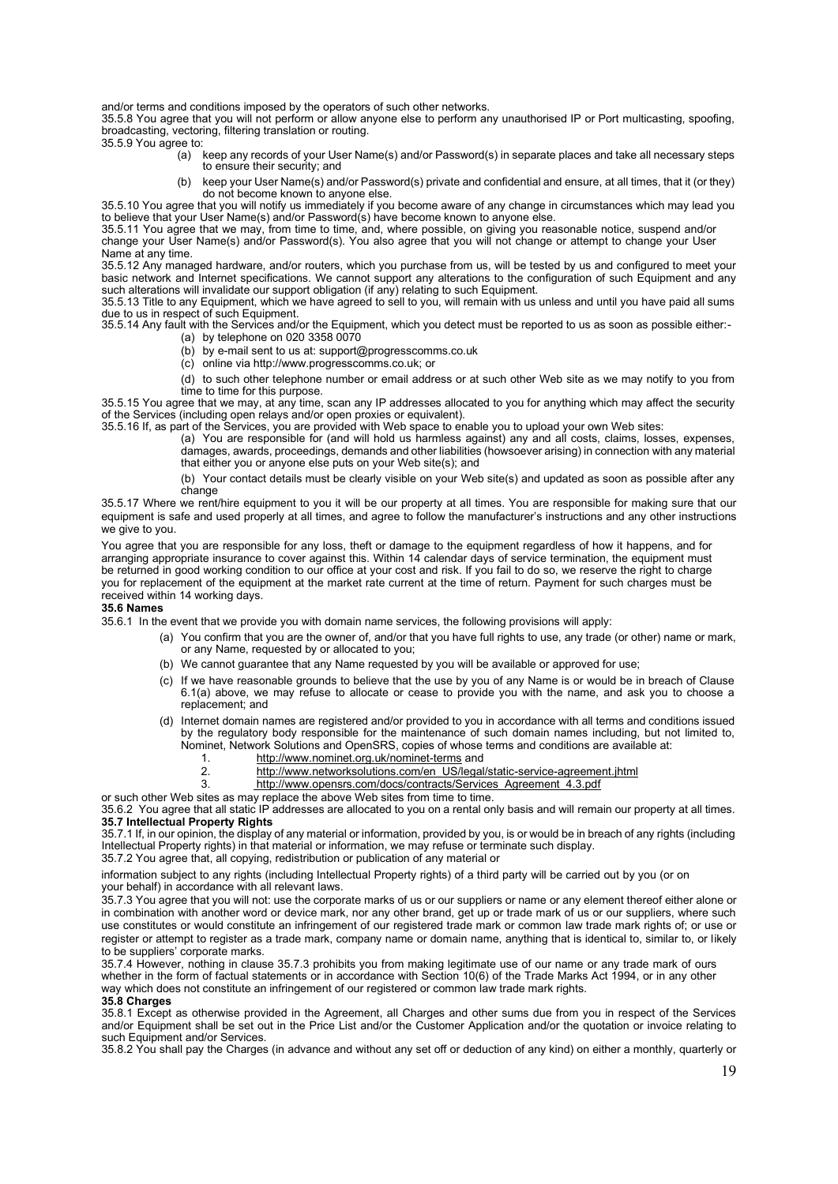and/or terms and conditions imposed by the operators of such other networks.

35.5.8 You agree that you will not perform or allow anyone else to perform any unauthorised IP or Port multicasting, spoofing, broadcasting, vectoring, filtering translation or routing.

35.5.9 You agree to:

(a) keep any records of your User Name(s) and/or Password(s) in separate places and take all necessary steps to ensure their security; and

(b) keep your User Name(s) and/or Password(s) private and confidential and ensure, at all times, that it (or they) do not become known to anyone else.

35.5.10 You agree that you will notify us immediately if you become aware of any change in circumstances which may lead you to believe that your User Name(s) and/or Password(s) have become known to anyone else.

35.5.11 You agree that we may, from time to time, and, where possible, on giving you reasonable notice, suspend and/or change your User Name(s) and/or Password(s). You also agree that you will not change or attempt to change your User Name at any time.

35.5.12 Any managed hardware, and/or routers, which you purchase from us, will be tested by us and configured to meet your basic network and Internet specifications. We cannot support any alterations to the configuration of such Equipment and any such alterations will invalidate our support obligation (if any) relating to such Equipment.

35.5.13 Title to any Equipment, which we have agreed to sell to you, will remain with us unless and until you have paid all sums due to us in respect of such Equipment.

35.5.14 Any fault with the Services and/or the Equipment, which you detect must be reported to us as soon as possible either:-

(a) by telephone on 020 3358 0070

(b) by e-mail sent to us at: support@progresscomms.co.uk

(c) online via http://www.progresscomms.co.uk; or

(d) to such other telephone number or email address or at such other Web site as we may notify to you from time to time for this purpose.

35.5.15 You agree that we may, at any time, scan any IP addresses allocated to you for anything which may affect the security of the Services (including open relays and/or open proxies or equivalent).

35.5.16 If, as part of the Services, you are provided with Web space to enable you to upload your own Web sites:

(a) You are responsible for (and will hold us harmless against) any and all costs, claims, losses, expenses, damages, awards, proceedings, demands and other liabilities (howsoever arising) in connection with any material that either you or anyone else puts on your Web site(s); and

(b) Your contact details must be clearly visible on your Web site(s) and updated as soon as possible after any change

35.5.17 Where we rent/hire equipment to you it will be our property at all times. You are responsible for making sure that our equipment is safe and used properly at all times, and agree to follow the manufacturer's instructions and any other instructions we give to you.

You agree that you are responsible for any loss, theft or damage to the equipment regardless of how it happens, and for arranging appropriate insurance to cover against this. Within 14 calendar days of service termination, the equipment must be returned in good working condition to our office at your cost and risk. If you fail to do so, we reserve the right to charge you for replacement of the equipment at the market rate current at the time of return. Payment for such charges must be received within 14 working days.

**35.6 Names**

35.6.1 In the event that we provide you with domain name services, the following provisions will apply:

(a) You confirm that you are the owner of, and/or that you have full rights to use, any trade (or other) name or mark, or any Name, requested by or allocated to you;

(b) We cannot guarantee that any Name requested by you will be available or approved for use;

(c) If we have reasonable grounds to believe that the use by you of any Name is or would be in breach of Clause 6.1(a) above, we may refuse to allocate or cease to provide you with the name, and ask you to choose a replacement; and

(d) Internet domain names are registered and/or provided to you in accordance with all terms and conditions issued by the regulatory body responsible for the maintenance of such domain names including, but not limited to, Nominet, Network Solutions and OpenSRS, copies of whose terms and conditions are available at:

1. http://www.nominet.org.uk/nominet-terms and
2. http://www.networksolutions.com/en_US/legal/static-service-agreement.jhtml
3. http://www.opensrs.com/docs/contracts/Services_Agreement_4.3.pdf

or such other Web sites as may replace the above Web sites from time to time.

35.6.2 You agree that all static IP addresses are allocated to you on a rental only basis and will remain our property at all times.

**35.7 Intellectual Property Rights**

35.7.1 If, in our opinion, the display of any material or information, provided by you, is or would be in breach of any rights (including Intellectual Property rights) in that material or information, we may refuse or terminate such display.

35.7.2 You agree that, all copying, redistribution or publication of any material or information subject to any rights (including Intellectual Property rights) of a third party will be carried out by you (or on your behalf) in accordance with all relevant laws.

35.7.3 You agree that you will not: use the corporate marks of us or our suppliers or name or any element thereof either alone or in combination with another word or device mark, nor any other brand, get up or trade mark of us or our suppliers, where such use constitutes or would constitute an infringement of our registered trade mark or common law trade mark rights of; or use or register or attempt to register as a trade mark, company name or domain name, anything that is identical to, similar to, or likely to be suppliers' corporate marks.

35.7.4 However, nothing in clause 35.7.3 prohibits you from making legitimate use of our name or any trade mark of ours whether in the form of factual statements or in accordance with Section 10(6) of the Trade Marks Act 1994, or in any other way which does not constitute an infringement of our registered or common law trade mark rights.

**35.8 Charges**

35.8.1 Except as otherwise provided in the Agreement, all Charges and other sums due from you in respect of the Services and/or Equipment shall be set out in the Price List and/or the Customer Application and/or the quotation or invoice relating to such Equipment and/or Services.

35.8.2 You shall pay the Charges (in advance and without any set off or deduction of any kind) on either a monthly, quarterly or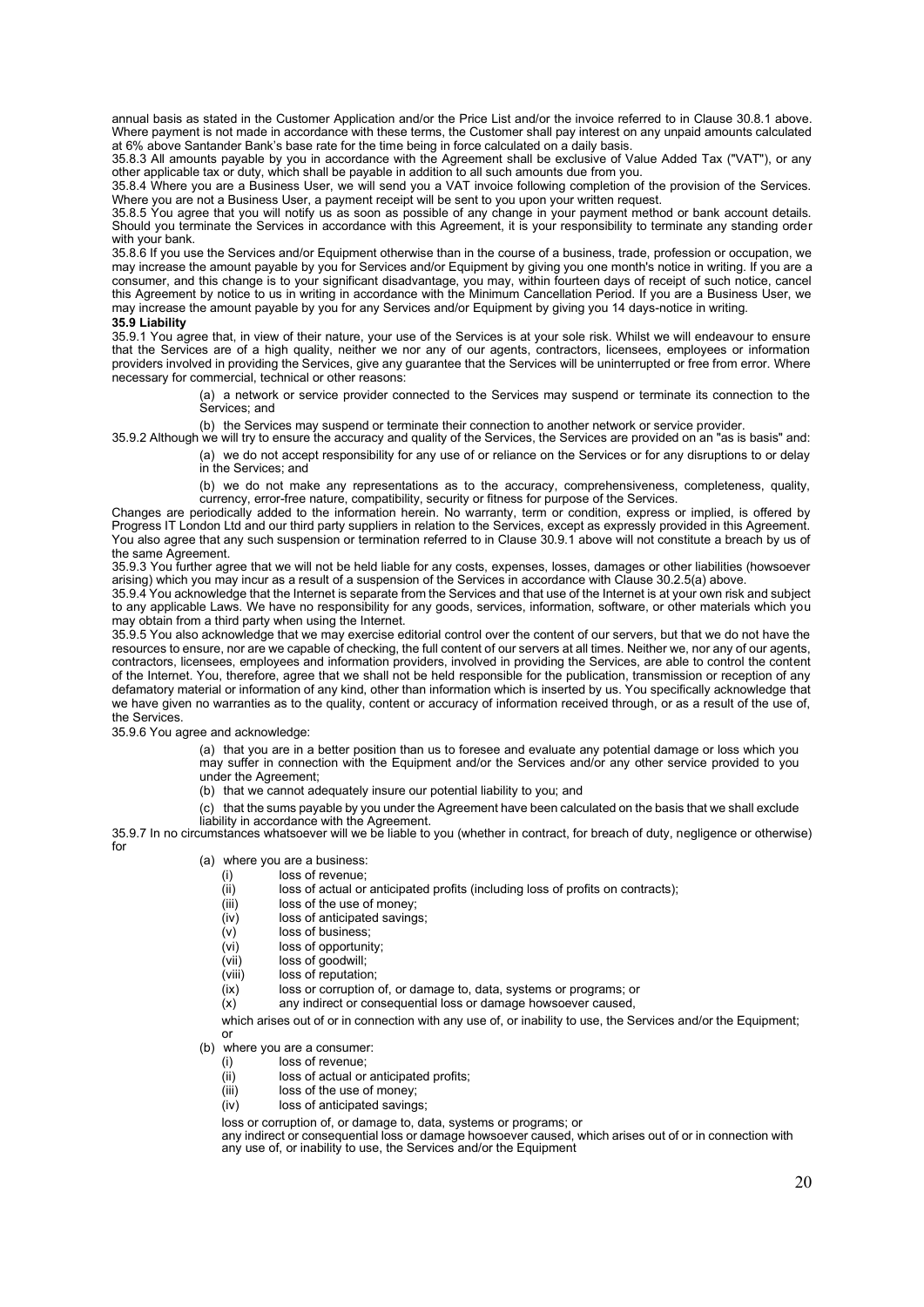annual basis as stated in the Customer Application and/or the Price List and/or the invoice referred to in Clause 30.8.1 above. Where payment is not made in accordance with these terms, the Customer shall pay interest on any unpaid amounts calculated at 6% above Santander Bank's base rate for the time being in force calculated on a daily basis.

35.8.3 All amounts payable by you in accordance with the Agreement shall be exclusive of Value Added Tax ("VAT"), or any other applicable tax or duty, which shall be payable in addition to all such amounts due from you.

35.8.4 Where you are a Business User, we will send you a VAT invoice following completion of the provision of the Services. Where you are not a Business User, a payment receipt will be sent to you upon your written request.

35.8.5 You agree that you will notify us as soon as possible of any change in your payment method or bank account details. Should you terminate the Services in accordance with this Agreement, it is your responsibility to terminate any standing order with your bank.

35.8.6 If you use the Services and/or Equipment otherwise than in the course of a business, trade, profession or occupation, we may increase the amount payable by you for Services and/or Equipment by giving you one month's notice in writing. If you are a consumer, and this change is to your significant disadvantage, you may, within fourteen days of receipt of such notice, cancel this Agreement by notice to us in writing in accordance with the Minimum Cancellation Period. If you are a Business User, we may increase the amount payable by you for any Services and/or Equipment by giving you 14 days-notice in writing.

**35.9 Liability**

35.9.1 You agree that, in view of their nature, your use of the Services is at your sole risk. Whilst we will endeavour to ensure that the Services are of a high quality, neither we nor any of our agents, contractors, licensees, employees or information providers involved in providing the Services, give any guarantee that the Services will be uninterrupted or free from error. Where necessary for commercial, technical or other reasons:

(a) a network or service provider connected to the Services may suspend or terminate its connection to the Services; and

(b) the Services may suspend or terminate their connection to another network or service provider.

35.9.2 Although we will try to ensure the accuracy and quality of the Services, the Services are provided on an "as is basis" and:

(a) we do not accept responsibility for any use of or reliance on the Services or for any disruptions to or delay in the Services; and

(b) we do not make any representations as to the accuracy, comprehensiveness, completeness, quality, currency, error-free nature, compatibility, security or fitness for purpose of the Services.

Changes are periodically added to the information herein. No warranty, term or condition, express or implied, is offered by Progress IT London Ltd and our third party suppliers in relation to the Services, except as expressly provided in this Agreement. You also agree that any such suspension or termination referred to in Clause 30.9.1 above will not constitute a breach by us of the same Agreement.

35.9.3 You further agree that we will not be held liable for any costs, expenses, losses, damages or other liabilities (howsoever arising) which you may incur as a result of a suspension of the Services in accordance with Clause 30.2.5(a) above.

35.9.4 You acknowledge that the Internet is separate from the Services and that use of the Internet is at your own risk and subject to any applicable Laws. We have no responsibility for any goods, services, information, software, or other materials which you may obtain from a third party when using the Internet.

35.9.5 You also acknowledge that we may exercise editorial control over the content of our servers, but that we do not have the resources to ensure, nor are we capable of checking, the full content of our servers at all times. Neither we, nor any of our agents, contractors, licensees, employees and information providers, involved in providing the Services, are able to control the content of the Internet. You, therefore, agree that we shall not be held responsible for the publication, transmission or reception of any defamatory material or information of any kind, other than information which is inserted by us. You specifically acknowledge that we have given no warranties as to the quality, content or accuracy of information received through, or as a result of the use of, the Services.

35.9.6 You agree and acknowledge:

(a) that you are in a better position than us to foresee and evaluate any potential damage or loss which you may suffer in connection with the Equipment and/or the Services and/or any other service provided to you under the Agreement;

(b) that we cannot adequately insure our potential liability to you; and

(c) that the sums payable by you under the Agreement have been calculated on the basis that we shall exclude liability in accordance with the Agreement.

35.9.7 In no circumstances whatsoever will we be liable to you (whether in contract, for breach of duty, negligence or otherwise) for

(a) where you are a business:

(i) loss of revenue;
(ii) loss of actual or anticipated profits (including loss of profits on contracts);
(iii) loss of the use of money;
(iv) loss of anticipated savings;
(v) loss of business;
(vi) loss of opportunity;
(vii) loss of goodwill;
(viii) loss of reputation;
(ix) loss or corruption of, or damage to, data, systems or programs; or
(x) any indirect or consequential loss or damage howsoever caused,

which arises out of or in connection with any use of, or inability to use, the Services and/or the Equipment; or

(b) where you are a consumer:

(i) loss of revenue;
(ii) loss of actual or anticipated profits;
(iii) loss of the use of money;
(iv) loss of anticipated savings;

loss or corruption of, or damage to, data, systems or programs; or
any indirect or consequential loss or damage howsoever caused, which arises out of or in connection with any use of, or inability to use, the Services and/or the Equipment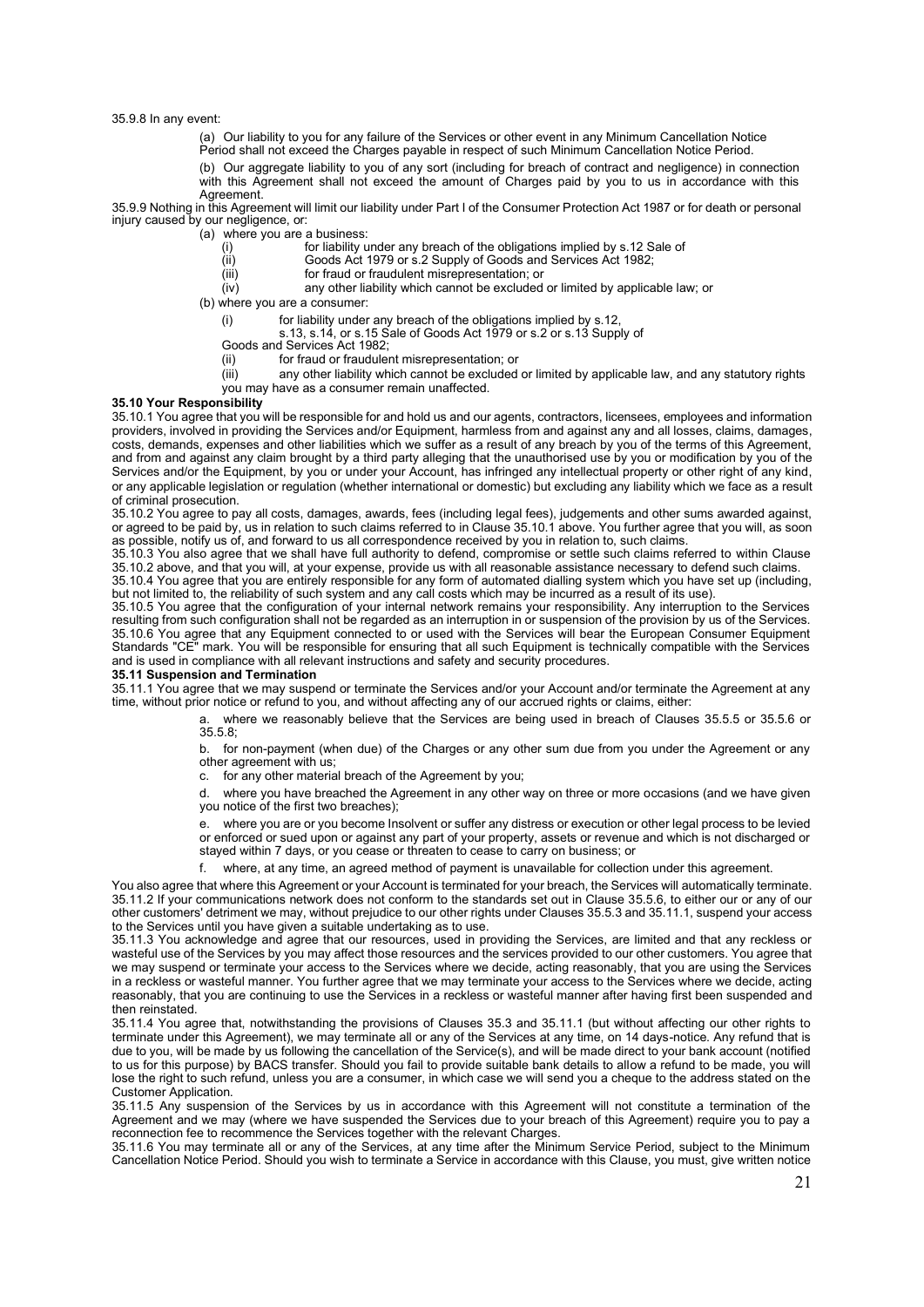35.9.8 In any event:

(a) Our liability to you for any failure of the Services or other event in any Minimum Cancellation Notice Period shall not exceed the Charges payable in respect of such Minimum Cancellation Notice Period.

(b) Our aggregate liability to you of any sort (including for breach of contract and negligence) in connection with this Agreement shall not exceed the amount of Charges paid by you to us in accordance with this Agreement.

35.9.9 Nothing in this Agreement will limit our liability under Part I of the Consumer Protection Act 1987 or for death or personal injury caused by our negligence, or:

(a) where you are a business:

(i) for liability under any breach of the obligations implied by s.12 Sale of

(ii) Goods Act 1979 or s.2 Supply of Goods and Services Act 1982;

(iii) for fraud or fraudulent misrepresentation; or

(iv) any other liability which cannot be excluded or limited by applicable law; or

(b) where you are a consumer:

(i) for liability under any breach of the obligations implied by s.12, s.13, s.14, or s.15 Sale of Goods Act 1979 or s.2 or s.13 Supply of Goods and Services Act 1982;

(ii) for fraud or fraudulent misrepresentation; or

(iii) any other liability which cannot be excluded or limited by applicable law, and any statutory rights you may have as a consumer remain unaffected.

**35.10 Your Responsibility**

35.10.1 You agree that you will be responsible for and hold us and our agents, contractors, licensees, employees and information providers, involved in providing the Services and/or Equipment, harmless from and against any and all losses, claims, damages, costs, demands, expenses and other liabilities which we suffer as a result of any breach by you of the terms of this Agreement, and from and against any claim brought by a third party alleging that the unauthorised use by you or modification by you of the Services and/or the Equipment, by you or under your Account, has infringed any intellectual property or other right of any kind, or any applicable legislation or regulation (whether international or domestic) but excluding any liability which we face as a result of criminal prosecution.

35.10.2 You agree to pay all costs, damages, awards, fees (including legal fees), judgements and other sums awarded against, or agreed to be paid by, us in relation to such claims referred to in Clause 35.10.1 above. You further agree that you will, as soon as possible, notify us of, and forward to us all correspondence received by you in relation to, such claims.

35.10.3 You also agree that we shall have full authority to defend, compromise or settle such claims referred to within Clause 35.10.2 above, and that you will, at your expense, provide us with all reasonable assistance necessary to defend such claims.

35.10.4 You agree that you are entirely responsible for any form of automated dialling system which you have set up (including, but not limited to, the reliability of such system and any call costs which may be incurred as a result of its use).

35.10.5 You agree that the configuration of your internal network remains your responsibility. Any interruption to the Services resulting from such configuration shall not be regarded as an interruption in or suspension of the provision by us of the Services.

35.10.6 You agree that any Equipment connected to or used with the Services will bear the European Consumer Equipment Standards "CE" mark. You will be responsible for ensuring that all such Equipment is technically compatible with the Services and is used in compliance with all relevant instructions and safety and security procedures.

**35.11 Suspension and Termination**

35.11.1 You agree that we may suspend or terminate the Services and/or your Account and/or terminate the Agreement at any time, without prior notice or refund to you, and without affecting any of our accrued rights or claims, either:

a. where we reasonably believe that the Services are being used in breach of Clauses 35.5.5 or 35.5.6 or 35.5.8;

b. for non-payment (when due) of the Charges or any other sum due from you under the Agreement or any other agreement with us;

c. for any other material breach of the Agreement by you;

d. where you have breached the Agreement in any other way on three or more occasions (and we have given you notice of the first two breaches);

e. where you are or you become Insolvent or suffer any distress or execution or other legal process to be levied or enforced or sued upon or against any part of your property, assets or revenue and which is not discharged or stayed within 7 days, or you cease or threaten to cease to carry on business; or

f. where, at any time, an agreed method of payment is unavailable for collection under this agreement.

You also agree that where this Agreement or your Account is terminated for your breach, the Services will automatically terminate.

35.11.2 If your communications network does not conform to the standards set out in Clause 35.5.6, to either our or any of our other customers' detriment we may, without prejudice to our other rights under Clauses 35.5.3 and 35.11.1, suspend your access to the Services until you have given a suitable undertaking as to use.

35.11.3 You acknowledge and agree that our resources, used in providing the Services, are limited and that any reckless or wasteful use of the Services by you may affect those resources and the services provided to our other customers. You agree that we may suspend or terminate your access to the Services where we decide, acting reasonably, that you are using the Services in a reckless or wasteful manner. You further agree that we may terminate your access to the Services where we decide, acting reasonably, that you are continuing to use the Services in a reckless or wasteful manner after having first been suspended and then reinstated.

35.11.4 You agree that, notwithstanding the provisions of Clauses 35.3 and 35.11.1 (but without affecting our other rights to terminate under this Agreement), we may terminate all or any of the Services at any time, on 14 days-notice. Any refund that is due to you, will be made by us following the cancellation of the Service(s), and will be made direct to your bank account (notified to us for this purpose) by BACS transfer. Should you fail to provide suitable bank details to allow a refund to be made, you will lose the right to such refund, unless you are a consumer, in which case we will send you a cheque to the address stated on the Customer Application.

35.11.5 Any suspension of the Services by us in accordance with this Agreement will not constitute a termination of the Agreement and we may (where we have suspended the Services due to your breach of this Agreement) require you to pay a reconnection fee to recommence the Services together with the relevant Charges.

35.11.6 You may terminate all or any of the Services, at any time after the Minimum Service Period, subject to the Minimum Cancellation Notice Period. Should you wish to terminate a Service in accordance with this Clause, you must, give written notice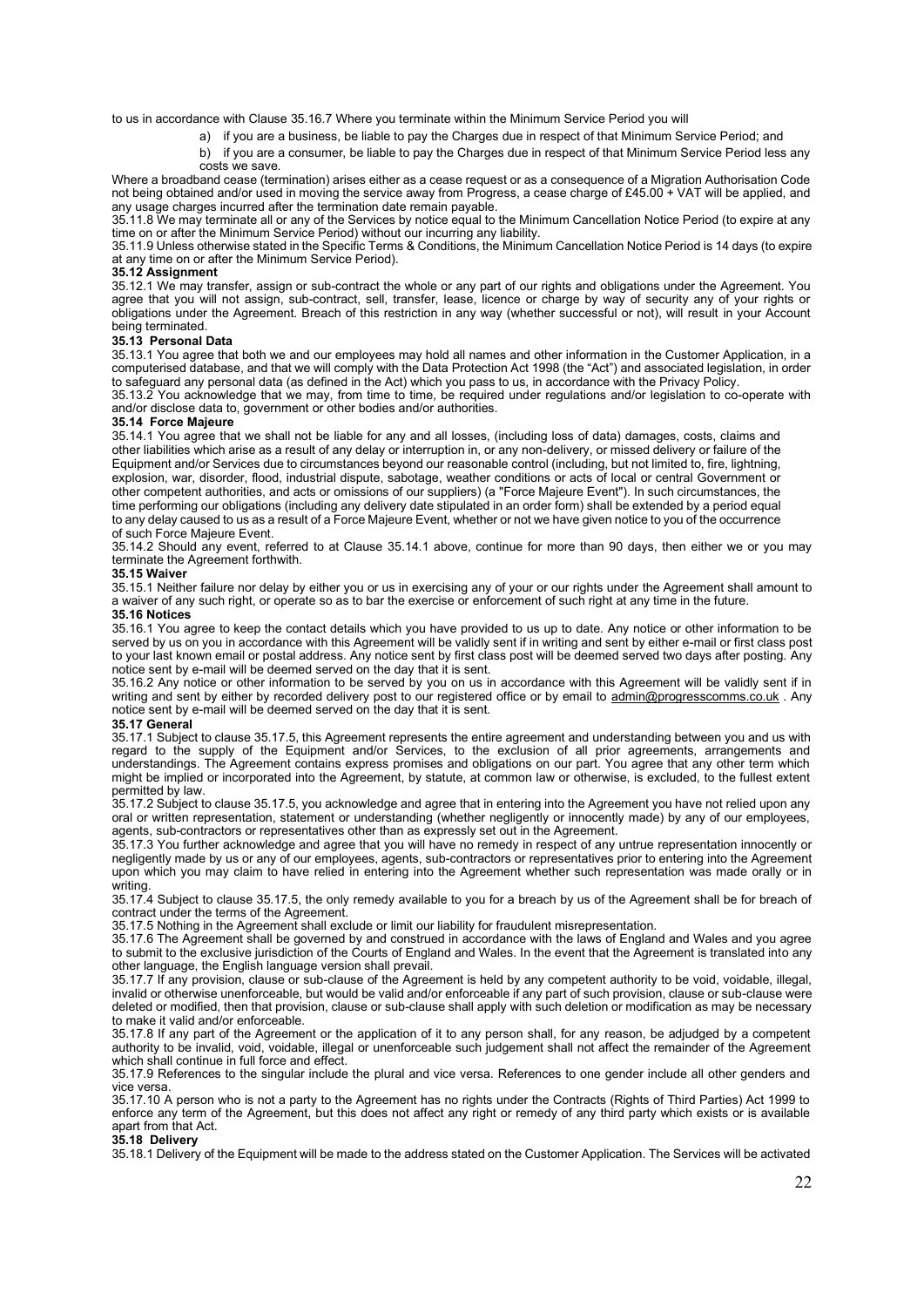to us in accordance with Clause 35.16.7 Where you terminate within the Minimum Service Period you will

a) if you are a business, be liable to pay the Charges due in respect of that Minimum Service Period; and

b) if you are a consumer, be liable to pay the Charges due in respect of that Minimum Service Period less any costs we save.

Where a broadband cease (termination) arises either as a cease request or as a consequence of a Migration Authorisation Code not being obtained and/or used in moving the service away from Progress, a cease charge of £45.00 + VAT will be applied, and any usage charges incurred after the termination date remain payable.

35.11.8 We may terminate all or any of the Services by notice equal to the Minimum Cancellation Notice Period (to expire at any time on or after the Minimum Service Period) without our incurring any liability.

35.11.9 Unless otherwise stated in the Specific Terms & Conditions, the Minimum Cancellation Notice Period is 14 days (to expire at any time on or after the Minimum Service Period).

**35.12 Assignment**

35.12.1 We may transfer, assign or sub-contract the whole or any part of our rights and obligations under the Agreement. You agree that you will not assign, sub-contract, sell, transfer, lease, licence or charge by way of security any of your rights or obligations under the Agreement. Breach of this restriction in any way (whether successful or not), will result in your Account being terminated.

**35.13 Personal Data**

35.13.1 You agree that both we and our employees may hold all names and other information in the Customer Application, in a computerised database, and that we will comply with the Data Protection Act 1998 (the "Act") and associated legislation, in order to safeguard any personal data (as defined in the Act) which you pass to us, in accordance with the Privacy Policy.

35.13.2 You acknowledge that we may, from time to time, be required under regulations and/or legislation to co-operate with and/or disclose data to, government or other bodies and/or authorities.

**35.14 Force Majeure**

35.14.1 You agree that we shall not be liable for any and all losses, (including loss of data) damages, costs, claims and other liabilities which arise as a result of any delay or interruption in, or any non-delivery, or missed delivery or failure of the Equipment and/or Services due to circumstances beyond our reasonable control (including, but not limited to, fire, lightning, explosion, war, disorder, flood, industrial dispute, sabotage, weather conditions or acts of local or central Government or other competent authorities, and acts or omissions of our suppliers) (a "Force Majeure Event"). In such circumstances, the time performing our obligations (including any delivery date stipulated in an order form) shall be extended by a period equal to any delay caused to us as a result of a Force Majeure Event, whether or not we have given notice to you of the occurrence of such Force Majeure Event.

35.14.2 Should any event, referred to at Clause 35.14.1 above, continue for more than 90 days, then either we or you may terminate the Agreement forthwith.

**35.15 Waiver**

35.15.1 Neither failure nor delay by either you or us in exercising any of your or our rights under the Agreement shall amount to a waiver of any such right, or operate so as to bar the exercise or enforcement of such right at any time in the future.

**35.16 Notices**

35.16.1 You agree to keep the contact details which you have provided to us up to date. Any notice or other information to be served by us on you in accordance with this Agreement will be validly sent if in writing and sent by either e-mail or first class post to your last known email or postal address. Any notice sent by first class post will be deemed served two days after posting. Any notice sent by e-mail will be deemed served on the day that it is sent.

35.16.2 Any notice or other information to be served by you on us in accordance with this Agreement will be validly sent if in writing and sent by either by recorded delivery post to our registered office or by email to admin@progresscomms.co.uk . Any notice sent by e-mail will be deemed served on the day that it is sent.

**35.17 General**

35.17.1 Subject to clause 35.17.5, this Agreement represents the entire agreement and understanding between you and us with regard to the supply of the Equipment and/or Services, to the exclusion of all prior agreements, arrangements and understandings. The Agreement contains express promises and obligations on our part. You agree that any other term which might be implied or incorporated into the Agreement, by statute, at common law or otherwise, is excluded, to the fullest extent permitted by law.

35.17.2 Subject to clause 35.17.5, you acknowledge and agree that in entering into the Agreement you have not relied upon any oral or written representation, statement or understanding (whether negligently or innocently made) by any of our employees, agents, sub-contractors or representatives other than as expressly set out in the Agreement.

35.17.3 You further acknowledge and agree that you will have no remedy in respect of any untrue representation innocently or negligently made by us or any of our employees, agents, sub-contractors or representatives prior to entering into the Agreement upon which you may claim to have relied in entering into the Agreement whether such representation was made orally or in writing.

35.17.4 Subject to clause 35.17.5, the only remedy available to you for a breach by us of the Agreement shall be for breach of contract under the terms of the Agreement.

35.17.5 Nothing in the Agreement shall exclude or limit our liability for fraudulent misrepresentation.

35.17.6 The Agreement shall be governed by and construed in accordance with the laws of England and Wales and you agree to submit to the exclusive jurisdiction of the Courts of England and Wales. In the event that the Agreement is translated into any other language, the English language version shall prevail.

35.17.7 If any provision, clause or sub-clause of the Agreement is held by any competent authority to be void, voidable, illegal, invalid or otherwise unenforceable, but would be valid and/or enforceable if any part of such provision, clause or sub-clause were deleted or modified, then that provision, clause or sub-clause shall apply with such deletion or modification as may be necessary to make it valid and/or enforceable.

35.17.8 If any part of the Agreement or the application of it to any person shall, for any reason, be adjudged by a competent authority to be invalid, void, voidable, illegal or unenforceable such judgement shall not affect the remainder of the Agreement which shall continue in full force and effect.

35.17.9 References to the singular include the plural and vice versa. References to one gender include all other genders and vice versa.

35.17.10 A person who is not a party to the Agreement has no rights under the Contracts (Rights of Third Parties) Act 1999 to enforce any term of the Agreement, but this does not affect any right or remedy of any third party which exists or is available apart from that Act.

**35.18 Delivery**

35.18.1 Delivery of the Equipment will be made to the address stated on the Customer Application. The Services will be activated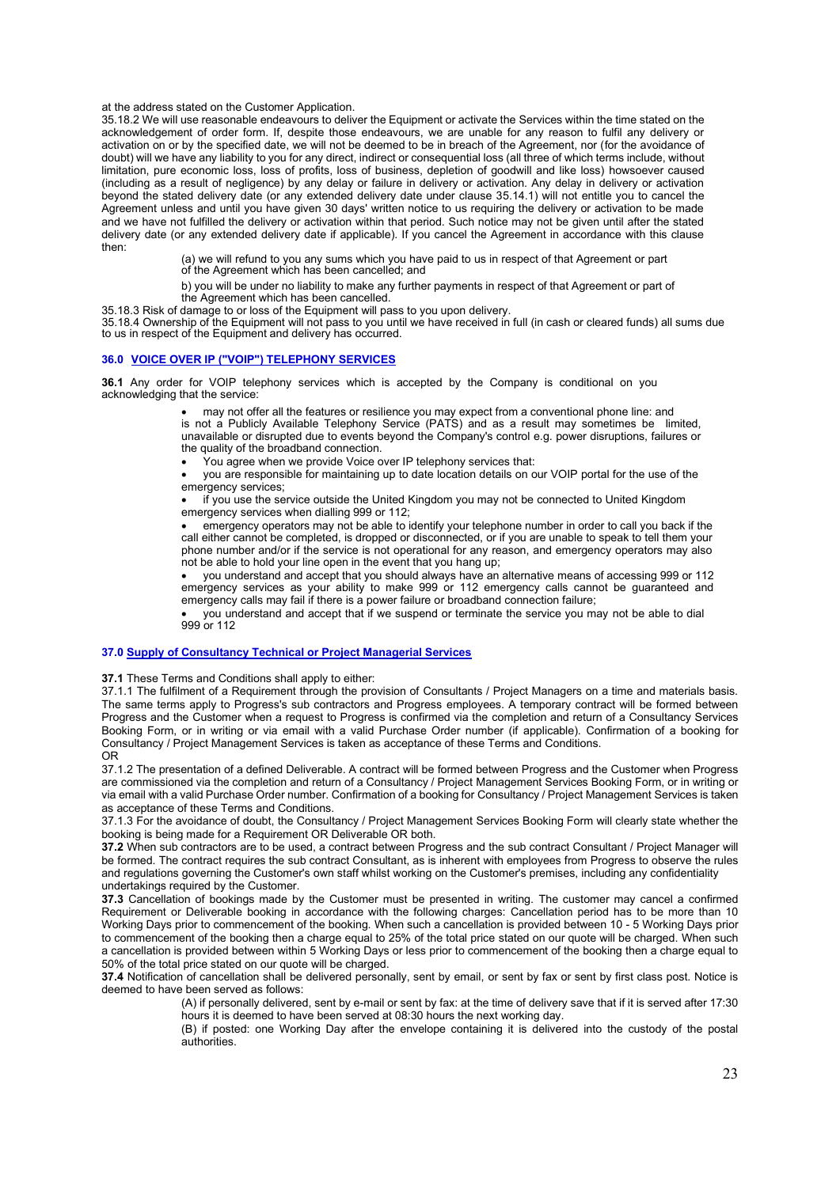at the address stated on the Customer Application.

35.18.2 We will use reasonable endeavours to deliver the Equipment or activate the Services within the time stated on the acknowledgement of order form. If, despite those endeavours, we are unable for any reason to fulfil any delivery or activation on or by the specified date, we will not be deemed to be in breach of the Agreement, nor (for the avoidance of doubt) will we have any liability to you for any direct, indirect or consequential loss (all three of which terms include, without limitation, pure economic loss, loss of profits, loss of business, depletion of goodwill and like loss) howsoever caused (including as a result of negligence) by any delay or failure in delivery or activation. Any delay in delivery or activation beyond the stated delivery date (or any extended delivery date under clause 35.14.1) will not entitle you to cancel the Agreement unless and until you have given 30 days' written notice to us requiring the delivery or activation to be made and we have not fulfilled the delivery or activation within that period. Such notice may not be given until after the stated delivery date (or any extended delivery date if applicable). If you cancel the Agreement in accordance with this clause then:

> (a) we will refund to you any sums which you have paid to us in respect of that Agreement or part of the Agreement which has been cancelled; and
>
> b) you will be under no liability to make any further payments in respect of that Agreement or part of the Agreement which has been cancelled.

35.18.3 Risk of damage to or loss of the Equipment will pass to you upon delivery.

35.18.4 Ownership of the Equipment will not pass to you until we have received in full (in cash or cleared funds) all sums due to us in respect of the Equipment and delivery has occurred.

## 36.0 VOICE OVER IP ("VOIP") TELEPHONY SERVICES

**36.1** Any order for VOIP telephony services which is accepted by the Company is conditional on you acknowledging that the service:

- may not offer all the features or resilience you may expect from a conventional phone line: and is not a Publicly Available Telephony Service (PATS) and as a result may sometimes be limited, unavailable or disrupted due to events beyond the Company's control e.g. power disruptions, failures or the quality of the broadband connection.
- You agree when we provide Voice over IP telephony services that:
- you are responsible for maintaining up to date location details on our VOIP portal for the use of the emergency services;
- if you use the service outside the United Kingdom you may not be connected to United Kingdom emergency services when dialling 999 or 112;
- emergency operators may not be able to identify your telephone number in order to call you back if the call either cannot be completed, is dropped or disconnected, or if you are unable to speak to tell them your phone number and/or if the service is not operational for any reason, and emergency operators may also not be able to hold your line open in the event that you hang up;
- you understand and accept that you should always have an alternative means of accessing 999 or 112 emergency services as your ability to make 999 or 112 emergency calls cannot be guaranteed and emergency calls may fail if there is a power failure or broadband connection failure;
- you understand and accept that if we suspend or terminate the service you may not be able to dial 999 or 112

## 37.0 Supply of Consultancy Technical or Project Managerial Services

**37.1** These Terms and Conditions shall apply to either:

37.1.1 The fulfilment of a Requirement through the provision of Consultants / Project Managers on a time and materials basis. The same terms apply to Progress's sub contractors and Progress employees. A temporary contract will be formed between Progress and the Customer when a request to Progress is confirmed via the completion and return of a Consultancy Services Booking Form, or in writing or via email with a valid Purchase Order number (if applicable). Confirmation of a booking for Consultancy / Project Management Services is taken as acceptance of these Terms and Conditions.

OR

37.1.2 The presentation of a defined Deliverable. A contract will be formed between Progress and the Customer when Progress are commissioned via the completion and return of a Consultancy / Project Management Services Booking Form, or in writing or via email with a valid Purchase Order number. Confirmation of a booking for Consultancy / Project Management Services is taken as acceptance of these Terms and Conditions.

37.1.3 For the avoidance of doubt, the Consultancy / Project Management Services Booking Form will clearly state whether the booking is being made for a Requirement OR Deliverable OR both.

**37.2** When sub contractors are to be used, a contract between Progress and the sub contract Consultant / Project Manager will be formed. The contract requires the sub contract Consultant, as is inherent with employees from Progress to observe the rules and regulations governing the Customer's own staff whilst working on the Customer's premises, including any confidentiality undertakings required by the Customer.

**37.3** Cancellation of bookings made by the Customer must be presented in writing. The customer may cancel a confirmed Requirement or Deliverable booking in accordance with the following charges: Cancellation period has to be more than 10 Working Days prior to commencement of the booking. When such a cancellation is provided between 10 - 5 Working Days prior to commencement of the booking then a charge equal to 25% of the total price stated on our quote will be charged. When such a cancellation is provided between within 5 Working Days or less prior to commencement of the booking then a charge equal to 50% of the total price stated on our quote will be charged.

**37.4** Notification of cancellation shall be delivered personally, sent by email, or sent by fax or sent by first class post. Notice is deemed to have been served as follows:

> (A) if personally delivered, sent by e-mail or sent by fax: at the time of delivery save that if it is served after 17:30 hours it is deemed to have been served at 08:30 hours the next working day.
>
> (B) if posted: one Working Day after the envelope containing it is delivered into the custody of the postal authorities.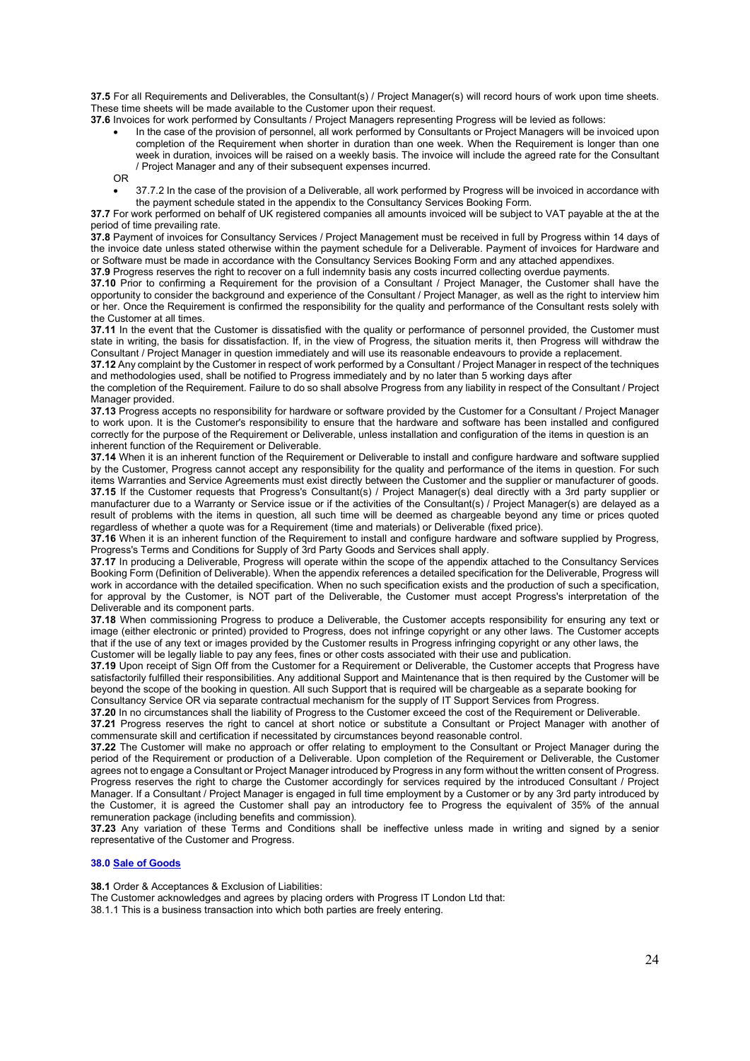**37.5** For all Requirements and Deliverables, the Consultant(s) / Project Manager(s) will record hours of work upon time sheets. These time sheets will be made available to the Customer upon their request.

**37.6** Invoices for work performed by Consultants / Project Managers representing Progress will be levied as follows:

- In the case of the provision of personnel, all work performed by Consultants or Project Managers will be invoiced upon completion of the Requirement when shorter in duration than one week. When the Requirement is longer than one week in duration, invoices will be raised on a weekly basis. The invoice will include the agreed rate for the Consultant / Project Manager and any of their subsequent expenses incurred.

OR

- 37.7.2 In the case of the provision of a Deliverable, all work performed by Progress will be invoiced in accordance with the payment schedule stated in the appendix to the Consultancy Services Booking Form.

**37.7** For work performed on behalf of UK registered companies all amounts invoiced will be subject to VAT payable at the at the period of time prevailing rate.

**37.8** Payment of invoices for Consultancy Services / Project Management must be received in full by Progress within 14 days of the invoice date unless stated otherwise within the payment schedule for a Deliverable. Payment of invoices for Hardware and or Software must be made in accordance with the Consultancy Services Booking Form and any attached appendixes.

**37.9** Progress reserves the right to recover on a full indemnity basis any costs incurred collecting overdue payments.

**37.10** Prior to confirming a Requirement for the provision of a Consultant / Project Manager, the Customer shall have the opportunity to consider the background and experience of the Consultant / Project Manager, as well as the right to interview him or her. Once the Requirement is confirmed the responsibility for the quality and performance of the Consultant rests solely with the Customer at all times.

**37.11** In the event that the Customer is dissatisfied with the quality or performance of personnel provided, the Customer must state in writing, the basis for dissatisfaction. If, in the view of Progress, the situation merits it, then Progress will withdraw the Consultant / Project Manager in question immediately and will use its reasonable endeavours to provide a replacement.

**37.12** Any complaint by the Customer in respect of work performed by a Consultant / Project Manager in respect of the techniques and methodologies used, shall be notified to Progress immediately and by no later than 5 working days after the completion of the Requirement. Failure to do so shall absolve Progress from any liability in respect of the Consultant / Project Manager provided.

**37.13** Progress accepts no responsibility for hardware or software provided by the Customer for a Consultant / Project Manager to work upon. It is the Customer's responsibility to ensure that the hardware and software has been installed and configured correctly for the purpose of the Requirement or Deliverable, unless installation and configuration of the items in question is an inherent function of the Requirement or Deliverable.

**37.14** When it is an inherent function of the Requirement or Deliverable to install and configure hardware and software supplied by the Customer, Progress cannot accept any responsibility for the quality and performance of the items in question. For such items Warranties and Service Agreements must exist directly between the Customer and the supplier or manufacturer of goods.

**37.15** If the Customer requests that Progress's Consultant(s) / Project Manager(s) deal directly with a 3rd party supplier or manufacturer due to a Warranty or Service issue or if the activities of the Consultant(s) / Project Manager(s) are delayed as a result of problems with the items in question, all such time will be deemed as chargeable beyond any time or prices quoted regardless of whether a quote was for a Requirement (time and materials) or Deliverable (fixed price).

**37.16** When it is an inherent function of the Requirement to install and configure hardware and software supplied by Progress, Progress's Terms and Conditions for Supply of 3rd Party Goods and Services shall apply.

**37.17** In producing a Deliverable, Progress will operate within the scope of the appendix attached to the Consultancy Services Booking Form (Definition of Deliverable). When the appendix references a detailed specification for the Deliverable, Progress will work in accordance with the detailed specification. When no such specification exists and the production of such a specification, for approval by the Customer, is NOT part of the Deliverable, the Customer must accept Progress's interpretation of the Deliverable and its component parts.

**37.18** When commissioning Progress to produce a Deliverable, the Customer accepts responsibility for ensuring any text or image (either electronic or printed) provided to Progress, does not infringe copyright or any other laws. The Customer accepts that if the use of any text or images provided by the Customer results in Progress infringing copyright or any other laws, the Customer will be legally liable to pay any fees, fines or other costs associated with their use and publication.

**37.19** Upon receipt of Sign Off from the Customer for a Requirement or Deliverable, the Customer accepts that Progress have satisfactorily fulfilled their responsibilities. Any additional Support and Maintenance that is then required by the Customer will be beyond the scope of the booking in question. All such Support that is required will be chargeable as a separate booking for Consultancy Service OR via separate contractual mechanism for the supply of IT Support Services from Progress.

**37.20** In no circumstances shall the liability of Progress to the Customer exceed the cost of the Requirement or Deliverable.

**37.21** Progress reserves the right to cancel at short notice or substitute a Consultant or Project Manager with another of commensurate skill and certification if necessitated by circumstances beyond reasonable control.

**37.22** The Customer will make no approach or offer relating to employment to the Consultant or Project Manager during the period of the Requirement or production of a Deliverable. Upon completion of the Requirement or Deliverable, the Customer agrees not to engage a Consultant or Project Manager introduced by Progress in any form without the written consent of Progress. Progress reserves the right to charge the Customer accordingly for services required by the introduced Consultant / Project Manager. If a Consultant / Project Manager is engaged in full time employment by a Customer or by any 3rd party introduced by the Customer, it is agreed the Customer shall pay an introductory fee to Progress the equivalent of 35% of the annual remuneration package (including benefits and commission).

**37.23** Any variation of these Terms and Conditions shall be ineffective unless made in writing and signed by a senior representative of the Customer and Progress.

## 38.0 Sale of Goods

**38.1** Order & Acceptances & Exclusion of Liabilities:

The Customer acknowledges and agrees by placing orders with Progress IT London Ltd that:

38.1.1 This is a business transaction into which both parties are freely entering.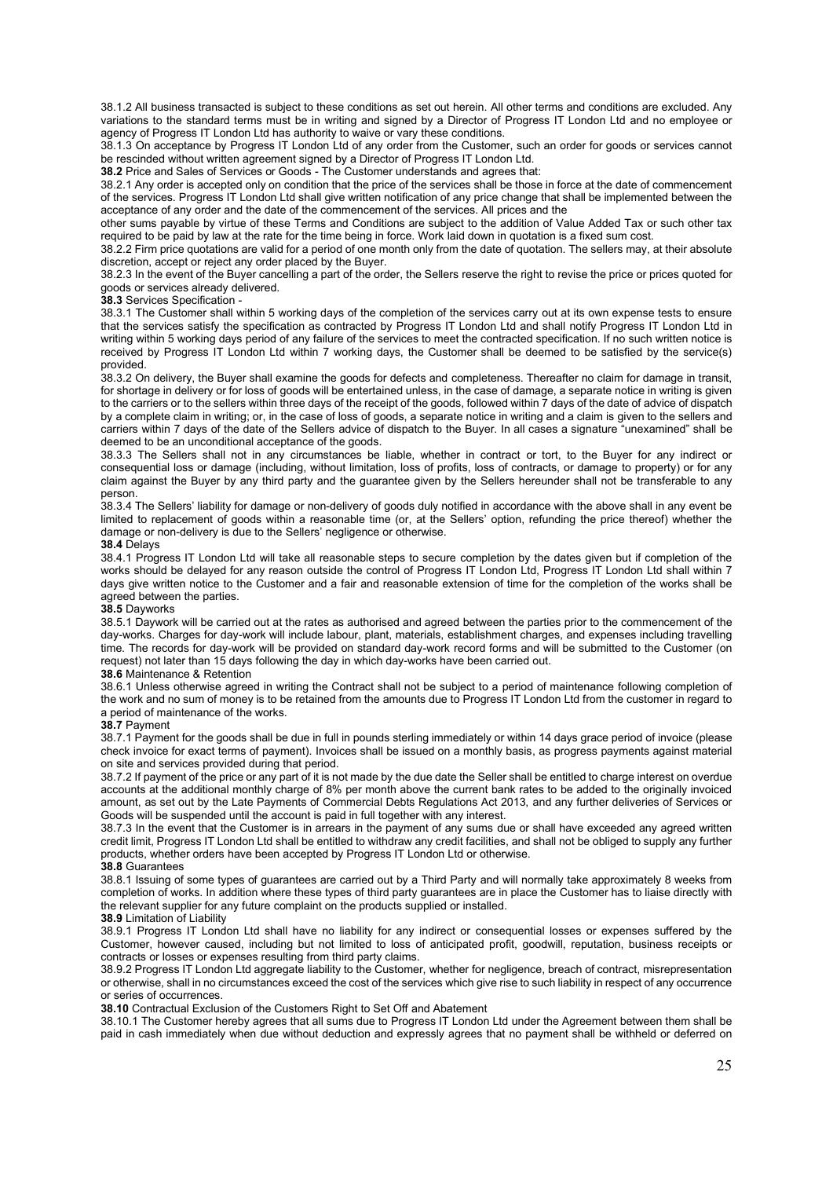38.1.2 All business transacted is subject to these conditions as set out herein. All other terms and conditions are excluded. Any variations to the standard terms must be in writing and signed by a Director of Progress IT London Ltd and no employee or agency of Progress IT London Ltd has authority to waive or vary these conditions.

38.1.3 On acceptance by Progress IT London Ltd of any order from the Customer, such an order for goods or services cannot be rescinded without written agreement signed by a Director of Progress IT London Ltd.

**38.2** Price and Sales of Services or Goods - The Customer understands and agrees that:

38.2.1 Any order is accepted only on condition that the price of the services shall be those in force at the date of commencement of the services. Progress IT London Ltd shall give written notification of any price change that shall be implemented between the acceptance of any order and the date of the commencement of the services. All prices and the other sums payable by virtue of these Terms and Conditions are subject to the addition of Value Added Tax or such other tax required to be paid by law at the rate for the time being in force. Work laid down in quotation is a fixed sum cost.

38.2.2 Firm price quotations are valid for a period of one month only from the date of quotation. The sellers may, at their absolute discretion, accept or reject any order placed by the Buyer.

38.2.3 In the event of the Buyer cancelling a part of the order, the Sellers reserve the right to revise the price or prices quoted for goods or services already delivered.

**38.3** Services Specification -

38.3.1 The Customer shall within 5 working days of the completion of the services carry out at its own expense tests to ensure that the services satisfy the specification as contracted by Progress IT London Ltd and shall notify Progress IT London Ltd in writing within 5 working days period of any failure of the services to meet the contracted specification. If no such written notice is received by Progress IT London Ltd within 7 working days, the Customer shall be deemed to be satisfied by the service(s) provided.

38.3.2 On delivery, the Buyer shall examine the goods for defects and completeness. Thereafter no claim for damage in transit, for shortage in delivery or for loss of goods will be entertained unless, in the case of damage, a separate notice in writing is given to the carriers or to the sellers within three days of the receipt of the goods, followed within 7 days of the date of advice of dispatch by a complete claim in writing; or, in the case of loss of goods, a separate notice in writing and a claim is given to the sellers and carriers within 7 days of the date of the Sellers advice of dispatch to the Buyer. In all cases a signature "unexamined" shall be deemed to be an unconditional acceptance of the goods.

38.3.3 The Sellers shall not in any circumstances be liable, whether in contract or tort, to the Buyer for any indirect or consequential loss or damage (including, without limitation, loss of profits, loss of contracts, or damage to property) or for any claim against the Buyer by any third party and the guarantee given by the Sellers hereunder shall not be transferable to any person.

38.3.4 The Sellers' liability for damage or non-delivery of goods duly notified in accordance with the above shall in any event be limited to replacement of goods within a reasonable time (or, at the Sellers' option, refunding the price thereof) whether the damage or non-delivery is due to the Sellers' negligence or otherwise.

**38.4** Delays

38.4.1 Progress IT London Ltd will take all reasonable steps to secure completion by the dates given but if completion of the works should be delayed for any reason outside the control of Progress IT London Ltd, Progress IT London Ltd shall within 7 days give written notice to the Customer and a fair and reasonable extension of time for the completion of the works shall be agreed between the parties.

**38.5** Dayworks

38.5.1 Daywork will be carried out at the rates as authorised and agreed between the parties prior to the commencement of the day-works. Charges for day-work will include labour, plant, materials, establishment charges, and expenses including travelling time. The records for day-work will be provided on standard day-work record forms and will be submitted to the Customer (on request) not later than 15 days following the day in which day-works have been carried out.

**38.6** Maintenance & Retention

38.6.1 Unless otherwise agreed in writing the Contract shall not be subject to a period of maintenance following completion of the work and no sum of money is to be retained from the amounts due to Progress IT London Ltd from the customer in regard to a period of maintenance of the works.

**38.7** Payment

38.7.1 Payment for the goods shall be due in full in pounds sterling immediately or within 14 days grace period of invoice (please check invoice for exact terms of payment). Invoices shall be issued on a monthly basis, as progress payments against material on site and services provided during that period.

38.7.2 If payment of the price or any part of it is not made by the due date the Seller shall be entitled to charge interest on overdue accounts at the additional monthly charge of 8% per month above the current bank rates to be added to the originally invoiced amount, as set out by the Late Payments of Commercial Debts Regulations Act 2013, and any further deliveries of Services or Goods will be suspended until the account is paid in full together with any interest.

38.7.3 In the event that the Customer is in arrears in the payment of any sums due or shall have exceeded any agreed written credit limit, Progress IT London Ltd shall be entitled to withdraw any credit facilities, and shall not be obliged to supply any further products, whether orders have been accepted by Progress IT London Ltd or otherwise.

**38.8** Guarantees

38.8.1 Issuing of some types of guarantees are carried out by a Third Party and will normally take approximately 8 weeks from completion of works. In addition where these types of third party guarantees are in place the Customer has to liaise directly with the relevant supplier for any future complaint on the products supplied or installed.

**38.9** Limitation of Liability

38.9.1 Progress IT London Ltd shall have no liability for any indirect or consequential losses or expenses suffered by the Customer, however caused, including but not limited to loss of anticipated profit, goodwill, reputation, business receipts or contracts or losses or expenses resulting from third party claims.

38.9.2 Progress IT London Ltd aggregate liability to the Customer, whether for negligence, breach of contract, misrepresentation or otherwise, shall in no circumstances exceed the cost of the services which give rise to such liability in respect of any occurrence or series of occurrences.

**38.10** Contractual Exclusion of the Customers Right to Set Off and Abatement

38.10.1 The Customer hereby agrees that all sums due to Progress IT London Ltd under the Agreement between them shall be paid in cash immediately when due without deduction and expressly agrees that no payment shall be withheld or deferred on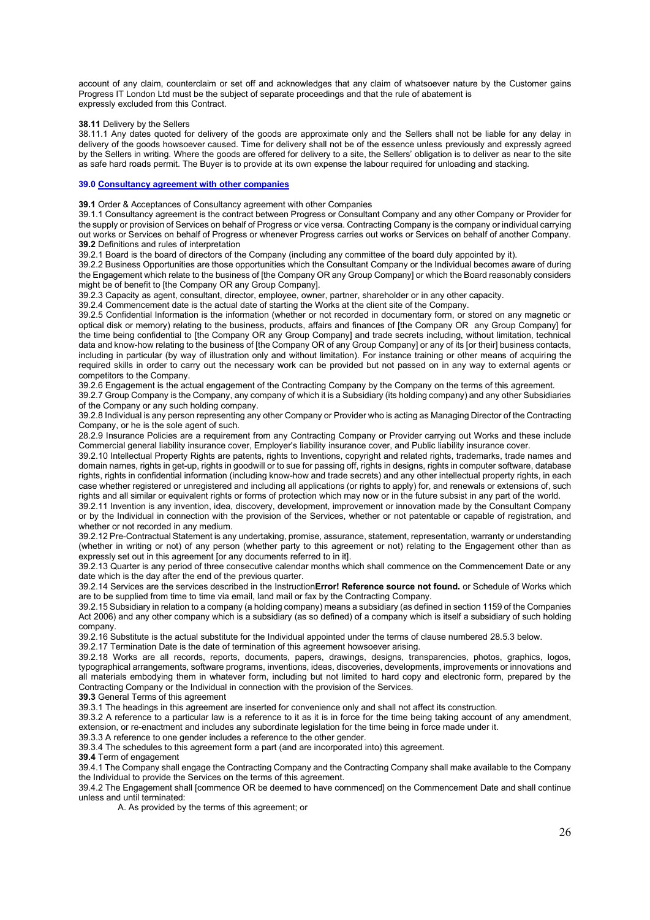account of any claim, counterclaim or set off and acknowledges that any claim of whatsoever nature by the Customer gains Progress IT London Ltd must be the subject of separate proceedings and that the rule of abatement is expressly excluded from this Contract.

**38.11** Delivery by the Sellers

38.11.1 Any dates quoted for delivery of the goods are approximate only and the Sellers shall not be liable for any delay in delivery of the goods howsoever caused. Time for delivery shall not be of the essence unless previously and expressly agreed by the Sellers in writing. Where the goods are offered for delivery to a site, the Sellers' obligation is to deliver as near to the site as safe hard roads permit. The Buyer is to provide at its own expense the labour required for unloading and stacking.

**39.0 Consultancy agreement with other companies**

**39.1** Order & Acceptances of Consultancy agreement with other Companies

39.1.1 Consultancy agreement is the contract between Progress or Consultant Company and any other Company or Provider for the supply or provision of Services on behalf of Progress or vice versa. Contracting Company is the company or individual carrying out works or Services on behalf of Progress or whenever Progress carries out works or Services on behalf of another Company.

**39.2** Definitions and rules of interpretation

39.2.1 Board is the board of directors of the Company (including any committee of the board duly appointed by it).

39.2.2 Business Opportunities are those opportunities which the Consultant Company or the Individual becomes aware of during the Engagement which relate to the business of [the Company OR any Group Company] or which the Board reasonably considers might be of benefit to [the Company OR any Group Company].

39.2.3 Capacity as agent, consultant, director, employee, owner, partner, shareholder or in any other capacity.

39.2.4 Commencement date is the actual date of starting the Works at the client site of the Company.

39.2.5 Confidential Information is the information (whether or not recorded in documentary form, or stored on any magnetic or optical disk or memory) relating to the business, products, affairs and finances of [the Company OR any Group Company] for the time being confidential to [the Company OR any Group Company] and trade secrets including, without limitation, technical data and know-how relating to the business of [the Company OR of any Group Company] or any of its [or their] business contacts, including in particular (by way of illustration only and without limitation). For instance training or other means of acquiring the required skills in order to carry out the necessary work can be provided but not passed on in any way to external agents or competitors to the Company.

39.2.6 Engagement is the actual engagement of the Contracting Company by the Company on the terms of this agreement.

39.2.7 Group Company is the Company, any company of which it is a Subsidiary (its holding company) and any other Subsidiaries of the Company or any such holding company.

39.2.8 Individual is any person representing any other Company or Provider who is acting as Managing Director of the Contracting Company, or he is the sole agent of such.

28.2.9 Insurance Policies are a requirement from any Contracting Company or Provider carrying out Works and these include Commercial general liability insurance cover, Employer's liability insurance cover, and Public liability insurance cover.

39.2.10 Intellectual Property Rights are patents, rights to Inventions, copyright and related rights, trademarks, trade names and domain names, rights in get-up, rights in goodwill or to sue for passing off, rights in designs, rights in computer software, database rights, rights in confidential information (including know-how and trade secrets) and any other intellectual property rights, in each case whether registered or unregistered and including all applications (or rights to apply) for, and renewals or extensions of, such rights and all similar or equivalent rights or forms of protection which may now or in the future subsist in any part of the world.

39.2.11 Invention is any invention, idea, discovery, development, improvement or innovation made by the Consultant Company or by the Individual in connection with the provision of the Services, whether or not patentable or capable of registration, and whether or not recorded in any medium.

39.2.12 Pre-Contractual Statement is any undertaking, promise, assurance, statement, representation, warranty or understanding (whether in writing or not) of any person (whether party to this agreement or not) relating to the Engagement other than as expressly set out in this agreement [or any documents referred to in it].

39.2.13 Quarter is any period of three consecutive calendar months which shall commence on the Commencement Date or any date which is the day after the end of the previous quarter.

39.2.14 Services are the services described in the Instruction**Error! Reference source not found.** or Schedule of Works which are to be supplied from time to time via email, land mail or fax by the Contracting Company.

39.2.15 Subsidiary in relation to a company (a holding company) means a subsidiary (as defined in section 1159 of the Companies Act 2006) and any other company which is a subsidiary (as so defined) of a company which is itself a subsidiary of such holding company.

39.2.16 Substitute is the actual substitute for the Individual appointed under the terms of clause numbered 28.5.3 below.

39.2.17 Termination Date is the date of termination of this agreement howsoever arising.

39.2.18 Works are all records, reports, documents, papers, drawings, designs, transparencies, photos, graphics, logos, typographical arrangements, software programs, inventions, ideas, discoveries, developments, improvements or innovations and all materials embodying them in whatever form, including but not limited to hard copy and electronic form, prepared by the Contracting Company or the Individual in connection with the provision of the Services.

**39.3** General Terms of this agreement

39.3.1 The headings in this agreement are inserted for convenience only and shall not affect its construction.

39.3.2 A reference to a particular law is a reference to it as it is in force for the time being taking account of any amendment, extension, or re-enactment and includes any subordinate legislation for the time being in force made under it.

39.3.3 A reference to one gender includes a reference to the other gender.

39.3.4 The schedules to this agreement form a part (and are incorporated into) this agreement.

**39.4** Term of engagement

39.4.1 The Company shall engage the Contracting Company and the Contracting Company shall make available to the Company the Individual to provide the Services on the terms of this agreement.

39.4.2 The Engagement shall [commence OR be deemed to have commenced] on the Commencement Date and shall continue unless and until terminated:

A. As provided by the terms of this agreement; or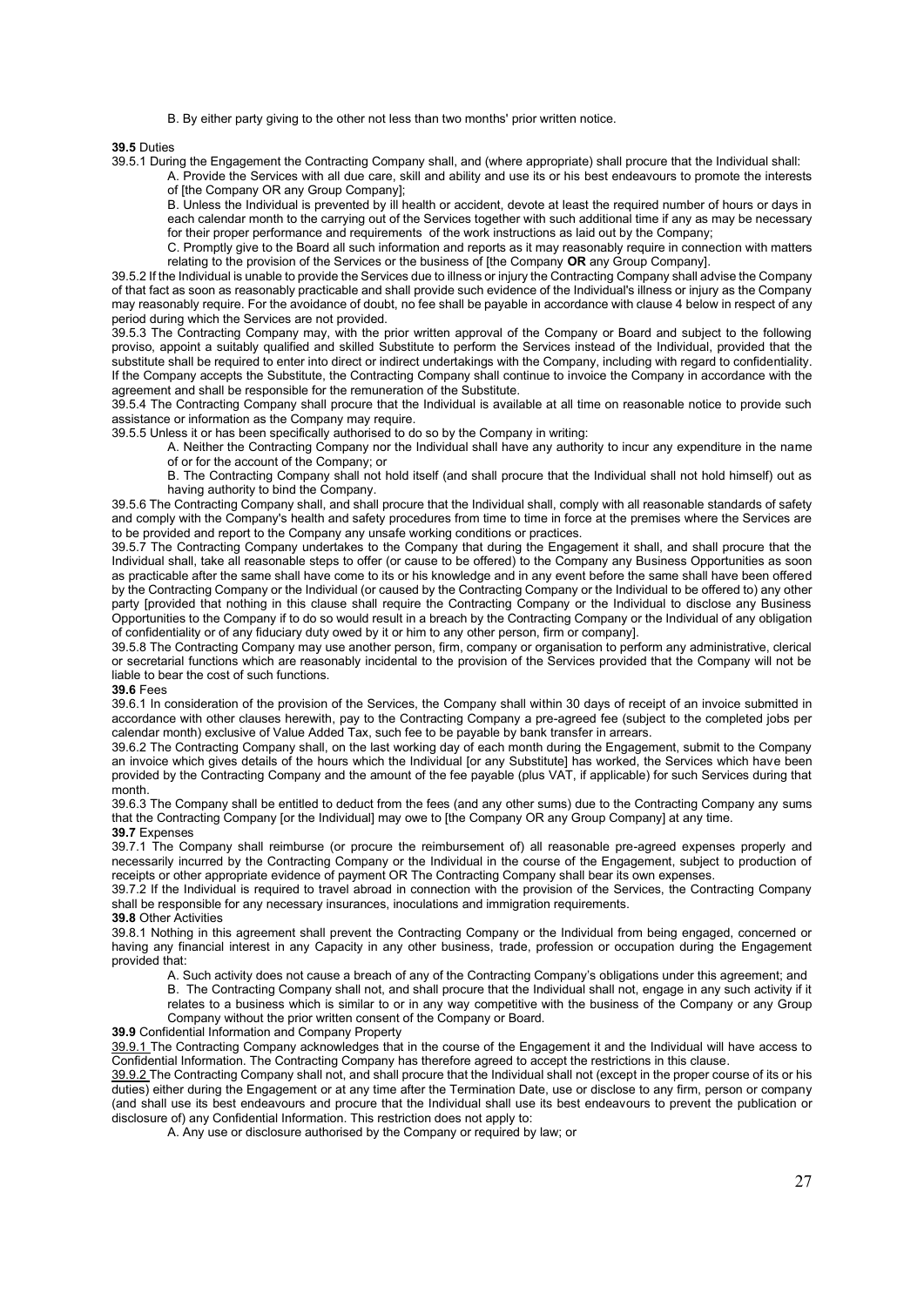B. By either party giving to the other not less than two months' prior written notice.

**39.5** Duties

39.5.1 During the Engagement the Contracting Company shall, and (where appropriate) shall procure that the Individual shall:

A. Provide the Services with all due care, skill and ability and use its or his best endeavours to promote the interests of [the Company OR any Group Company];

B. Unless the Individual is prevented by ill health or accident, devote at least the required number of hours or days in each calendar month to the carrying out of the Services together with such additional time if any as may be necessary for their proper performance and requirements of the work instructions as laid out by the Company;

C. Promptly give to the Board all such information and reports as it may reasonably require in connection with matters relating to the provision of the Services or the business of [the Company **OR** any Group Company].

39.5.2 If the Individual is unable to provide the Services due to illness or injury the Contracting Company shall advise the Company of that fact as soon as reasonably practicable and shall provide such evidence of the Individual's illness or injury as the Company may reasonably require. For the avoidance of doubt, no fee shall be payable in accordance with clause 4 below in respect of any period during which the Services are not provided.

39.5.3 The Contracting Company may, with the prior written approval of the Company or Board and subject to the following proviso, appoint a suitably qualified and skilled Substitute to perform the Services instead of the Individual, provided that the substitute shall be required to enter into direct or indirect undertakings with the Company, including with regard to confidentiality. If the Company accepts the Substitute, the Contracting Company shall continue to invoice the Company in accordance with the agreement and shall be responsible for the remuneration of the Substitute.

39.5.4 The Contracting Company shall procure that the Individual is available at all time on reasonable notice to provide such assistance or information as the Company may require.

39.5.5 Unless it or has been specifically authorised to do so by the Company in writing:

A. Neither the Contracting Company nor the Individual shall have any authority to incur any expenditure in the name of or for the account of the Company; or

B. The Contracting Company shall not hold itself (and shall procure that the Individual shall not hold himself) out as having authority to bind the Company.

39.5.6 The Contracting Company shall, and shall procure that the Individual shall, comply with all reasonable standards of safety and comply with the Company's health and safety procedures from time to time in force at the premises where the Services are to be provided and report to the Company any unsafe working conditions or practices.

39.5.7 The Contracting Company undertakes to the Company that during the Engagement it shall, and shall procure that the Individual shall, take all reasonable steps to offer (or cause to be offered) to the Company any Business Opportunities as soon as practicable after the same shall have come to its or his knowledge and in any event before the same shall have been offered by the Contracting Company or the Individual (or caused by the Contracting Company or the Individual to be offered to) any other party [provided that nothing in this clause shall require the Contracting Company or the Individual to disclose any Business Opportunities to the Company if to do so would result in a breach by the Contracting Company or the Individual of any obligation of confidentiality or of any fiduciary duty owed by it or him to any other person, firm or company].

39.5.8 The Contracting Company may use another person, firm, company or organisation to perform any administrative, clerical or secretarial functions which are reasonably incidental to the provision of the Services provided that the Company will not be liable to bear the cost of such functions.

**39.6** Fees

39.6.1 In consideration of the provision of the Services, the Company shall within 30 days of receipt of an invoice submitted in accordance with other clauses herewith, pay to the Contracting Company a pre-agreed fee (subject to the completed jobs per calendar month) exclusive of Value Added Tax, such fee to be payable by bank transfer in arrears.

39.6.2 The Contracting Company shall, on the last working day of each month during the Engagement, submit to the Company an invoice which gives details of the hours which the Individual [or any Substitute] has worked, the Services which have been provided by the Contracting Company and the amount of the fee payable (plus VAT, if applicable) for such Services during that month.

39.6.3 The Company shall be entitled to deduct from the fees (and any other sums) due to the Contracting Company any sums that the Contracting Company [or the Individual] may owe to [the Company OR any Group Company] at any time.

**39.7** Expenses

39.7.1 The Company shall reimburse (or procure the reimbursement of) all reasonable pre-agreed expenses properly and necessarily incurred by the Contracting Company or the Individual in the course of the Engagement, subject to production of receipts or other appropriate evidence of payment OR The Contracting Company shall bear its own expenses.

39.7.2 If the Individual is required to travel abroad in connection with the provision of the Services, the Contracting Company shall be responsible for any necessary insurances, inoculations and immigration requirements.

**39.8** Other Activities

39.8.1 Nothing in this agreement shall prevent the Contracting Company or the Individual from being engaged, concerned or having any financial interest in any Capacity in any other business, trade, profession or occupation during the Engagement provided that:

A. Such activity does not cause a breach of any of the Contracting Company's obligations under this agreement; and

B. The Contracting Company shall not, and shall procure that the Individual shall not, engage in any such activity if it relates to a business which is similar to or in any way competitive with the business of the Company or any Group Company without the prior written consent of the Company or Board.

**39.9** Confidential Information and Company Property

39.9.1 The Contracting Company acknowledges that in the course of the Engagement it and the Individual will have access to Confidential Information. The Contracting Company has therefore agreed to accept the restrictions in this clause.

39.9.2 The Contracting Company shall not, and shall procure that the Individual shall not (except in the proper course of its or his duties) either during the Engagement or at any time after the Termination Date, use or disclose to any firm, person or company (and shall use its best endeavours and procure that the Individual shall use its best endeavours to prevent the publication or disclosure of) any Confidential Information. This restriction does not apply to:

A. Any use or disclosure authorised by the Company or required by law; or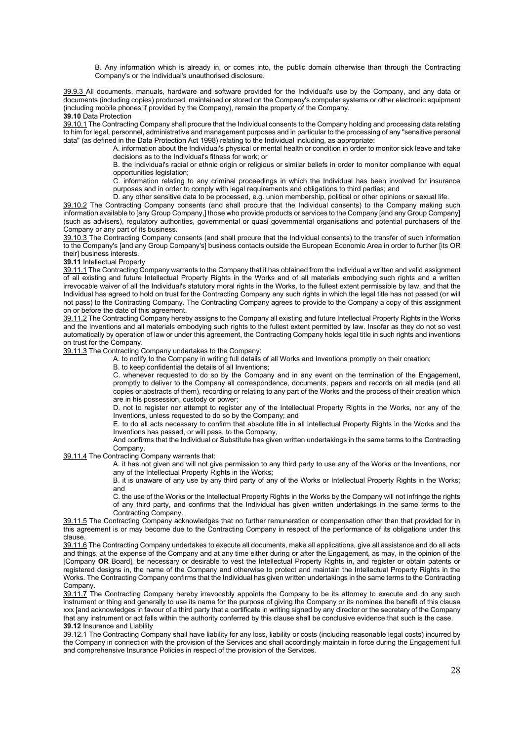B. Any information which is already in, or comes into, the public domain otherwise than through the Contracting Company's or the Individual's unauthorised disclosure.

39.9.3 All documents, manuals, hardware and software provided for the Individual's use by the Company, and any data or documents (including copies) produced, maintained or stored on the Company's computer systems or other electronic equipment (including mobile phones if provided by the Company), remain the property of the Company.

**39.10** Data Protection

39.10.1 The Contracting Company shall procure that the Individual consents to the Company holding and processing data relating to him for legal, personnel, administrative and management purposes and in particular to the processing of any "sensitive personal data" (as defined in the Data Protection Act 1998) relating to the Individual including, as appropriate:

A. information about the Individual's physical or mental health or condition in order to monitor sick leave and take decisions as to the Individual's fitness for work; or

B. the Individual's racial or ethnic origin or religious or similar beliefs in order to monitor compliance with equal opportunities legislation;

C. information relating to any criminal proceedings in which the Individual has been involved for insurance purposes and in order to comply with legal requirements and obligations to third parties; and

D. any other sensitive data to be processed, e.g. union membership, political or other opinions or sexual life.

39.10.2 The Contracting Company consents (and shall procure that the Individual consents) to the Company making such information available to [any Group Company,] those who provide products or services to the Company [and any Group Company] (such as advisers), regulatory authorities, governmental or quasi governmental organisations and potential purchasers of the Company or any part of its business.

39.10.3 The Contracting Company consents (and shall procure that the Individual consents) to the transfer of such information to the Company's [and any Group Company's] business contacts outside the European Economic Area in order to further [its OR their] business interests.

**39.11** Intellectual Property

39.11.1 The Contracting Company warrants to the Company that it has obtained from the Individual a written and valid assignment of all existing and future Intellectual Property Rights in the Works and of all materials embodying such rights and a written irrevocable waiver of all the Individual's statutory moral rights in the Works, to the fullest extent permissible by law, and that the Individual has agreed to hold on trust for the Contracting Company any such rights in which the legal title has not passed (or will not pass) to the Contracting Company. The Contracting Company agrees to provide to the Company a copy of this assignment on or before the date of this agreement.

39.11.2 The Contracting Company hereby assigns to the Company all existing and future Intellectual Property Rights in the Works and the Inventions and all materials embodying such rights to the fullest extent permitted by law. Insofar as they do not so vest automatically by operation of law or under this agreement, the Contracting Company holds legal title in such rights and inventions on trust for the Company.

39.11.3 The Contracting Company undertakes to the Company:

A. to notify to the Company in writing full details of all Works and Inventions promptly on their creation;

B. to keep confidential the details of all Inventions;

C. whenever requested to do so by the Company and in any event on the termination of the Engagement, promptly to deliver to the Company all correspondence, documents, papers and records on all media (and all copies or abstracts of them), recording or relating to any part of the Works and the process of their creation which are in his possession, custody or power;

D. not to register nor attempt to register any of the Intellectual Property Rights in the Works, nor any of the Inventions, unless requested to do so by the Company; and

E. to do all acts necessary to confirm that absolute title in all Intellectual Property Rights in the Works and the Inventions has passed, or will pass, to the Company,

And confirms that the Individual or Substitute has given written undertakings in the same terms to the Contracting Company.

39.11.4 The Contracting Company warrants that:

A. it has not given and will not give permission to any third party to use any of the Works or the Inventions, nor any of the Intellectual Property Rights in the Works;

B. it is unaware of any use by any third party of any of the Works or Intellectual Property Rights in the Works; and

C. the use of the Works or the Intellectual Property Rights in the Works by the Company will not infringe the rights of any third party, and confirms that the Individual has given written undertakings in the same terms to the Contracting Company.

39.11.5 The Contracting Company acknowledges that no further remuneration or compensation other than that provided for in this agreement is or may become due to the Contracting Company in respect of the performance of its obligations under this clause.

39.11.6 The Contracting Company undertakes to execute all documents, make all applications, give all assistance and do all acts and things, at the expense of the Company and at any time either during or after the Engagement, as may, in the opinion of the [Company **OR** Board], be necessary or desirable to vest the Intellectual Property Rights in, and register or obtain patents or registered designs in, the name of the Company and otherwise to protect and maintain the Intellectual Property Rights in the Works. The Contracting Company confirms that the Individual has given written undertakings in the same terms to the Contracting Company.

39.11.7 The Contracting Company hereby irrevocably appoints the Company to be its attorney to execute and do any such instrument or thing and generally to use its name for the purpose of giving the Company or its nominee the benefit of this clause xxx [and acknowledges in favour of a third party that a certificate in writing signed by any director or the secretary of the Company that any instrument or act falls within the authority conferred by this clause shall be conclusive evidence that such is the case.

**39.12** Insurance and Liability

39.12.1 The Contracting Company shall have liability for any loss, liability or costs (including reasonable legal costs) incurred by the Company in connection with the provision of the Services and shall accordingly maintain in force during the Engagement full and comprehensive Insurance Policies in respect of the provision of the Services.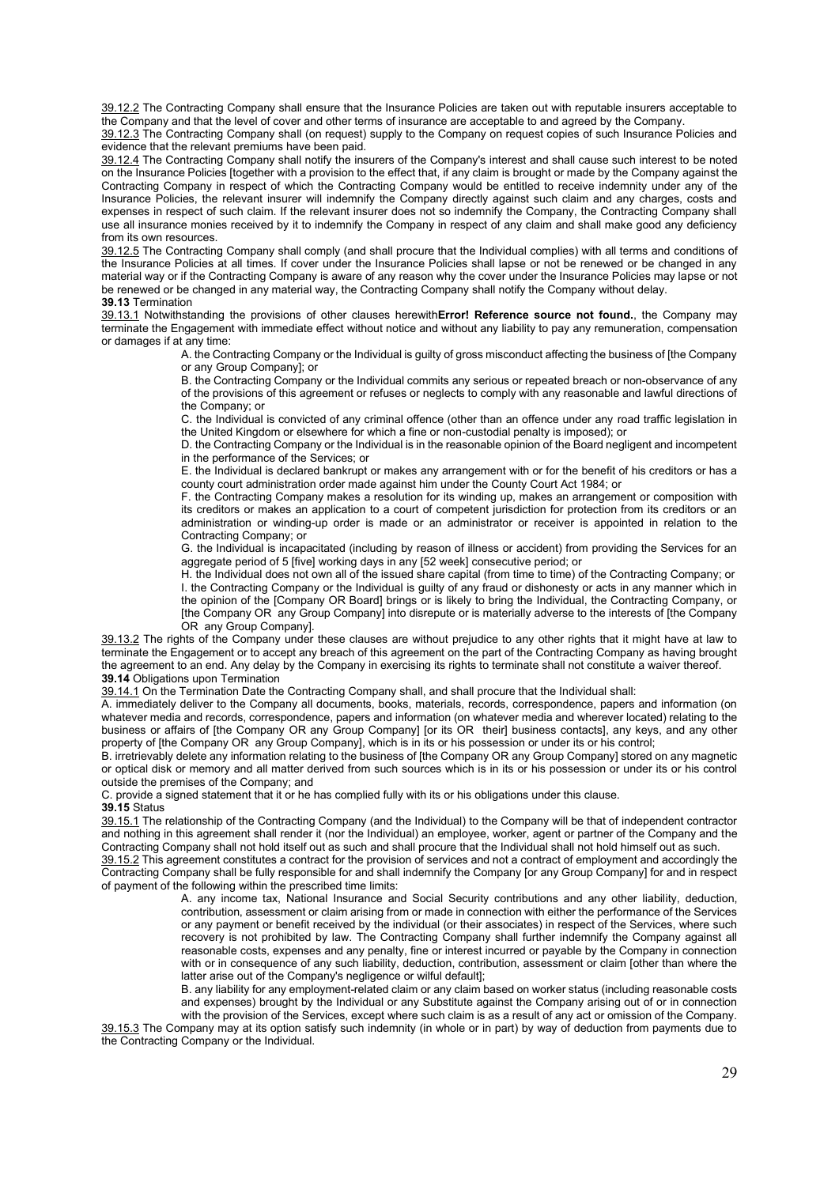39.12.2 The Contracting Company shall ensure that the Insurance Policies are taken out with reputable insurers acceptable to the Company and that the level of cover and other terms of insurance are acceptable to and agreed by the Company.

39.12.3 The Contracting Company shall (on request) supply to the Company on request copies of such Insurance Policies and evidence that the relevant premiums have been paid.

39.12.4 The Contracting Company shall notify the insurers of the Company's interest and shall cause such interest to be noted on the Insurance Policies [together with a provision to the effect that, if any claim is brought or made by the Company against the Contracting Company in respect of which the Contracting Company would be entitled to receive indemnity under any of the Insurance Policies, the relevant insurer will indemnify the Company directly against such claim and any charges, costs and expenses in respect of such claim. If the relevant insurer does not so indemnify the Company, the Contracting Company shall use all insurance monies received by it to indemnify the Company in respect of any claim and shall make good any deficiency from its own resources.

39.12.5 The Contracting Company shall comply (and shall procure that the Individual complies) with all terms and conditions of the Insurance Policies at all times. If cover under the Insurance Policies shall lapse or not be renewed or be changed in any material way or if the Contracting Company is aware of any reason why the cover under the Insurance Policies may lapse or not be renewed or be changed in any material way, the Contracting Company shall notify the Company without delay.

**39.13** Termination

39.13.1 Notwithstanding the provisions of other clauses herewith**Error! Reference source not found.**, the Company may terminate the Engagement with immediate effect without notice and without any liability to pay any remuneration, compensation or damages if at any time:

A. the Contracting Company or the Individual is guilty of gross misconduct affecting the business of [the Company or any Group Company]; or

B. the Contracting Company or the Individual commits any serious or repeated breach or non-observance of any of the provisions of this agreement or refuses or neglects to comply with any reasonable and lawful directions of the Company; or

C. the Individual is convicted of any criminal offence (other than an offence under any road traffic legislation in the United Kingdom or elsewhere for which a fine or non-custodial penalty is imposed); or

D. the Contracting Company or the Individual is in the reasonable opinion of the Board negligent and incompetent in the performance of the Services; or

E. the Individual is declared bankrupt or makes any arrangement with or for the benefit of his creditors or has a county court administration order made against him under the County Court Act 1984; or

F. the Contracting Company makes a resolution for its winding up, makes an arrangement or composition with its creditors or makes an application to a court of competent jurisdiction for protection from its creditors or an administration or winding-up order is made or an administrator or receiver is appointed in relation to the Contracting Company; or

G. the Individual is incapacitated (including by reason of illness or accident) from providing the Services for an aggregate period of 5 [five] working days in any [52 week] consecutive period; or

H. the Individual does not own all of the issued share capital (from time to time) of the Contracting Company; or

I. the Contracting Company or the Individual is guilty of any fraud or dishonesty or acts in any manner which in the opinion of the [Company OR Board] brings or is likely to bring the Individual, the Contracting Company, or [the Company OR any Group Company] into disrepute or is materially adverse to the interests of [the Company OR any Group Company].

39.13.2 The rights of the Company under these clauses are without prejudice to any other rights that it might have at law to terminate the Engagement or to accept any breach of this agreement on the part of the Contracting Company as having brought the agreement to an end. Any delay by the Company in exercising its rights to terminate shall not constitute a waiver thereof.

**39.14** Obligations upon Termination

39.14.1 On the Termination Date the Contracting Company shall, and shall procure that the Individual shall:

A. immediately deliver to the Company all documents, books, materials, records, correspondence, papers and information (on whatever media and records, correspondence, papers and information (on whatever media and wherever located) relating to the business or affairs of [the Company OR any Group Company] [or its OR their] business contacts], any keys, and any other property of [the Company OR any Group Company], which is in its or his possession or under its or his control;

B. irretrievably delete any information relating to the business of [the Company OR any Group Company] stored on any magnetic or optical disk or memory and all matter derived from such sources which is in its or his possession or under its or his control outside the premises of the Company; and

C. provide a signed statement that it or he has complied fully with its or his obligations under this clause.

**39.15** Status

39.15.1 The relationship of the Contracting Company (and the Individual) to the Company will be that of independent contractor and nothing in this agreement shall render it (nor the Individual) an employee, worker, agent or partner of the Company and the Contracting Company shall not hold itself out as such and shall procure that the Individual shall not hold himself out as such.

39.15.2 This agreement constitutes a contract for the provision of services and not a contract of employment and accordingly the Contracting Company shall be fully responsible for and shall indemnify the Company [or any Group Company] for and in respect of payment of the following within the prescribed time limits:

A. any income tax, National Insurance and Social Security contributions and any other liability, deduction, contribution, assessment or claim arising from or made in connection with either the performance of the Services or any payment or benefit received by the individual (or their associates) in respect of the Services, where such recovery is not prohibited by law. The Contracting Company shall further indemnify the Company against all reasonable costs, expenses and any penalty, fine or interest incurred or payable by the Company in connection with or in consequence of any such liability, deduction, contribution, assessment or claim [other than where the latter arise out of the Company's negligence or wilful default];

B. any liability for any employment-related claim or any claim based on worker status (including reasonable costs and expenses) brought by the Individual or any Substitute against the Company arising out of or in connection with the provision of the Services, except where such claim is as a result of any act or omission of the Company.

39.15.3 The Company may at its option satisfy such indemnity (in whole or in part) by way of deduction from payments due to the Contracting Company or the Individual.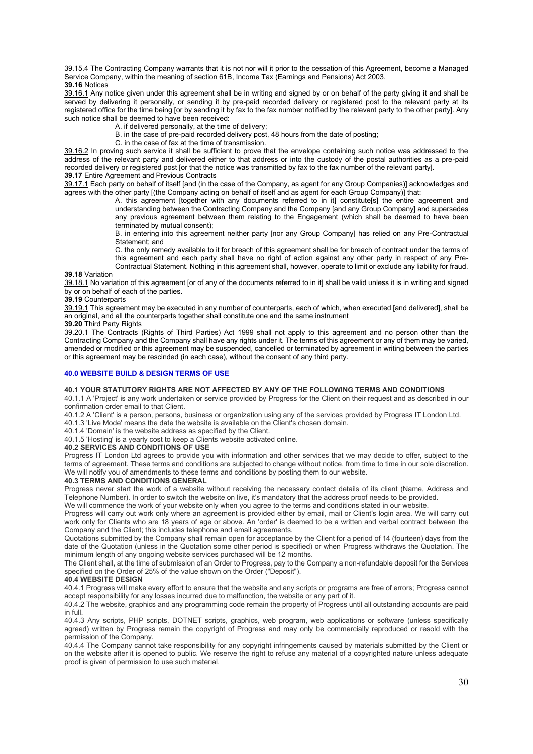<u>39.15.4</u> The Contracting Company warrants that it is not nor will it prior to the cessation of this Agreement, become a Managed Service Company, within the meaning of section 61B, Income Tax (Earnings and Pensions) Act 2003.

**39.16** Notices

<u>39.16.1</u> Any notice given under this agreement shall be in writing and signed by or on behalf of the party giving it and shall be served by delivering it personally, or sending it by pre-paid recorded delivery or registered post to the relevant party at its registered office for the time being [or by sending it by fax to the fax number notified by the relevant party to the other party]. Any such notice shall be deemed to have been received:

A. if delivered personally, at the time of delivery;

B. in the case of pre-paid recorded delivery post, 48 hours from the date of posting;

C. in the case of fax at the time of transmission.

<u>39.16.2</u> In proving such service it shall be sufficient to prove that the envelope containing such notice was addressed to the address of the relevant party and delivered either to that address or into the custody of the postal authorities as a pre-paid recorded delivery or registered post [or that the notice was transmitted by fax to the fax number of the relevant party].

**39.17** Entire Agreement and Previous Contracts

<u>39.17.1</u> Each party on behalf of itself [and (in the case of the Company, as agent for any Group Companies)] acknowledges and agrees with the other party [(the Company acting on behalf of itself and as agent for each Group Company)] that:

A. this agreement [together with any documents referred to in it] constitute[s] the entire agreement and understanding between the Contracting Company and the Company [and any Group Company] and supersedes any previous agreement between them relating to the Engagement (which shall be deemed to have been terminated by mutual consent);

B. in entering into this agreement neither party [nor any Group Company] has relied on any Pre-Contractual Statement; and

C. the only remedy available to it for breach of this agreement shall be for breach of contract under the terms of this agreement and each party shall have no right of action against any other party in respect of any Pre-Contractual Statement. Nothing in this agreement shall, however, operate to limit or exclude any liability for fraud.

**39.18** Variation

<u>39.18.1</u> No variation of this agreement [or of any of the documents referred to in it] shall be valid unless it is in writing and signed by or on behalf of each of the parties.

**39.19** Counterparts

<u>39.19.1</u> This agreement may be executed in any number of counterparts, each of which, when executed [and delivered], shall be an original, and all the counterparts together shall constitute one and the same instrument

**39.20** Third Party Rights

<u>39.20.1</u> The Contracts (Rights of Third Parties) Act 1999 shall not apply to this agreement and no person other than the Contracting Company and the Company shall have any rights under it. The terms of this agreement or any of them may be varied, amended or modified or this agreement may be suspended, cancelled or terminated by agreement in writing between the parties or this agreement may be rescinded (in each case), without the consent of any third party.

## 40.0 WEBSITE BUILD & DESIGN TERMS OF USE

### 40.1 YOUR STATUTORY RIGHTS ARE NOT AFFECTED BY ANY OF THE FOLLOWING TERMS AND CONDITIONS

40.1.1 A 'Project' is any work undertaken or service provided by Progress for the Client on their request and as described in our confirmation order email to that Client.

40.1.2 A 'Client' is a person, persons, business or organization using any of the services provided by Progress IT London Ltd.

40.1.3 'Live Mode' means the date the website is available on the Client's chosen domain.

40.1.4 'Domain' is the website address as specified by the Client.

40.1.5 'Hosting' is a yearly cost to keep a Clients website activated online.

### 40.2 SERVICES AND CONDITIONS OF USE

Progress IT London Ltd agrees to provide you with information and other services that we may decide to offer, subject to the terms of agreement. These terms and conditions are subjected to change without notice, from time to time in our sole discretion. We will notify you of amendments to these terms and conditions by posting them to our website.

### 40.3 TERMS AND CONDITIONS GENERAL

Progress never start the work of a website without receiving the necessary contact details of its client (Name, Address and Telephone Number). In order to switch the website on live, it's mandatory that the address proof needs to be provided.

We will commence the work of your website only when you agree to the terms and conditions stated in our website.

Progress will carry out work only where an agreement is provided either by email, mail or Client's login area. We will carry out work only for Clients who are 18 years of age or above. An 'order' is deemed to be a written and verbal contract between the Company and the Client; this includes telephone and email agreements.

Quotations submitted by the Company shall remain open for acceptance by the Client for a period of 14 (fourteen) days from the date of the Quotation (unless in the Quotation some other period is specified) or when Progress withdraws the Quotation. The minimum length of any ongoing website services purchased will be 12 months.

The Client shall, at the time of submission of an Order to Progress, pay to the Company a non-refundable deposit for the Services specified on the Order of 25% of the value shown on the Order ("Deposit").

### 40.4 WEBSITE DESIGN

40.4.1 Progress will make every effort to ensure that the website and any scripts or programs are free of errors; Progress cannot accept responsibility for any losses incurred due to malfunction, the website or any part of it.

40.4.2 The website, graphics and any programming code remain the property of Progress until all outstanding accounts are paid in full.

40.4.3 Any scripts, PHP scripts, DOTNET scripts, graphics, web program, web applications or software (unless specifically agreed) written by Progress remain the copyright of Progress and may only be commercially reproduced or resold with the permission of the Company.

40.4.4 The Company cannot take responsibility for any copyright infringements caused by materials submitted by the Client or on the website after it is opened to public. We reserve the right to refuse any material of a copyrighted nature unless adequate proof is given of permission to use such material.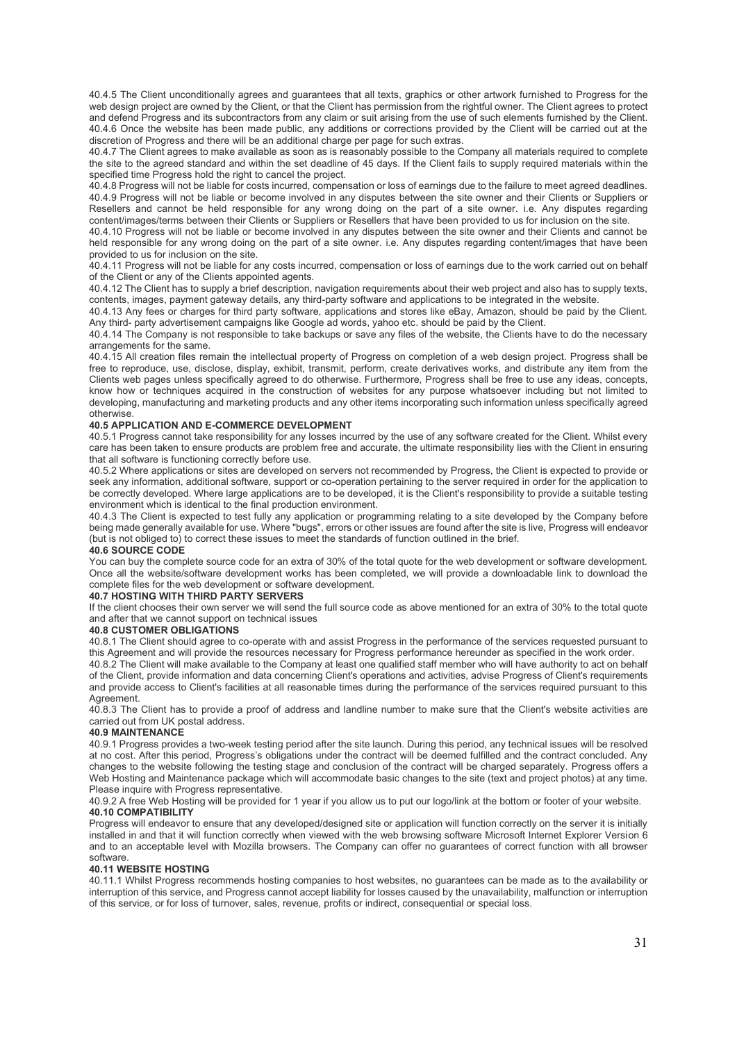40.4.5 The Client unconditionally agrees and guarantees that all texts, graphics or other artwork furnished to Progress for the web design project are owned by the Client, or that the Client has permission from the rightful owner. The Client agrees to protect and defend Progress and its subcontractors from any claim or suit arising from the use of such elements furnished by the Client.

40.4.6 Once the website has been made public, any additions or corrections provided by the Client will be carried out at the discretion of Progress and there will be an additional charge per page for such extras.

40.4.7 The Client agrees to make available as soon as is reasonably possible to the Company all materials required to complete the site to the agreed standard and within the set deadline of 45 days. If the Client fails to supply required materials within the specified time Progress hold the right to cancel the project.

40.4.8 Progress will not be liable for costs incurred, compensation or loss of earnings due to the failure to meet agreed deadlines.

40.4.9 Progress will not be liable or become involved in any disputes between the site owner and their Clients or Suppliers or Resellers and cannot be held responsible for any wrong doing on the part of a site owner. i.e. Any disputes regarding content/images/terms between their Clients or Suppliers or Resellers that have been provided to us for inclusion on the site.

40.4.10 Progress will not be liable or become involved in any disputes between the site owner and their Clients and cannot be held responsible for any wrong doing on the part of a site owner. i.e. Any disputes regarding content/images that have been provided to us for inclusion on the site.

40.4.11 Progress will not be liable for any costs incurred, compensation or loss of earnings due to the work carried out on behalf of the Client or any of the Clients appointed agents.

40.4.12 The Client has to supply a brief description, navigation requirements about their web project and also has to supply texts, contents, images, payment gateway details, any third-party software and applications to be integrated in the website.

40.4.13 Any fees or charges for third party software, applications and stores like eBay, Amazon, should be paid by the Client. Any third- party advertisement campaigns like Google ad words, yahoo etc. should be paid by the Client.

40.4.14 The Company is not responsible to take backups or save any files of the website, the Clients have to do the necessary arrangements for the same.

40.4.15 All creation files remain the intellectual property of Progress on completion of a web design project. Progress shall be free to reproduce, use, disclose, display, exhibit, transmit, perform, create derivatives work, and distribute any item from the Clients web pages unless specifically agreed to do otherwise. Furthermore, Progress shall be free to use any ideas, concepts, know how or techniques acquired in the construction of websites for any purpose whatsoever including but not limited to developing, manufacturing and marketing products and any other items incorporating such information unless specifically agreed otherwise.

**40.5 APPLICATION AND E-COMMERCE DEVELOPMENT**

40.5.1 Progress cannot take responsibility for any losses incurred by the use of any software created for the Client. Whilst every care has been taken to ensure products are problem free and accurate, the ultimate responsibility lies with the Client in ensuring that all software is functioning correctly before use.

40.5.2 Where applications or sites are developed on servers not recommended by Progress, the Client is expected to provide or seek any information, additional software, support or co-operation pertaining to the server required in order for the application to be correctly developed. Where large applications are to be developed, it is the Client's responsibility to provide a suitable testing environment which is identical to the final production environment.

40.4.3 The Client is expected to test fully any application or programming relating to a site developed by the Company before being made generally available for use. Where "bugs", errors or other issues are found after the site is live, Progress will endeavor (but is not obliged to) to correct these issues to meet the standards of function outlined in the brief.

**40.6 SOURCE CODE**

You can buy the complete source code for an extra of 30% of the total quote for the web development or software development. Once all the website/software development works has been completed, we will provide a downloadable link to download the complete files for the web development or software development.

**40.7 HOSTING WITH THIRD PARTY SERVERS**

If the client chooses their own server we will send the full source code as above mentioned for an extra of 30% to the total quote and after that we cannot support on technical issues

**40.8 CUSTOMER OBLIGATIONS**

40.8.1 The Client should agree to co-operate with and assist Progress in the performance of the services requested pursuant to this Agreement and will provide the resources necessary for Progress performance hereunder as specified in the work order.

40.8.2 The Client will make available to the Company at least one qualified staff member who will have authority to act on behalf of the Client, provide information and data concerning Client's operations and activities, advise Progress of Client's requirements and provide access to Client's facilities at all reasonable times during the performance of the services required pursuant to this Agreement.

40.8.3 The Client has to provide a proof of address and landline number to make sure that the Client's website activities are carried out from UK postal address.

**40.9 MAINTENANCE**

40.9.1 Progress provides a two-week testing period after the site launch. During this period, any technical issues will be resolved at no cost. After this period, Progress's obligations under the contract will be deemed fulfilled and the contract concluded. Any changes to the website following the testing stage and conclusion of the contract will be charged separately. Progress offers a Web Hosting and Maintenance package which will accommodate basic changes to the site (text and project photos) at any time. Please inquire with Progress representative.

40.9.2 A free Web Hosting will be provided for 1 year if you allow us to put our logo/link at the bottom or footer of your website.

**40.10 COMPATIBILITY**

Progress will endeavor to ensure that any developed/designed site or application will function correctly on the server it is initially installed in and that it will function correctly when viewed with the web browsing software Microsoft Internet Explorer Version 6 and to an acceptable level with Mozilla browsers. The Company can offer no guarantees of correct function with all browser software.

**40.11 WEBSITE HOSTING**

40.11.1 Whilst Progress recommends hosting companies to host websites, no guarantees can be made as to the availability or interruption of this service, and Progress cannot accept liability for losses caused by the unavailability, malfunction or interruption of this service, or for loss of turnover, sales, revenue, profits or indirect, consequential or special loss.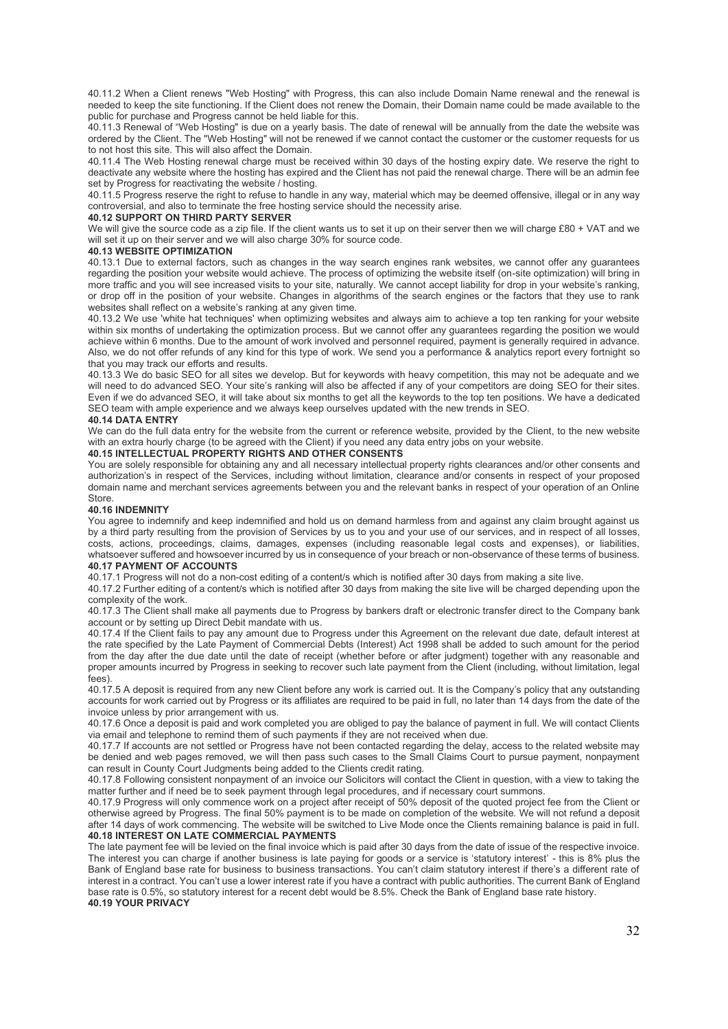40.11.2 When a Client renews "Web Hosting" with Progress, this can also include Domain Name renewal and the renewal is needed to keep the site functioning. If the Client does not renew the Domain, their Domain name could be made available to the public for purchase and Progress cannot be held liable for this.

40.11.3 Renewal of "Web Hosting" is due on a yearly basis. The date of renewal will be annually from the date the website was ordered by the Client. The "Web Hosting" will not be renewed if we cannot contact the customer or the customer requests for us to not host this site. This will also affect the Domain.

40.11.4 The Web Hosting renewal charge must be received within 30 days of the hosting expiry date. We reserve the right to deactivate any website where the hosting has expired and the Client has not paid the renewal charge. There will be an admin fee set by Progress for reactivating the website / hosting.

40.11.5 Progress reserve the right to refuse to handle in any way, material which may be deemed offensive, illegal or in any way controversial, and also to terminate the free hosting service should the necessity arise.

**40.12 SUPPORT ON THIRD PARTY SERVER**

We will give the source code as a zip file. If the client wants us to set it up on their server then we will charge £80 + VAT and we will set it up on their server and we will also charge 30% for source code.

**40.13 WEBSITE OPTIMIZATION**

40.13.1 Due to external factors, such as changes in the way search engines rank websites, we cannot offer any guarantees regarding the position your website would achieve. The process of optimizing the website itself (on-site optimization) will bring in more traffic and you will see increased visits to your site, naturally. We cannot accept liability for drop in your website's ranking, or drop off in the position of your website. Changes in algorithms of the search engines or the factors that they use to rank websites shall reflect on a website's ranking at any given time.

40.13.2 We use 'white hat techniques' when optimizing websites and always aim to achieve a top ten ranking for your website within six months of undertaking the optimization process. But we cannot offer any guarantees regarding the position we would achieve within 6 months. Due to the amount of work involved and personnel required, payment is generally required in advance. Also, we do not offer refunds of any kind for this type of work. We send you a performance & analytics report every fortnight so that you may track our efforts and results.

40.13.3 We do basic SEO for all sites we develop. But for keywords with heavy competition, this may not be adequate and we will need to do advanced SEO. Your site's ranking will also be affected if any of your competitors are doing SEO for their sites. Even if we do advanced SEO, it will take about six months to get all the keywords to the top ten positions. We have a dedicated SEO team with ample experience and we always keep ourselves updated with the new trends in SEO.

**40.14 DATA ENTRY**

We can do the full data entry for the website from the current or reference website, provided by the Client, to the new website with an extra hourly charge (to be agreed with the Client) if you need any data entry jobs on your website.

**40.15 INTELLECTUAL PROPERTY RIGHTS AND OTHER CONSENTS**

You are solely responsible for obtaining any and all necessary intellectual property rights clearances and/or other consents and authorization's in respect of the Services, including without limitation, clearance and/or consents in respect of your proposed domain name and merchant services agreements between you and the relevant banks in respect of your operation of an Online Store.

**40.16 INDEMNITY**

You agree to indemnify and keep indemnified and hold us on demand harmless from and against any claim brought against us by a third party resulting from the provision of Services by us to you and your use of our services, and in respect of all losses, costs, actions, proceedings, claims, damages, expenses (including reasonable legal costs and expenses), or liabilities, whatsoever suffered and howsoever incurred by us in consequence of your breach or non-observance of these terms of business.

**40.17 PAYMENT OF ACCOUNTS**

40.17.1 Progress will not do a non-cost editing of a content/s which is notified after 30 days from making a site live.

40.17.2 Further editing of a content/s which is notified after 30 days from making the site live will be charged depending upon the complexity of the work.

40.17.3 The Client shall make all payments due to Progress by bankers draft or electronic transfer direct to the Company bank account or by setting up Direct Debit mandate with us.

40.17.4 If the Client fails to pay any amount due to Progress under this Agreement on the relevant due date, default interest at the rate specified by the Late Payment of Commercial Debts (Interest) Act 1998 shall be added to such amount for the period from the day after the due date until the date of receipt (whether before or after judgment) together with any reasonable and proper amounts incurred by Progress in seeking to recover such late payment from the Client (including, without limitation, legal fees).

40.17.5 A deposit is required from any new Client before any work is carried out. It is the Company's policy that any outstanding accounts for work carried out by Progress or its affiliates are required to be paid in full, no later than 14 days from the date of the invoice unless by prior arrangement with us.

40.17.6 Once a deposit is paid and work completed you are obliged to pay the balance of payment in full. We will contact Clients via email and telephone to remind them of such payments if they are not received when due.

40.17.7 If accounts are not settled or Progress have not been contacted regarding the delay, access to the related website may be denied and web pages removed, we will then pass such cases to the Small Claims Court to pursue payment, nonpayment can result in County Court Judgments being added to the Clients credit rating.

40.17.8 Following consistent nonpayment of an invoice our Solicitors will contact the Client in question, with a view to taking the matter further and if need be to seek payment through legal procedures, and if necessary court summons.

40.17.9 Progress will only commence work on a project after receipt of 50% deposit of the quoted project fee from the Client or otherwise agreed by Progress. The final 50% payment is to be made on completion of the website. We will not refund a deposit after 14 days of work commencing. The website will be switched to Live Mode once the Clients remaining balance is paid in full.

**40.18 INTEREST ON LATE COMMERCIAL PAYMENTS**

The late payment fee will be levied on the final invoice which is paid after 30 days from the date of issue of the respective invoice. The interest you can charge if another business is late paying for goods or a service is 'statutory interest' - this is 8% plus the Bank of England base rate for business to business transactions. You can't claim statutory interest if there's a different rate of interest in a contract. You can't use a lower interest rate if you have a contract with public authorities. The current Bank of England base rate is 0.5%, so statutory interest for a recent debt would be 8.5%. Check the Bank of England base rate history.

**40.19 YOUR PRIVACY**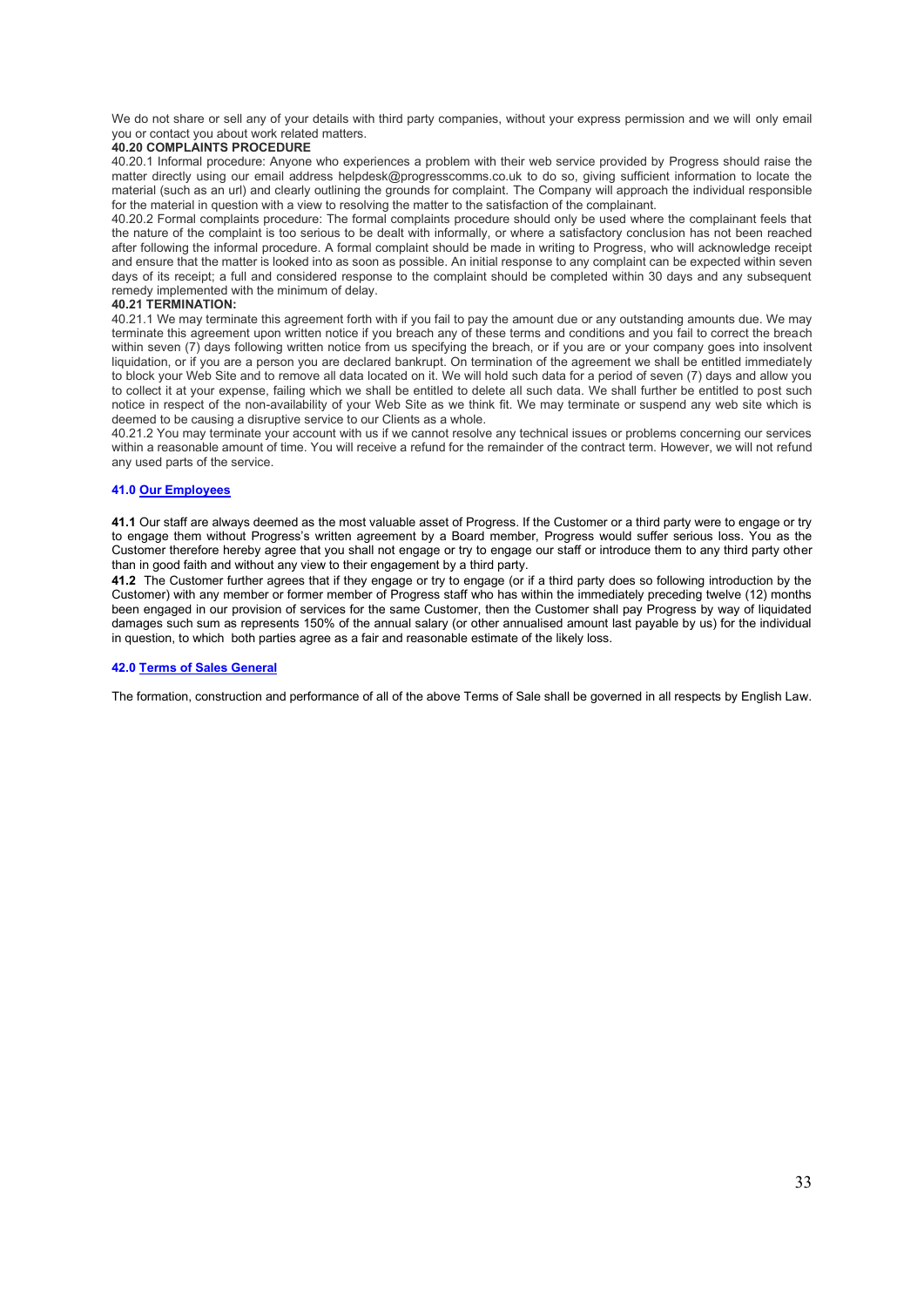We do not share or sell any of your details with third party companies, without your express permission and we will only email you or contact you about work related matters.

**40.20 COMPLAINTS PROCEDURE**

40.20.1 Informal procedure: Anyone who experiences a problem with their web service provided by Progress should raise the matter directly using our email address helpdesk@progresscomms.co.uk to do so, giving sufficient information to locate the material (such as an url) and clearly outlining the grounds for complaint. The Company will approach the individual responsible for the material in question with a view to resolving the matter to the satisfaction of the complainant.

40.20.2 Formal complaints procedure: The formal complaints procedure should only be used where the complainant feels that the nature of the complaint is too serious to be dealt with informally, or where a satisfactory conclusion has not been reached after following the informal procedure. A formal complaint should be made in writing to Progress, who will acknowledge receipt and ensure that the matter is looked into as soon as possible. An initial response to any complaint can be expected within seven days of its receipt; a full and considered response to the complaint should be completed within 30 days and any subsequent remedy implemented with the minimum of delay.

**40.21 TERMINATION:**

40.21.1 We may terminate this agreement forth with if you fail to pay the amount due or any outstanding amounts due. We may terminate this agreement upon written notice if you breach any of these terms and conditions and you fail to correct the breach within seven (7) days following written notice from us specifying the breach, or if you are or your company goes into insolvent liquidation, or if you are a person you are declared bankrupt. On termination of the agreement we shall be entitled immediately to block your Web Site and to remove all data located on it. We will hold such data for a period of seven (7) days and allow you to collect it at your expense, failing which we shall be entitled to delete all such data. We shall further be entitled to post such notice in respect of the non-availability of your Web Site as we think fit. We may terminate or suspend any web site which is deemed to be causing a disruptive service to our Clients as a whole.

40.21.2 You may terminate your account with us if we cannot resolve any technical issues or problems concerning our services within a reasonable amount of time. You will receive a refund for the remainder of the contract term. However, we will not refund any used parts of the service.

## 41.0 Our Employees

**41.1** Our staff are always deemed as the most valuable asset of Progress. If the Customer or a third party were to engage or try to engage them without Progress's written agreement by a Board member, Progress would suffer serious loss. You as the Customer therefore hereby agree that you shall not engage or try to engage our staff or introduce them to any third party other than in good faith and without any view to their engagement by a third party.

**41.2** The Customer further agrees that if they engage or try to engage (or if a third party does so following introduction by the Customer) with any member or former member of Progress staff who has within the immediately preceding twelve (12) months been engaged in our provision of services for the same Customer, then the Customer shall pay Progress by way of liquidated damages such sum as represents 150% of the annual salary (or other annualised amount last payable by us) for the individual in question, to which both parties agree as a fair and reasonable estimate of the likely loss.

## 42.0 Terms of Sales General

The formation, construction and performance of all of the above Terms of Sale shall be governed in all respects by English Law.